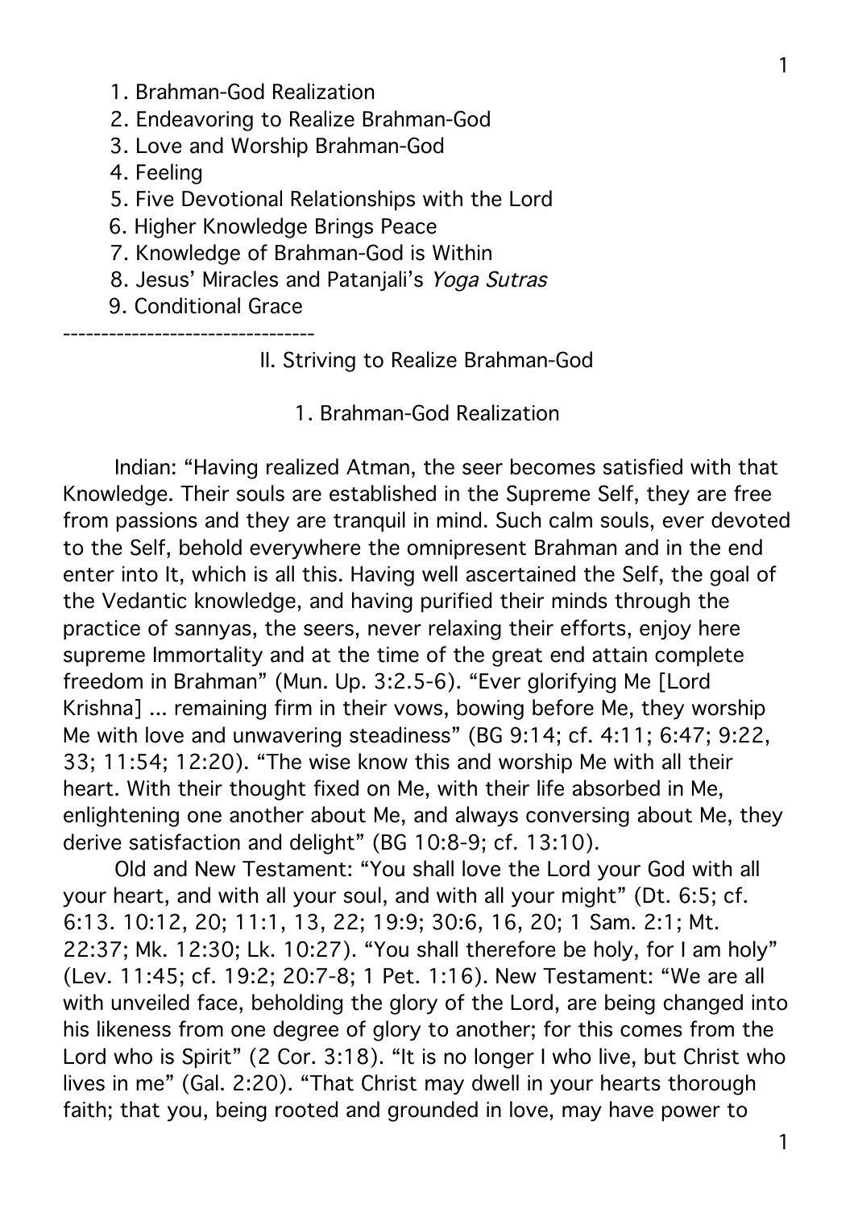1. Brahman-God Realization
2. Endeavoring to Realize Brahman-God
3. Love and Worship Brahman-God
4. Feeling
5. Five Devotional Relationships with the Lord
6. Higher Knowledge Brings Peace
7. Knowledge of Brahman-God is Within
8. Jesus' Miracles and Patanjali's *Yoga Sutras*
9. Conditional Grace

---------------------------------

## II. Striving to Realize Brahman-God

### 1. Brahman-God Realization

Indian: "Having realized Atman, the seer becomes satisfied with that Knowledge. Their souls are established in the Supreme Self, they are free from passions and they are tranquil in mind. Such calm souls, ever devoted to the Self, behold everywhere the omnipresent Brahman and in the end enter into It, which is all this. Having well ascertained the Self, the goal of the Vedantic knowledge, and having purified their minds through the practice of sannyas, the seers, never relaxing their efforts, enjoy here supreme Immortality and at the time of the great end attain complete freedom in Brahman" (Mun. Up. 3:2.5-6). "Ever glorifying Me [Lord Krishna] ... remaining firm in their vows, bowing before Me, they worship Me with love and unwavering steadiness" (BG 9:14; cf. 4:11; 6:47; 9:22, 33; 11:54; 12:20). "The wise know this and worship Me with all their heart. With their thought fixed on Me, with their life absorbed in Me, enlightening one another about Me, and always conversing about Me, they derive satisfaction and delight" (BG 10:8-9; cf. 13:10).

Old and New Testament: "You shall love the Lord your God with all your heart, and with all your soul, and with all your might" (Dt. 6:5; cf. 6:13. 10:12, 20; 11:1, 13, 22; 19:9; 30:6, 16, 20; 1 Sam. 2:1; Mt. 22:37; Mk. 12:30; Lk. 10:27). "You shall therefore be holy, for I am holy" (Lev. 11:45; cf. 19:2; 20:7-8; 1 Pet. 1:16). New Testament: "We are all with unveiled face, beholding the glory of the Lord, are being changed into his likeness from one degree of glory to another; for this comes from the Lord who is Spirit" (2 Cor. 3:18). "It is no longer I who live, but Christ who lives in me" (Gal. 2:20). "That Christ may dwell in your hearts thorough faith; that you, being rooted and grounded in love, may have power to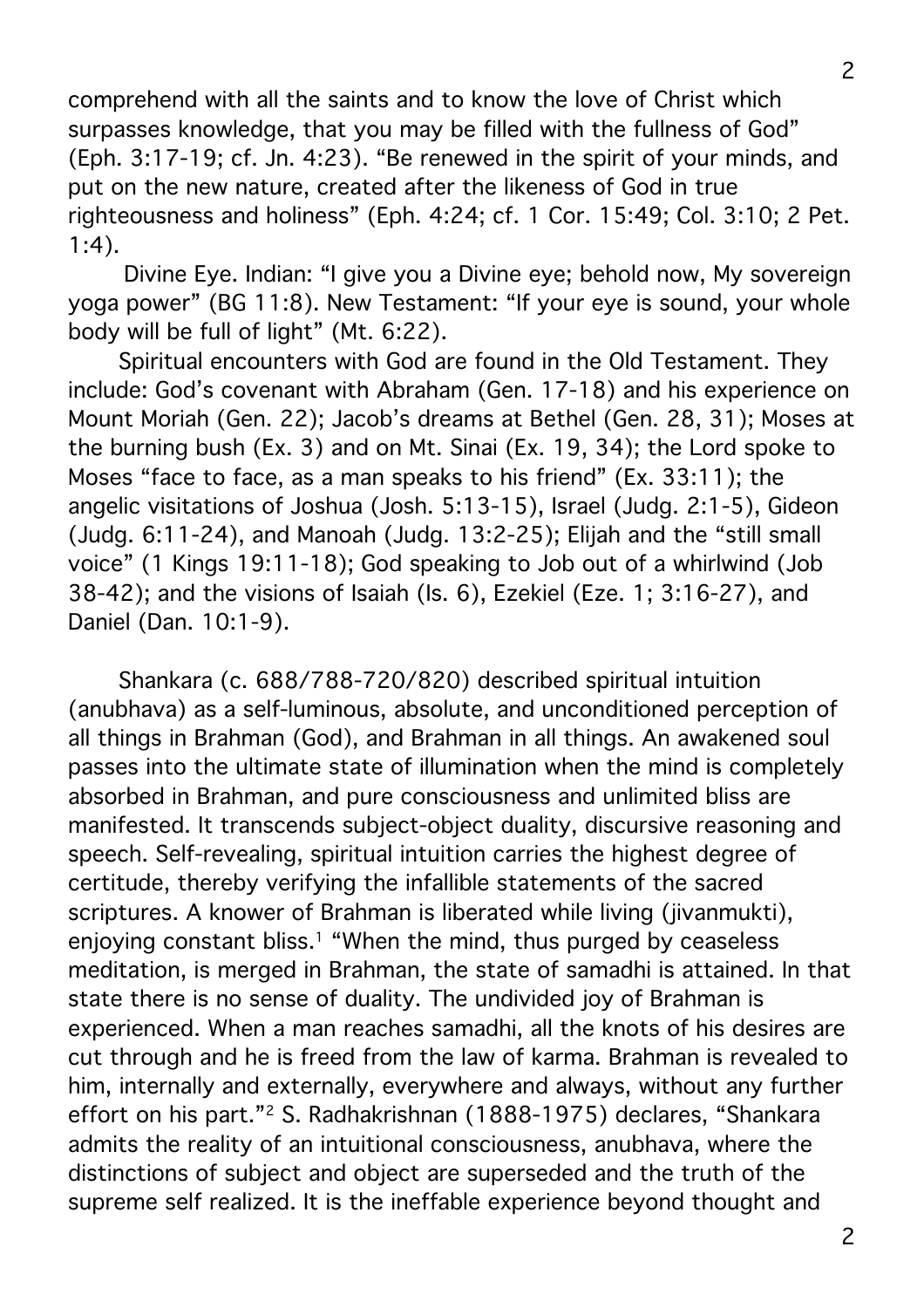comprehend with all the saints and to know the love of Christ which surpasses knowledge, that you may be filled with the fullness of God" (Eph. 3:17-19; cf. Jn. 4:23). "Be renewed in the spirit of your minds, and put on the new nature, created after the likeness of God in true righteousness and holiness" (Eph. 4:24; cf. 1 Cor. 15:49; Col. 3:10; 2 Pet. 1:4).

Divine Eye. Indian: "I give you a Divine eye; behold now, My sovereign yoga power" (BG 11:8). New Testament: "If your eye is sound, your whole body will be full of light" (Mt. 6:22).

Spiritual encounters with God are found in the Old Testament. They include: God's covenant with Abraham (Gen. 17-18) and his experience on Mount Moriah (Gen. 22); Jacob's dreams at Bethel (Gen. 28, 31); Moses at the burning bush (Ex. 3) and on Mt. Sinai (Ex. 19, 34); the Lord spoke to Moses "face to face, as a man speaks to his friend" (Ex. 33:11); the angelic visitations of Joshua (Josh. 5:13-15), Israel (Judg. 2:1-5), Gideon (Judg. 6:11-24), and Manoah (Judg. 13:2-25); Elijah and the "still small voice" (1 Kings 19:11-18); God speaking to Job out of a whirlwind (Job 38-42); and the visions of Isaiah (Is. 6), Ezekiel (Eze. 1; 3:16-27), and Daniel (Dan. 10:1-9).

Shankara (c. 688/788-720/820) described spiritual intuition (anubhava) as a self-luminous, absolute, and unconditioned perception of all things in Brahman (God), and Brahman in all things. An awakened soul passes into the ultimate state of illumination when the mind is completely absorbed in Brahman, and pure consciousness and unlimited bliss are manifested. It transcends subject-object duality, discursive reasoning and speech. Self-revealing, spiritual intuition carries the highest degree of certitude, thereby verifying the infallible statements of the sacred scriptures. A knower of Brahman is liberated while living (jivanmukti), enjoying constant bliss.[1] "When the mind, thus purged by ceaseless meditation, is merged in Brahman, the state of samadhi is attained. In that state there is no sense of duality. The undivided joy of Brahman is experienced. When a man reaches samadhi, all the knots of his desires are cut through and he is freed from the law of karma. Brahman is revealed to him, internally and externally, everywhere and always, without any further effort on his part."[2] S. Radhakrishnan (1888-1975) declares, "Shankara admits the reality of an intuitional consciousness, anubhava, where the distinctions of subject and object are superseded and the truth of the supreme self realized. It is the ineffable experience beyond thought and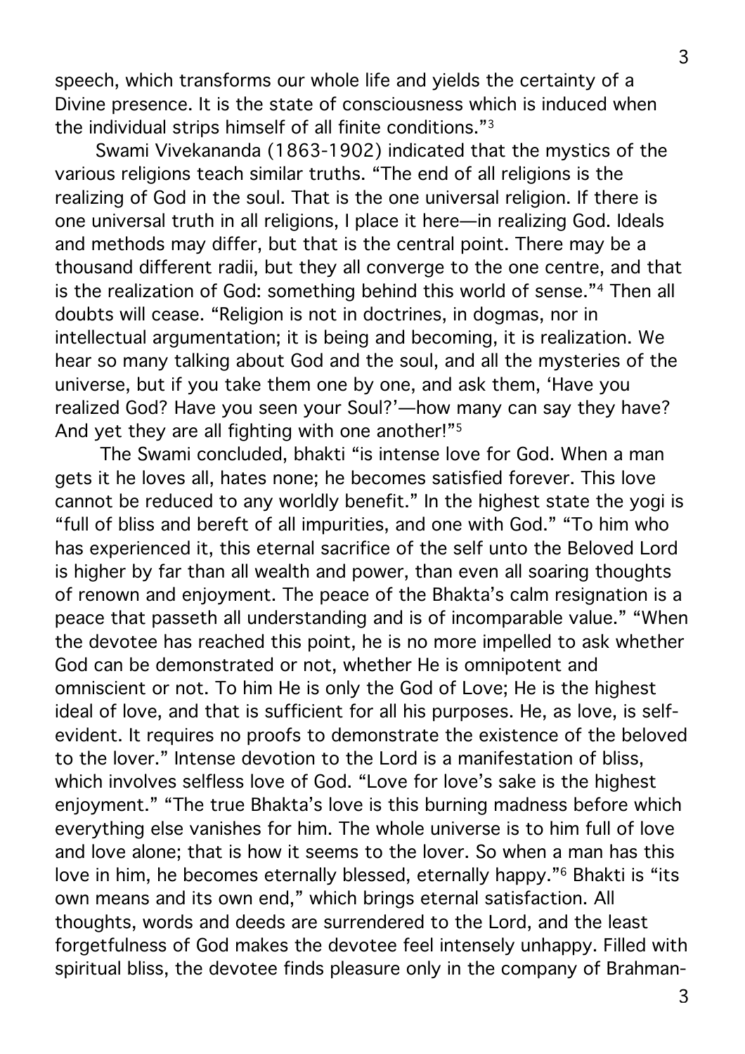speech, which transforms our whole life and yields the certainty of a Divine presence. It is the state of consciousness which is induced when the individual strips himself of all finite conditions."[3]

Swami Vivekananda (1863-1902) indicated that the mystics of the various religions teach similar truths. "The end of all religions is the realizing of God in the soul. That is the one universal religion. If there is one universal truth in all religions, I place it here—in realizing God. Ideals and methods may differ, but that is the central point. There may be a thousand different radii, but they all converge to the one centre, and that is the realization of God: something behind this world of sense."[4] Then all doubts will cease. "Religion is not in doctrines, in dogmas, nor in intellectual argumentation; it is being and becoming, it is realization. We hear so many talking about God and the soul, and all the mysteries of the universe, but if you take them one by one, and ask them, 'Have you realized God? Have you seen your Soul?'—how many can say they have? And yet they are all fighting with one another!"[5]

The Swami concluded, bhakti "is intense love for God. When a man gets it he loves all, hates none; he becomes satisfied forever. This love cannot be reduced to any worldly benefit." In the highest state the yogi is "full of bliss and bereft of all impurities, and one with God." "To him who has experienced it, this eternal sacrifice of the self unto the Beloved Lord is higher by far than all wealth and power, than even all soaring thoughts of renown and enjoyment. The peace of the Bhakta's calm resignation is a peace that passeth all understanding and is of incomparable value." "When the devotee has reached this point, he is no more impelled to ask whether God can be demonstrated or not, whether He is omnipotent and omniscient or not. To him He is only the God of Love; He is the highest ideal of love, and that is sufficient for all his purposes. He, as love, is self-evident. It requires no proofs to demonstrate the existence of the beloved to the lover." Intense devotion to the Lord is a manifestation of bliss, which involves selfless love of God. "Love for love's sake is the highest enjoyment." "The true Bhakta's love is this burning madness before which everything else vanishes for him. The whole universe is to him full of love and love alone; that is how it seems to the lover. So when a man has this love in him, he becomes eternally blessed, eternally happy."[6] Bhakti is "its own means and its own end," which brings eternal satisfaction. All thoughts, words and deeds are surrendered to the Lord, and the least forgetfulness of God makes the devotee feel intensely unhappy. Filled with spiritual bliss, the devotee finds pleasure only in the company of Brahman-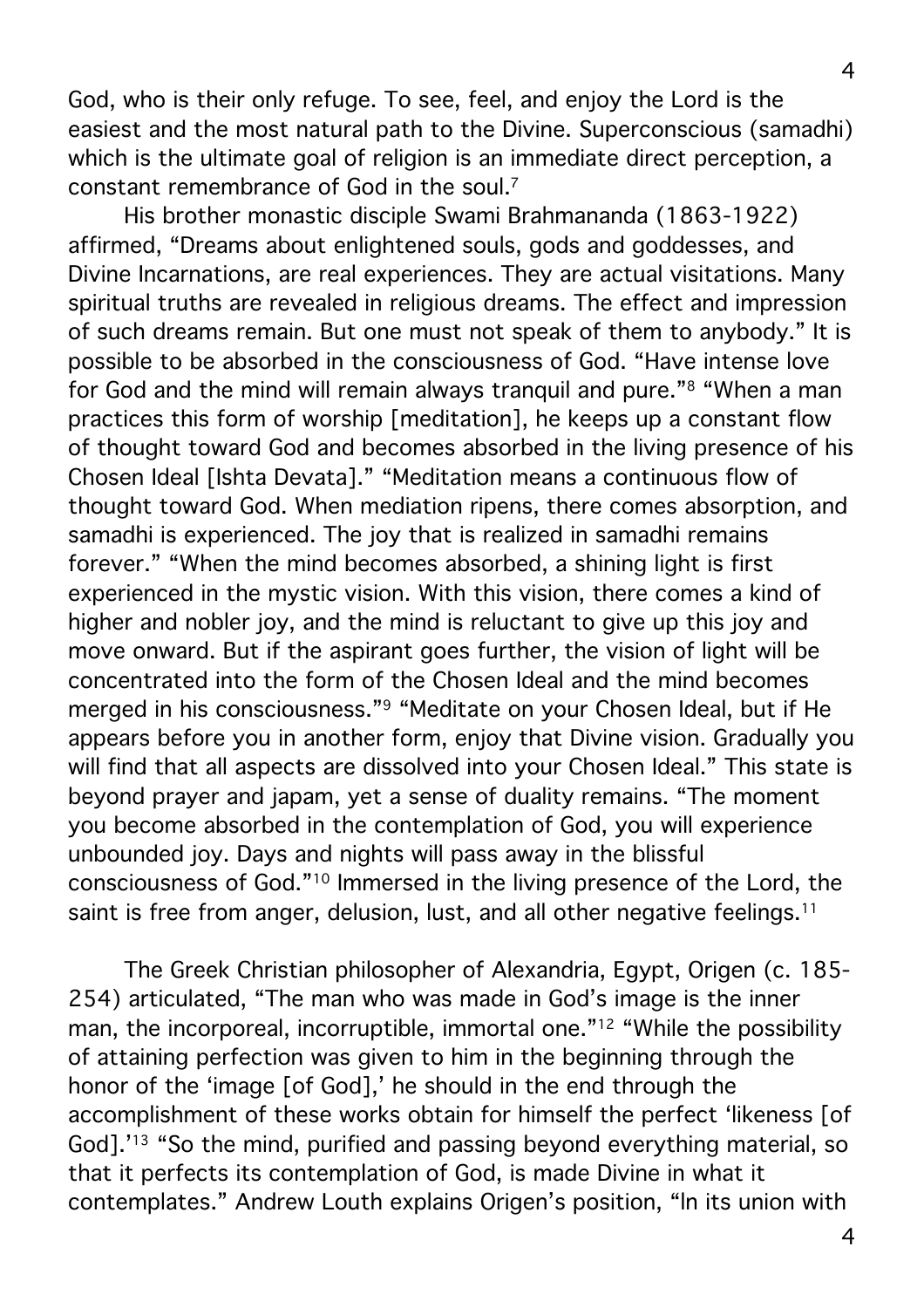God, who is their only refuge. To see, feel, and enjoy the Lord is the easiest and the most natural path to the Divine. Superconscious (samadhi) which is the ultimate goal of religion is an immediate direct perception, a constant remembrance of God in the soul.[7]

His brother monastic disciple Swami Brahmananda (1863-1922) affirmed, "Dreams about enlightened souls, gods and goddesses, and Divine Incarnations, are real experiences. They are actual visitations. Many spiritual truths are revealed in religious dreams. The effect and impression of such dreams remain. But one must not speak of them to anybody." It is possible to be absorbed in the consciousness of God. "Have intense love for God and the mind will remain always tranquil and pure."[8] "When a man practices this form of worship [meditation], he keeps up a constant flow of thought toward God and becomes absorbed in the living presence of his Chosen Ideal [Ishta Devata]." "Meditation means a continuous flow of thought toward God. When mediation ripens, there comes absorption, and samadhi is experienced. The joy that is realized in samadhi remains forever." "When the mind becomes absorbed, a shining light is first experienced in the mystic vision. With this vision, there comes a kind of higher and nobler joy, and the mind is reluctant to give up this joy and move onward. But if the aspirant goes further, the vision of light will be concentrated into the form of the Chosen Ideal and the mind becomes merged in his consciousness."[9] "Meditate on your Chosen Ideal, but if He appears before you in another form, enjoy that Divine vision. Gradually you will find that all aspects are dissolved into your Chosen Ideal." This state is beyond prayer and japam, yet a sense of duality remains. "The moment you become absorbed in the contemplation of God, you will experience unbounded joy. Days and nights will pass away in the blissful consciousness of God."[10] Immersed in the living presence of the Lord, the saint is free from anger, delusion, lust, and all other negative feelings.[11]

The Greek Christian philosopher of Alexandria, Egypt, Origen (c. 185-254) articulated, "The man who was made in God's image is the inner man, the incorporeal, incorruptible, immortal one."[12] "While the possibility of attaining perfection was given to him in the beginning through the honor of the 'image [of God],' he should in the end through the accomplishment of these works obtain for himself the perfect 'likeness [of God].'[13] "So the mind, purified and passing beyond everything material, so that it perfects its contemplation of God, is made Divine in what it contemplates." Andrew Louth explains Origen's position, "In its union with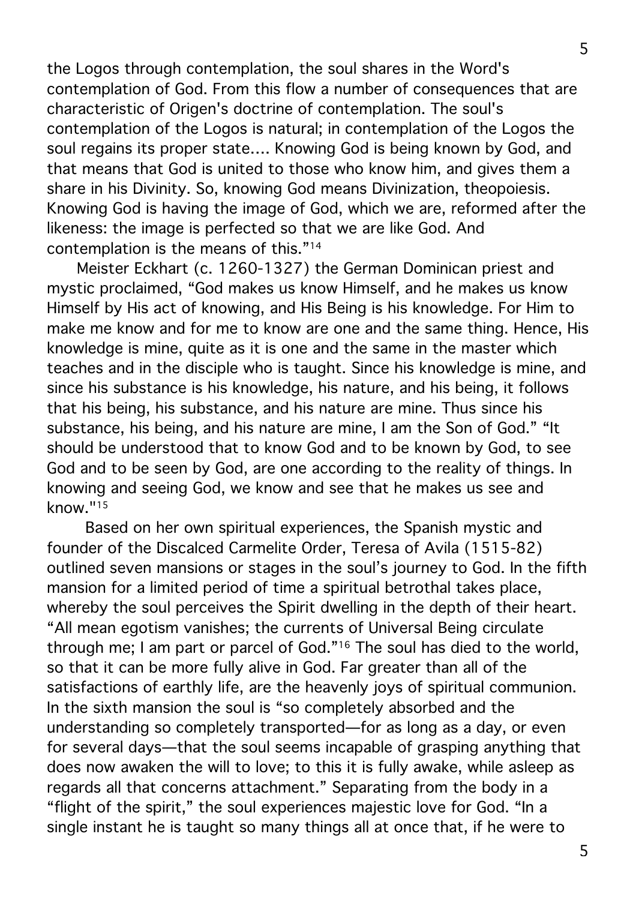the Logos through contemplation, the soul shares in the Word's contemplation of God. From this flow a number of consequences that are characteristic of Origen's doctrine of contemplation. The soul's contemplation of the Logos is natural; in contemplation of the Logos the soul regains its proper state.... Knowing God is being known by God, and that means that God is united to those who know him, and gives them a share in his Divinity. So, knowing God means Divinization, theopoiesis. Knowing God is having the image of God, which we are, reformed after the likeness: the image is perfected so that we are like God. And contemplation is the means of this."[14]

Meister Eckhart (c. 1260-1327) the German Dominican priest and mystic proclaimed, "God makes us know Himself, and he makes us know Himself by His act of knowing, and His Being is his knowledge. For Him to make me know and for me to know are one and the same thing. Hence, His knowledge is mine, quite as it is one and the same in the master which teaches and in the disciple who is taught. Since his knowledge is mine, and since his substance is his knowledge, his nature, and his being, it follows that his being, his substance, and his nature are mine. Thus since his substance, his being, and his nature are mine, I am the Son of God." "It should be understood that to know God and to be known by God, to see God and to be seen by God, are one according to the reality of things. In knowing and seeing God, we know and see that he makes us see and know."[15]

Based on her own spiritual experiences, the Spanish mystic and founder of the Discalced Carmelite Order, Teresa of Avila (1515-82) outlined seven mansions or stages in the soul's journey to God. In the fifth mansion for a limited period of time a spiritual betrothal takes place, whereby the soul perceives the Spirit dwelling in the depth of their heart. "All mean egotism vanishes; the currents of Universal Being circulate through me; I am part or parcel of God."[16] The soul has died to the world, so that it can be more fully alive in God. Far greater than all of the satisfactions of earthly life, are the heavenly joys of spiritual communion. In the sixth mansion the soul is "so completely absorbed and the understanding so completely transported—for as long as a day, or even for several days—that the soul seems incapable of grasping anything that does now awaken the will to love; to this it is fully awake, while asleep as regards all that concerns attachment." Separating from the body in a "flight of the spirit," the soul experiences majestic love for God. "In a single instant he is taught so many things all at once that, if he were to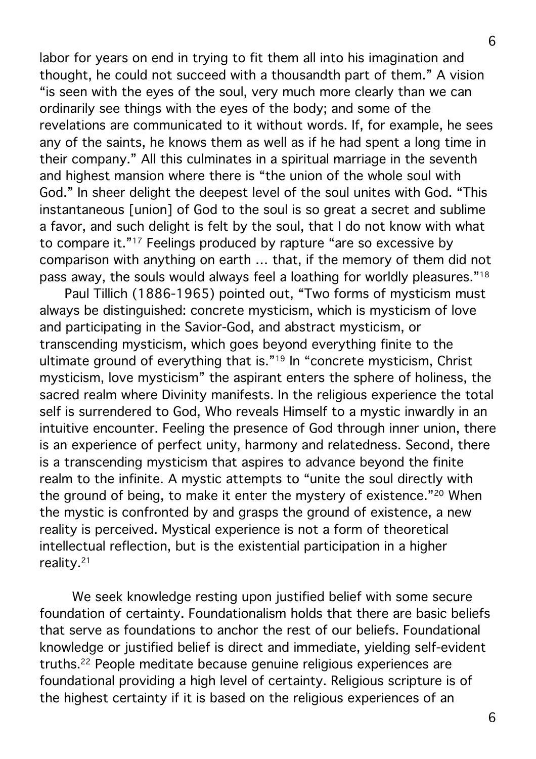labor for years on end in trying to fit them all into his imagination and thought, he could not succeed with a thousandth part of them." A vision "is seen with the eyes of the soul, very much more clearly than we can ordinarily see things with the eyes of the body; and some of the revelations are communicated to it without words. If, for example, he sees any of the saints, he knows them as well as if he had spent a long time in their company." All this culminates in a spiritual marriage in the seventh and highest mansion where there is "the union of the whole soul with God." In sheer delight the deepest level of the soul unites with God. "This instantaneous [union] of God to the soul is so great a secret and sublime a favor, and such delight is felt by the soul, that I do not know with what to compare it."[17] Feelings produced by rapture "are so excessive by comparison with anything on earth ... that, if the memory of them did not pass away, the souls would always feel a loathing for worldly pleasures."[18]

Paul Tillich (1886-1965) pointed out, "Two forms of mysticism must always be distinguished: concrete mysticism, which is mysticism of love and participating in the Savior-God, and abstract mysticism, or transcending mysticism, which goes beyond everything finite to the ultimate ground of everything that is."[19] In "concrete mysticism, Christ mysticism, love mysticism" the aspirant enters the sphere of holiness, the sacred realm where Divinity manifests. In the religious experience the total self is surrendered to God, Who reveals Himself to a mystic inwardly in an intuitive encounter. Feeling the presence of God through inner union, there is an experience of perfect unity, harmony and relatedness. Second, there is a transcending mysticism that aspires to advance beyond the finite realm to the infinite. A mystic attempts to "unite the soul directly with the ground of being, to make it enter the mystery of existence."[20] When the mystic is confronted by and grasps the ground of existence, a new reality is perceived. Mystical experience is not a form of theoretical intellectual reflection, but is the existential participation in a higher reality.[21]

We seek knowledge resting upon justified belief with some secure foundation of certainty. Foundationalism holds that there are basic beliefs that serve as foundations to anchor the rest of our beliefs. Foundational knowledge or justified belief is direct and immediate, yielding self-evident truths.[22] People meditate because genuine religious experiences are foundational providing a high level of certainty. Religious scripture is of the highest certainty if it is based on the religious experiences of an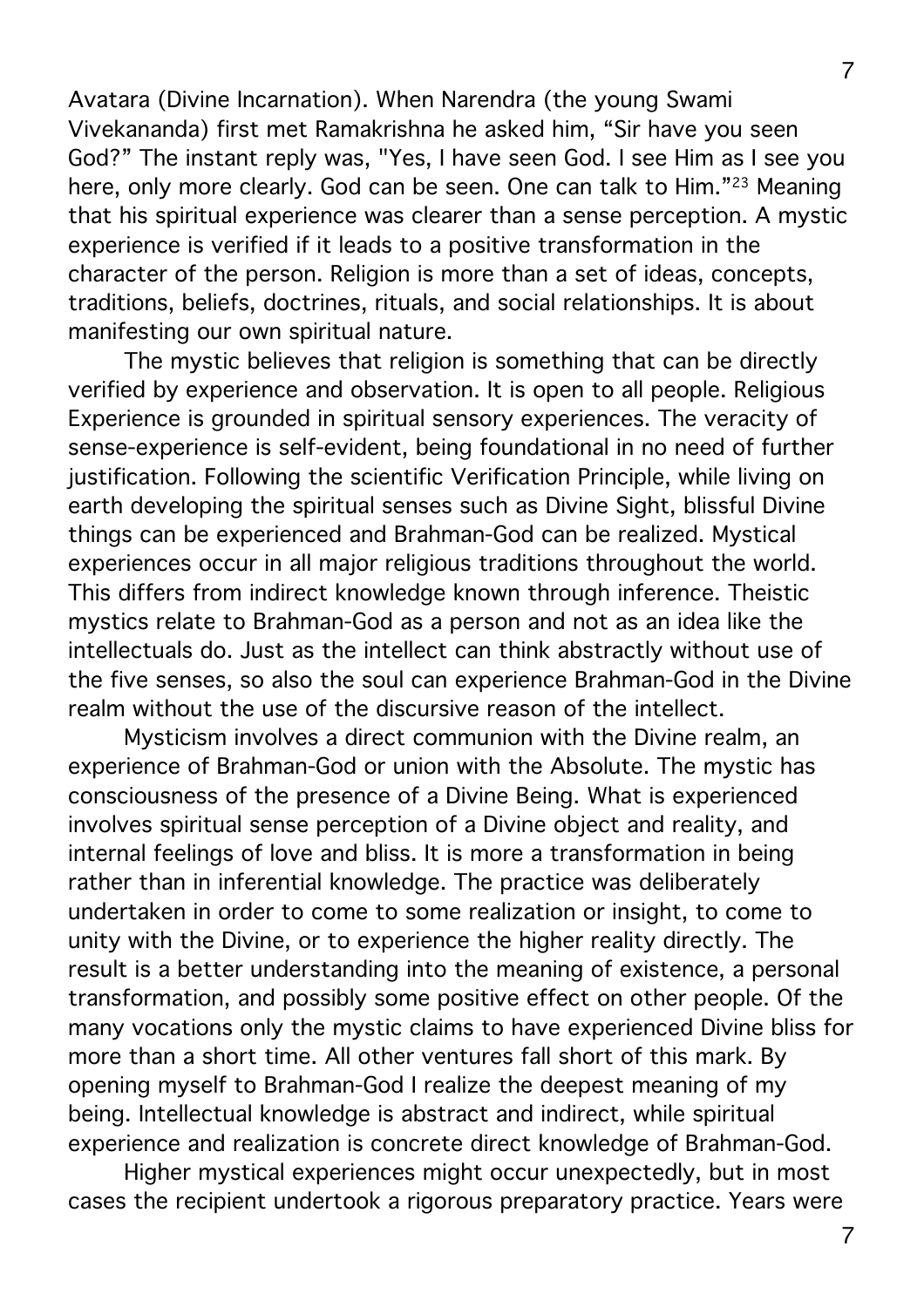Avatara (Divine Incarnation). When Narendra (the young Swami Vivekananda) first met Ramakrishna he asked him, "Sir have you seen God?" The instant reply was, "Yes, I have seen God. I see Him as I see you here, only more clearly. God can be seen. One can talk to Him."[23] Meaning that his spiritual experience was clearer than a sense perception. A mystic experience is verified if it leads to a positive transformation in the character of the person. Religion is more than a set of ideas, concepts, traditions, beliefs, doctrines, rituals, and social relationships. It is about manifesting our own spiritual nature.

The mystic believes that religion is something that can be directly verified by experience and observation. It is open to all people. Religious Experience is grounded in spiritual sensory experiences. The veracity of sense-experience is self-evident, being foundational in no need of further justification. Following the scientific Verification Principle, while living on earth developing the spiritual senses such as Divine Sight, blissful Divine things can be experienced and Brahman-God can be realized. Mystical experiences occur in all major religious traditions throughout the world. This differs from indirect knowledge known through inference. Theistic mystics relate to Brahman-God as a person and not as an idea like the intellectuals do. Just as the intellect can think abstractly without use of the five senses, so also the soul can experience Brahman-God in the Divine realm without the use of the discursive reason of the intellect.

Mysticism involves a direct communion with the Divine realm, an experience of Brahman-God or union with the Absolute. The mystic has consciousness of the presence of a Divine Being. What is experienced involves spiritual sense perception of a Divine object and reality, and internal feelings of love and bliss. It is more a transformation in being rather than in inferential knowledge. The practice was deliberately undertaken in order to come to some realization or insight, to come to unity with the Divine, or to experience the higher reality directly. The result is a better understanding into the meaning of existence, a personal transformation, and possibly some positive effect on other people. Of the many vocations only the mystic claims to have experienced Divine bliss for more than a short time. All other ventures fall short of this mark. By opening myself to Brahman-God I realize the deepest meaning of my being. Intellectual knowledge is abstract and indirect, while spiritual experience and realization is concrete direct knowledge of Brahman-God.

Higher mystical experiences might occur unexpectedly, but in most cases the recipient undertook a rigorous preparatory practice. Years were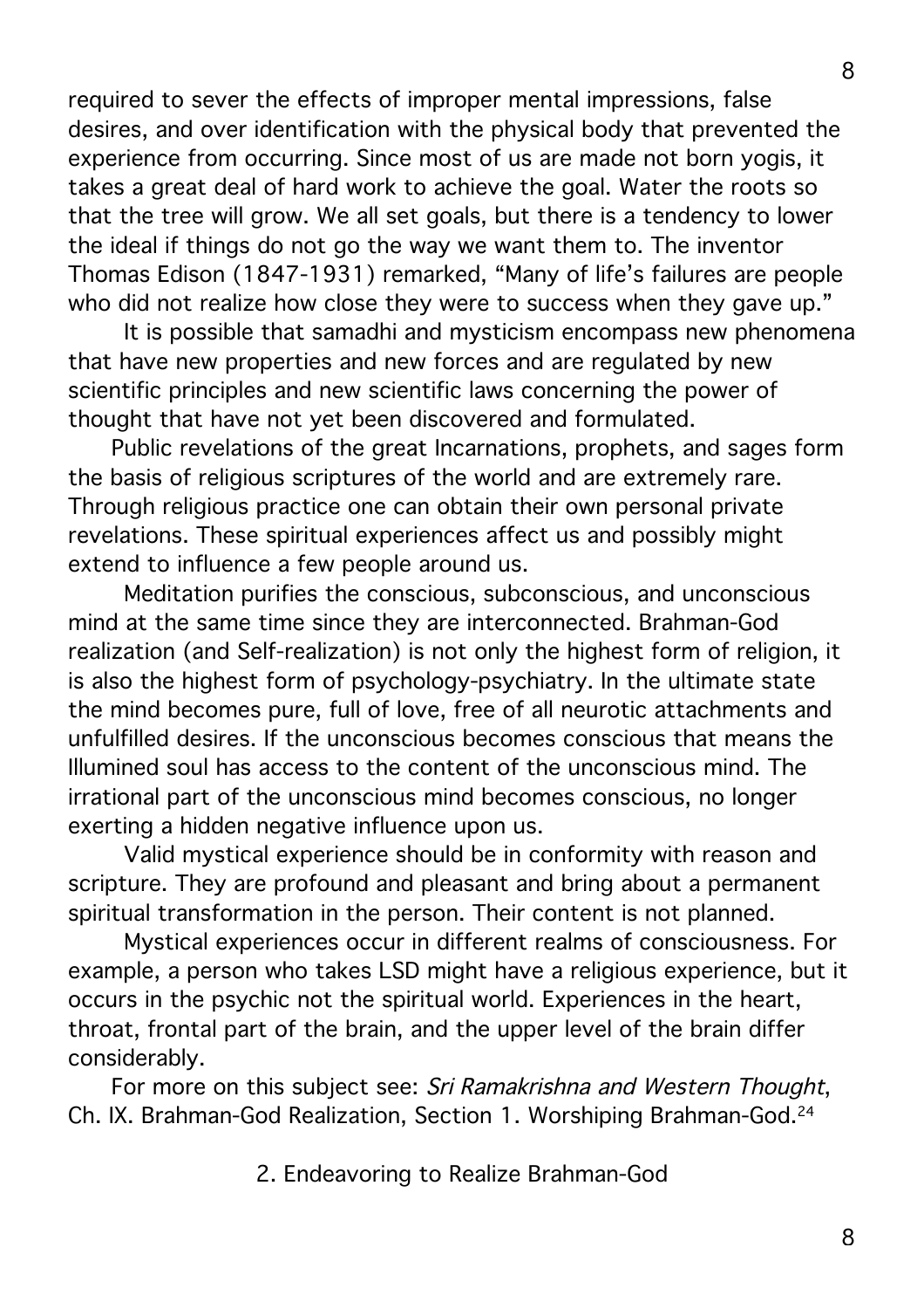required to sever the effects of improper mental impressions, false desires, and over identification with the physical body that prevented the experience from occurring. Since most of us are made not born yogis, it takes a great deal of hard work to achieve the goal. Water the roots so that the tree will grow. We all set goals, but there is a tendency to lower the ideal if things do not go the way we want them to. The inventor Thomas Edison (1847-1931) remarked, "Many of life's failures are people who did not realize how close they were to success when they gave up."

It is possible that samadhi and mysticism encompass new phenomena that have new properties and new forces and are regulated by new scientific principles and new scientific laws concerning the power of thought that have not yet been discovered and formulated.

Public revelations of the great Incarnations, prophets, and sages form the basis of religious scriptures of the world and are extremely rare. Through religious practice one can obtain their own personal private revelations. These spiritual experiences affect us and possibly might extend to influence a few people around us.

Meditation purifies the conscious, subconscious, and unconscious mind at the same time since they are interconnected. Brahman-God realization (and Self-realization) is not only the highest form of religion, it is also the highest form of psychology-psychiatry. In the ultimate state the mind becomes pure, full of love, free of all neurotic attachments and unfulfilled desires. If the unconscious becomes conscious that means the Illumined soul has access to the content of the unconscious mind. The irrational part of the unconscious mind becomes conscious, no longer exerting a hidden negative influence upon us.

Valid mystical experience should be in conformity with reason and scripture. They are profound and pleasant and bring about a permanent spiritual transformation in the person. Their content is not planned.

Mystical experiences occur in different realms of consciousness. For example, a person who takes LSD might have a religious experience, but it occurs in the psychic not the spiritual world. Experiences in the heart, throat, frontal part of the brain, and the upper level of the brain differ considerably.

For more on this subject see: *Sri Ramakrishna and Western Thought*, Ch. IX. Brahman-God Realization, Section 1. Worshiping Brahman-God.[24]

## 2. Endeavoring to Realize Brahman-God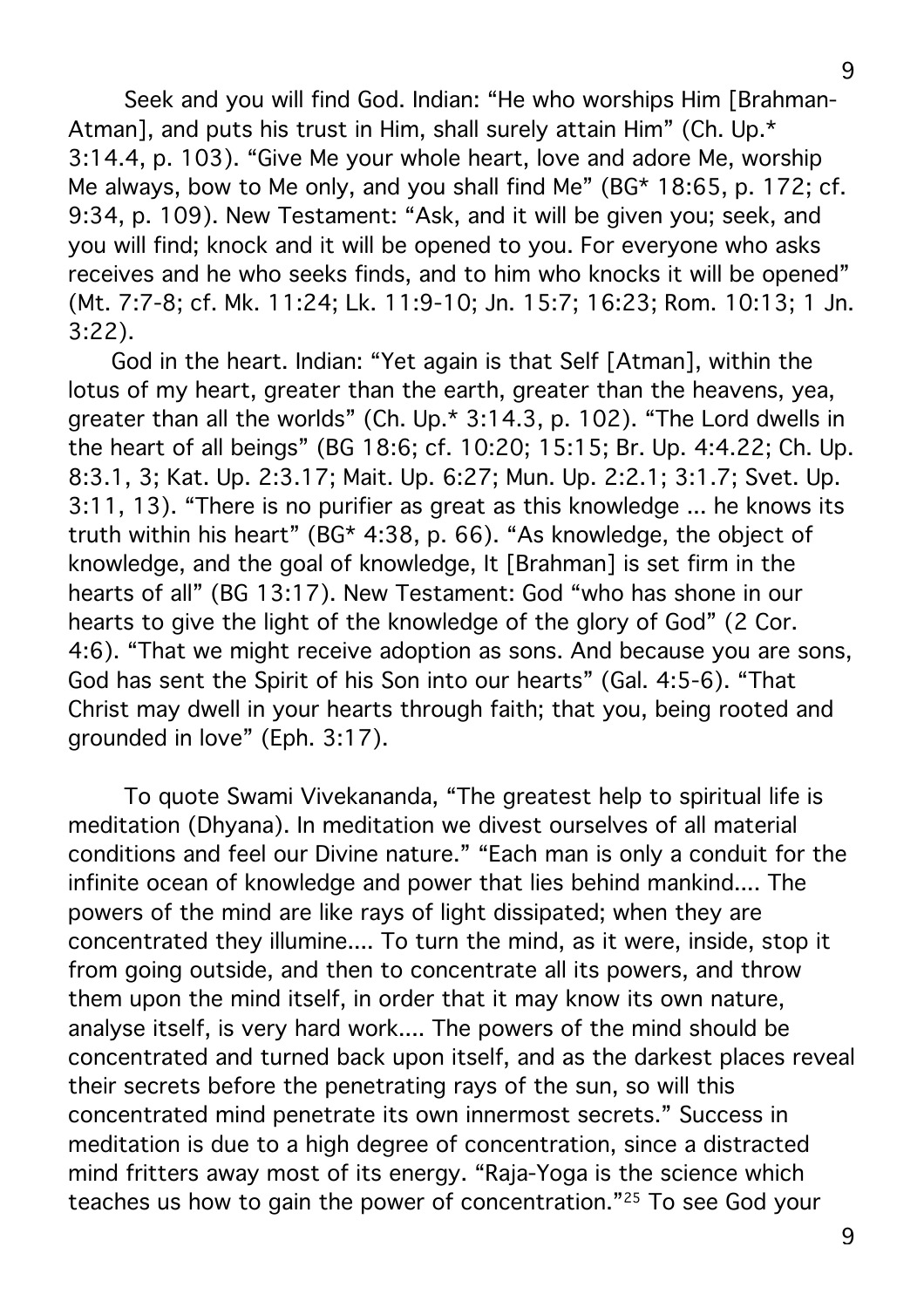Seek and you will find God. Indian: "He who worships Him [Brahman-Atman], and puts his trust in Him, shall surely attain Him" (Ch. Up.* 3:14.4, p. 103). "Give Me your whole heart, love and adore Me, worship Me always, bow to Me only, and you shall find Me" (BG* 18:65, p. 172; cf. 9:34, p. 109). New Testament: "Ask, and it will be given you; seek, and you will find; knock and it will be opened to you. For everyone who asks receives and he who seeks finds, and to him who knocks it will be opened" (Mt. 7:7-8; cf. Mk. 11:24; Lk. 11:9-10; Jn. 15:7; 16:23; Rom. 10:13; 1 Jn. 3:22).

God in the heart. Indian: "Yet again is that Self [Atman], within the lotus of my heart, greater than the earth, greater than the heavens, yea, greater than all the worlds" (Ch. Up.* 3:14.3, p. 102). "The Lord dwells in the heart of all beings" (BG 18:6; cf. 10:20; 15:15; Br. Up. 4:4.22; Ch. Up. 8:3.1, 3; Kat. Up. 2:3.17; Mait. Up. 6:27; Mun. Up. 2:2.1; 3:1.7; Svet. Up. 3:11, 13). "There is no purifier as great as this knowledge ... he knows its truth within his heart" (BG* 4:38, p. 66). "As knowledge, the object of knowledge, and the goal of knowledge, It [Brahman] is set firm in the hearts of all" (BG 13:17). New Testament: God "who has shone in our hearts to give the light of the knowledge of the glory of God" (2 Cor. 4:6). "That we might receive adoption as sons. And because you are sons, God has sent the Spirit of his Son into our hearts" (Gal. 4:5-6). "That Christ may dwell in your hearts through faith; that you, being rooted and grounded in love" (Eph. 3:17).

To quote Swami Vivekananda, "The greatest help to spiritual life is meditation (Dhyana). In meditation we divest ourselves of all material conditions and feel our Divine nature." "Each man is only a conduit for the infinite ocean of knowledge and power that lies behind mankind.... The powers of the mind are like rays of light dissipated; when they are concentrated they illumine.... To turn the mind, as it were, inside, stop it from going outside, and then to concentrate all its powers, and throw them upon the mind itself, in order that it may know its own nature, analyse itself, is very hard work.... The powers of the mind should be concentrated and turned back upon itself, and as the darkest places reveal their secrets before the penetrating rays of the sun, so will this concentrated mind penetrate its own innermost secrets." Success in meditation is due to a high degree of concentration, since a distracted mind fritters away most of its energy. "Raja-Yoga is the science which teaches us how to gain the power of concentration."[25] To see God your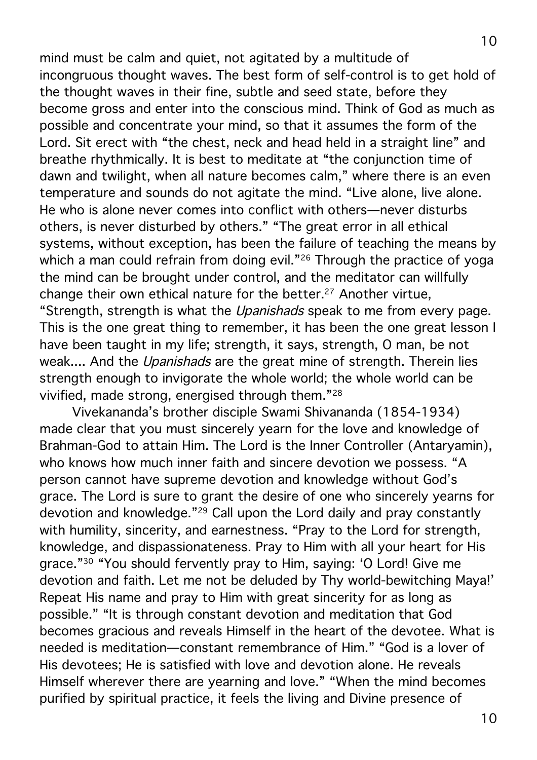mind must be calm and quiet, not agitated by a multitude of incongruous thought waves. The best form of self-control is to get hold of the thought waves in their fine, subtle and seed state, before they become gross and enter into the conscious mind. Think of God as much as possible and concentrate your mind, so that it assumes the form of the Lord. Sit erect with "the chest, neck and head held in a straight line" and breathe rhythmically. It is best to meditate at "the conjunction time of dawn and twilight, when all nature becomes calm," where there is an even temperature and sounds do not agitate the mind. "Live alone, live alone. He who is alone never comes into conflict with others—never disturbs others, is never disturbed by others." "The great error in all ethical systems, without exception, has been the failure of teaching the means by which a man could refrain from doing evil."[26] Through the practice of yoga the mind can be brought under control, and the meditator can willfully change their own ethical nature for the better.[27] Another virtue, "Strength, strength is what the *Upanishads* speak to me from every page. This is the one great thing to remember, it has been the one great lesson I have been taught in my life; strength, it says, strength, O man, be not weak.... And the *Upanishads* are the great mine of strength. Therein lies strength enough to invigorate the whole world; the whole world can be vivified, made strong, energised through them."[28]

Vivekananda's brother disciple Swami Shivananda (1854-1934) made clear that you must sincerely yearn for the love and knowledge of Brahman-God to attain Him. The Lord is the Inner Controller (Antaryamin), who knows how much inner faith and sincere devotion we possess. "A person cannot have supreme devotion and knowledge without God's grace. The Lord is sure to grant the desire of one who sincerely yearns for devotion and knowledge."[29] Call upon the Lord daily and pray constantly with humility, sincerity, and earnestness. "Pray to the Lord for strength, knowledge, and dispassionateness. Pray to Him with all your heart for His grace."[30] "You should fervently pray to Him, saying: 'O Lord! Give me devotion and faith. Let me not be deluded by Thy world-bewitching Maya!' Repeat His name and pray to Him with great sincerity for as long as possible." "It is through constant devotion and meditation that God becomes gracious and reveals Himself in the heart of the devotee. What is needed is meditation—constant remembrance of Him." "God is a lover of His devotees; He is satisfied with love and devotion alone. He reveals Himself wherever there are yearning and love." "When the mind becomes purified by spiritual practice, it feels the living and Divine presence of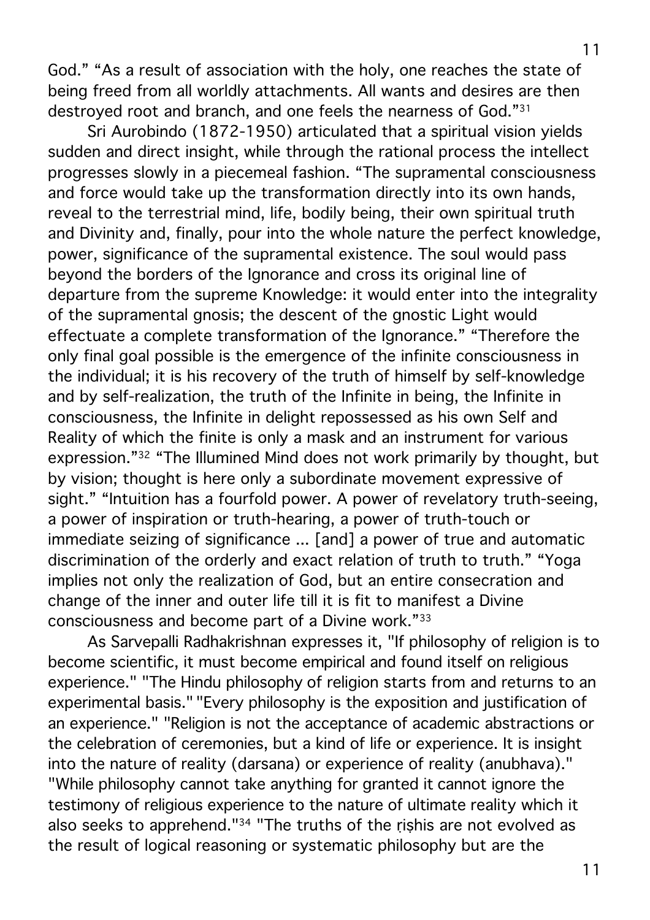God." "As a result of association with the holy, one reaches the state of being freed from all worldly attachments. All wants and desires are then destroyed root and branch, and one feels the nearness of God."[31]

Sri Aurobindo (1872-1950) articulated that a spiritual vision yields sudden and direct insight, while through the rational process the intellect progresses slowly in a piecemeal fashion. "The supramental consciousness and force would take up the transformation directly into its own hands, reveal to the terrestrial mind, life, bodily being, their own spiritual truth and Divinity and, finally, pour into the whole nature the perfect knowledge, power, significance of the supramental existence. The soul would pass beyond the borders of the Ignorance and cross its original line of departure from the supreme Knowledge: it would enter into the integrality of the supramental gnosis; the descent of the gnostic Light would effectuate a complete transformation of the Ignorance." "Therefore the only final goal possible is the emergence of the infinite consciousness in the individual; it is his recovery of the truth of himself by self-knowledge and by self-realization, the truth of the Infinite in being, the Infinite in consciousness, the Infinite in delight repossessed as his own Self and Reality of which the finite is only a mask and an instrument for various expression."[32] "The Illumined Mind does not work primarily by thought, but by vision; thought is here only a subordinate movement expressive of sight." "Intuition has a fourfold power. A power of revelatory truth-seeing, a power of inspiration or truth-hearing, a power of truth-touch or immediate seizing of significance ... [and] a power of true and automatic discrimination of the orderly and exact relation of truth to truth." "Yoga implies not only the realization of God, but an entire consecration and change of the inner and outer life till it is fit to manifest a Divine consciousness and become part of a Divine work."[33]

As Sarvepalli Radhakrishnan expresses it, "If philosophy of religion is to become scientific, it must become empirical and found itself on religious experience." "The Hindu philosophy of religion starts from and returns to an experimental basis." "Every philosophy is the exposition and justification of an experience." "Religion is not the acceptance of academic abstractions or the celebration of ceremonies, but a kind of life or experience. It is insight into the nature of reality (darsana) or experience of reality (anubhava)." "While philosophy cannot take anything for granted it cannot ignore the testimony of religious experience to the nature of ultimate reality which it also seeks to apprehend."[34] "The truths of the ṛiṣhis are not evolved as the result of logical reasoning or systematic philosophy but are the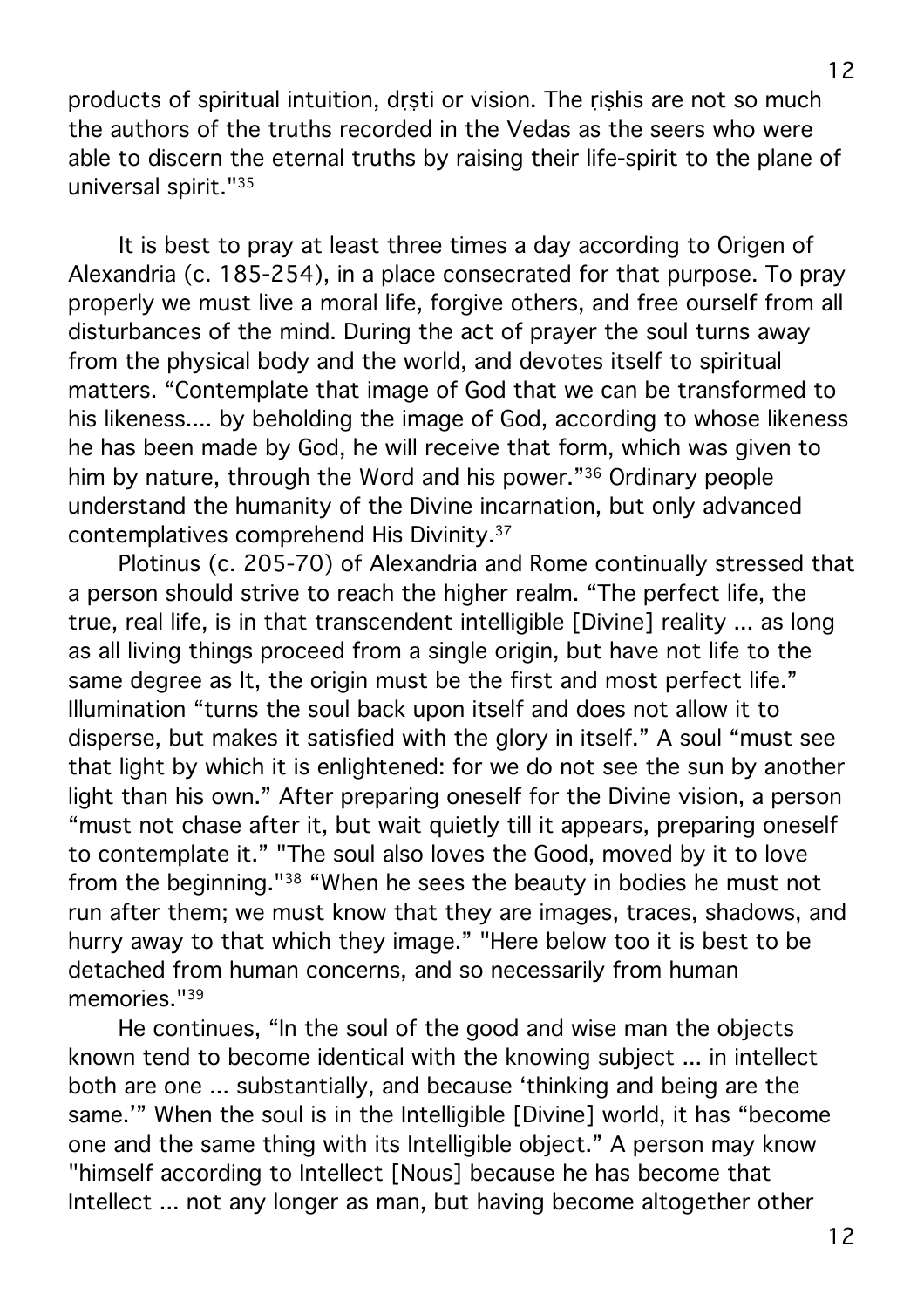products of spiritual intuition, dṛṣti or vision. The ṛiṣhis are not so much the authors of the truths recorded in the Vedas as the seers who were able to discern the eternal truths by raising their life-spirit to the plane of universal spirit."[35]

It is best to pray at least three times a day according to Origen of Alexandria (c. 185-254), in a place consecrated for that purpose. To pray properly we must live a moral life, forgive others, and free ourself from all disturbances of the mind. During the act of prayer the soul turns away from the physical body and the world, and devotes itself to spiritual matters. "Contemplate that image of God that we can be transformed to his likeness.... by beholding the image of God, according to whose likeness he has been made by God, he will receive that form, which was given to him by nature, through the Word and his power."[36] Ordinary people understand the humanity of the Divine incarnation, but only advanced contemplatives comprehend His Divinity.[37]

Plotinus (c. 205-70) of Alexandria and Rome continually stressed that a person should strive to reach the higher realm. "The perfect life, the true, real life, is in that transcendent intelligible [Divine] reality ... as long as all living things proceed from a single origin, but have not life to the same degree as It, the origin must be the first and most perfect life." Illumination "turns the soul back upon itself and does not allow it to disperse, but makes it satisfied with the glory in itself." A soul "must see that light by which it is enlightened: for we do not see the sun by another light than his own." After preparing oneself for the Divine vision, a person "must not chase after it, but wait quietly till it appears, preparing oneself to contemplate it." "The soul also loves the Good, moved by it to love from the beginning."[38] "When he sees the beauty in bodies he must not run after them; we must know that they are images, traces, shadows, and hurry away to that which they image." "Here below too it is best to be detached from human concerns, and so necessarily from human memories."[39]

He continues, "In the soul of the good and wise man the objects known tend to become identical with the knowing subject ... in intellect both are one ... substantially, and because 'thinking and being are the same.'" When the soul is in the Intelligible [Divine] world, it has "become one and the same thing with its Intelligible object." A person may know "himself according to Intellect [Nous] because he has become that Intellect ... not any longer as man, but having become altogether other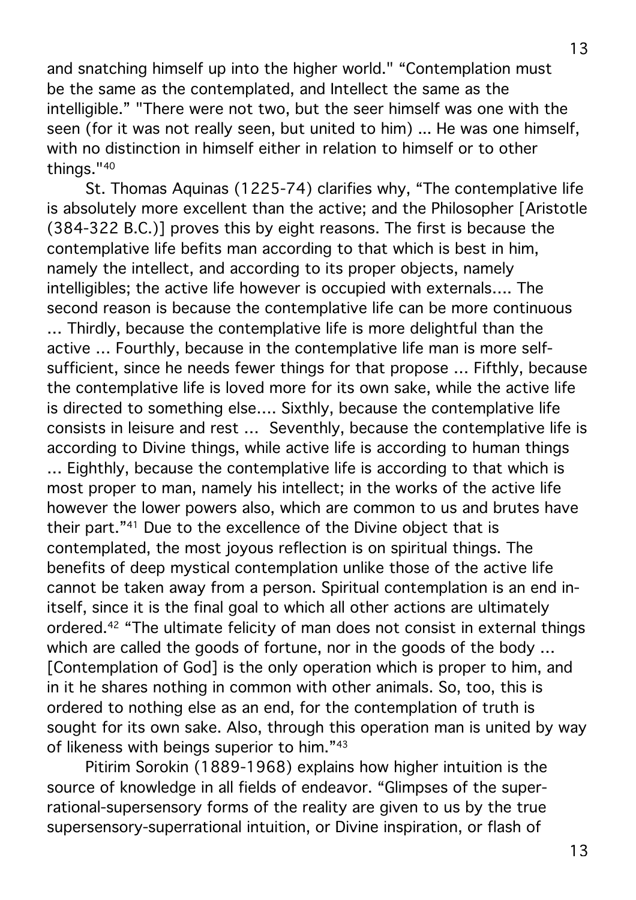and snatching himself up into the higher world." "Contemplation must be the same as the contemplated, and Intellect the same as the intelligible." "There were not two, but the seer himself was one with the seen (for it was not really seen, but united to him) ... He was one himself, with no distinction in himself either in relation to himself or to other things."[40]

St. Thomas Aquinas (1225-74) clarifies why, "The contemplative life is absolutely more excellent than the active; and the Philosopher [Aristotle (384-322 B.C.)] proves this by eight reasons. The first is because the contemplative life befits man according to that which is best in him, namely the intellect, and according to its proper objects, namely intelligibles; the active life however is occupied with externals.... The second reason is because the contemplative life can be more continuous ... Thirdly, because the contemplative life is more delightful than the active ... Fourthly, because in the contemplative life man is more self-sufficient, since he needs fewer things for that propose ... Fifthly, because the contemplative life is loved more for its own sake, while the active life is directed to something else.... Sixthly, because the contemplative life consists in leisure and rest ... Seventhly, because the contemplative life is according to Divine things, while active life is according to human things ... Eighthly, because the contemplative life is according to that which is most proper to man, namely his intellect; in the works of the active life however the lower powers also, which are common to us and brutes have their part."[41] Due to the excellence of the Divine object that is contemplated, the most joyous reflection is on spiritual things. The benefits of deep mystical contemplation unlike those of the active life cannot be taken away from a person. Spiritual contemplation is an end in-itself, since it is the final goal to which all other actions are ultimately ordered.[42] "The ultimate felicity of man does not consist in external things which are called the goods of fortune, nor in the goods of the body ... [Contemplation of God] is the only operation which is proper to him, and in it he shares nothing in common with other animals. So, too, this is ordered to nothing else as an end, for the contemplation of truth is sought for its own sake. Also, through this operation man is united by way of likeness with beings superior to him."[43]

Pitirim Sorokin (1889-1968) explains how higher intuition is the source of knowledge in all fields of endeavor. "Glimpses of the super-rational-supersensory forms of the reality are given to us by the true supersensory-superrational intuition, or Divine inspiration, or flash of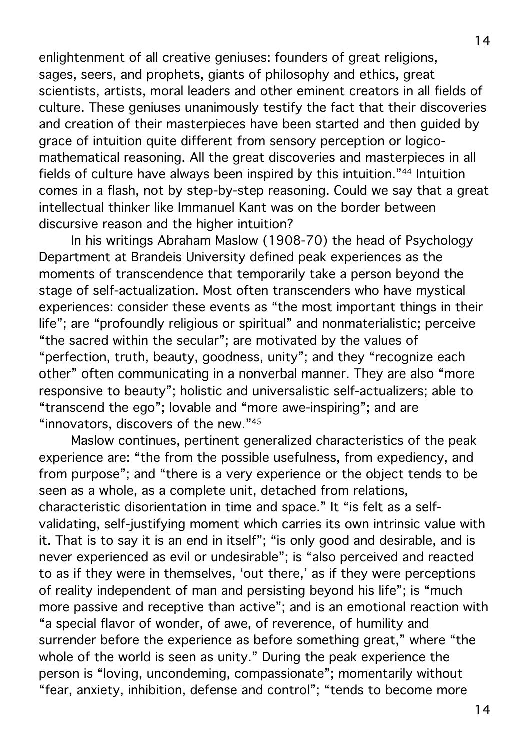enlightenment of all creative geniuses: founders of great religions, sages, seers, and prophets, giants of philosophy and ethics, great scientists, artists, moral leaders and other eminent creators in all fields of culture. These geniuses unanimously testify the fact that their discoveries and creation of their masterpieces have been started and then guided by grace of intuition quite different from sensory perception or logico-mathematical reasoning. All the great discoveries and masterpieces in all fields of culture have always been inspired by this intuition."[44] Intuition comes in a flash, not by step-by-step reasoning. Could we say that a great intellectual thinker like Immanuel Kant was on the border between discursive reason and the higher intuition?

In his writings Abraham Maslow (1908-70) the head of Psychology Department at Brandeis University defined peak experiences as the moments of transcendence that temporarily take a person beyond the stage of self-actualization. Most often transcenders who have mystical experiences: consider these events as "the most important things in their life"; are "profoundly religious or spiritual" and nonmaterialistic; perceive "the sacred within the secular"; are motivated by the values of "perfection, truth, beauty, goodness, unity"; and they "recognize each other" often communicating in a nonverbal manner. They are also "more responsive to beauty"; holistic and universalistic self-actualizers; able to "transcend the ego"; lovable and "more awe-inspiring"; and are "innovators, discovers of the new."[45]

Maslow continues, pertinent generalized characteristics of the peak experience are: "the from the possible usefulness, from expediency, and from purpose"; and "there is a very experience or the object tends to be seen as a whole, as a complete unit, detached from relations, characteristic disorientation in time and space." It "is felt as a self-validating, self-justifying moment which carries its own intrinsic value with it. That is to say it is an end in itself"; "is only good and desirable, and is never experienced as evil or undesirable"; is "also perceived and reacted to as if they were in themselves, 'out there,' as if they were perceptions of reality independent of man and persisting beyond his life"; is "much more passive and receptive than active"; and is an emotional reaction with "a special flavor of wonder, of awe, of reverence, of humility and surrender before the experience as before something great," where "the whole of the world is seen as unity." During the peak experience the person is "loving, uncondemning, compassionate"; momentarily without "fear, anxiety, inhibition, defense and control"; "tends to become more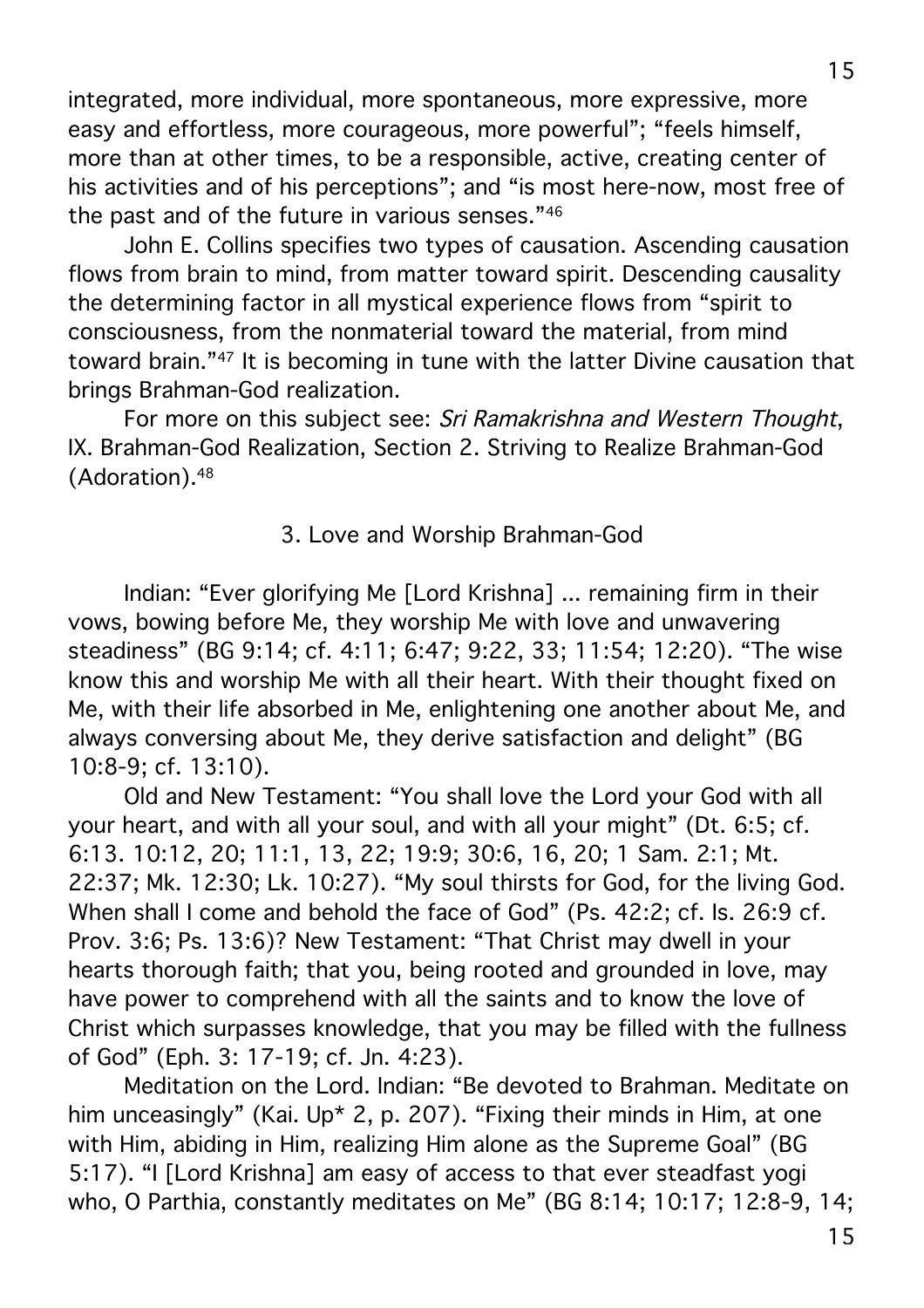integrated, more individual, more spontaneous, more expressive, more easy and effortless, more courageous, more powerful"; "feels himself, more than at other times, to be a responsible, active, creating center of his activities and of his perceptions"; and "is most here-now, most free of the past and of the future in various senses."[46]

John E. Collins specifies two types of causation. Ascending causation flows from brain to mind, from matter toward spirit. Descending causality the determining factor in all mystical experience flows from "spirit to consciousness, from the nonmaterial toward the material, from mind toward brain."[47] It is becoming in tune with the latter Divine causation that brings Brahman-God realization.

For more on this subject see: *Sri Ramakrishna and Western Thought*, IX. Brahman-God Realization, Section 2. Striving to Realize Brahman-God (Adoration).[48]

### 3. Love and Worship Brahman-God

Indian: "Ever glorifying Me [Lord Krishna] ... remaining firm in their vows, bowing before Me, they worship Me with love and unwavering steadiness" (BG 9:14; cf. 4:11; 6:47; 9:22, 33; 11:54; 12:20). "The wise know this and worship Me with all their heart. With their thought fixed on Me, with their life absorbed in Me, enlightening one another about Me, and always conversing about Me, they derive satisfaction and delight" (BG 10:8-9; cf. 13:10).

Old and New Testament: "You shall love the Lord your God with all your heart, and with all your soul, and with all your might" (Dt. 6:5; cf. 6:13. 10:12, 20; 11:1, 13, 22; 19:9; 30:6, 16, 20; 1 Sam. 2:1; Mt. 22:37; Mk. 12:30; Lk. 10:27). "My soul thirsts for God, for the living God. When shall I come and behold the face of God" (Ps. 42:2; cf. Is. 26:9 cf. Prov. 3:6; Ps. 13:6)? New Testament: "That Christ may dwell in your hearts thorough faith; that you, being rooted and grounded in love, may have power to comprehend with all the saints and to know the love of Christ which surpasses knowledge, that you may be filled with the fullness of God" (Eph. 3: 17-19; cf. Jn. 4:23).

Meditation on the Lord. Indian: "Be devoted to Brahman. Meditate on him unceasingly" (Kai. Up* 2, p. 207). "Fixing their minds in Him, at one with Him, abiding in Him, realizing Him alone as the Supreme Goal" (BG 5:17). "I [Lord Krishna] am easy of access to that ever steadfast yogi who, O Parthia, constantly meditates on Me" (BG 8:14; 10:17; 12:8-9, 14;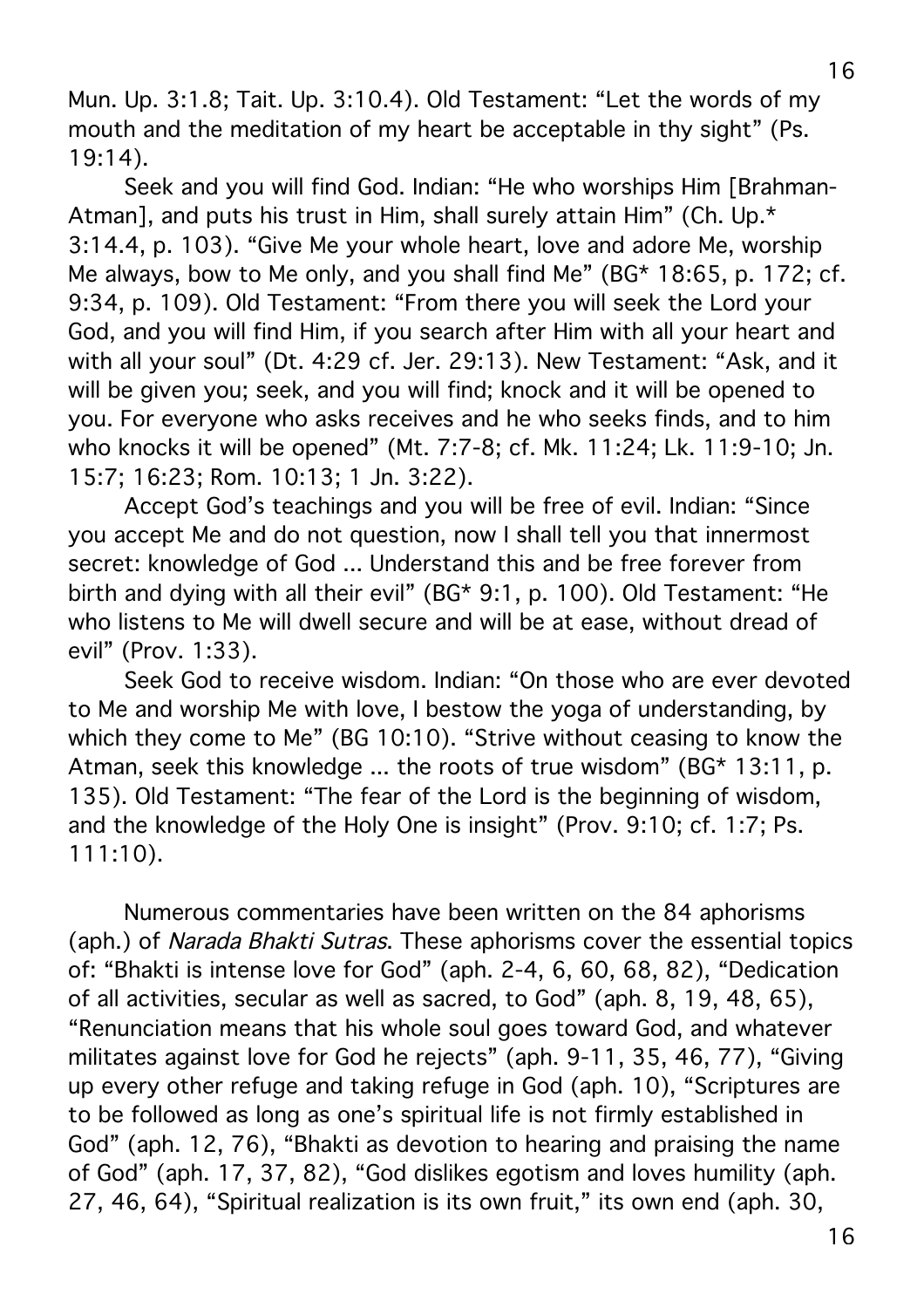Mun. Up. 3:1.8; Tait. Up. 3:10.4). Old Testament: “Let the words of my mouth and the meditation of my heart be acceptable in thy sight” (Ps. 19:14).

Seek and you will find God. Indian: “He who worships Him [Brahman-Atman], and puts his trust in Him, shall surely attain Him” (Ch. Up.* 3:14.4, p. 103). “Give Me your whole heart, love and adore Me, worship Me always, bow to Me only, and you shall find Me” (BG* 18:65, p. 172; cf. 9:34, p. 109). Old Testament: “From there you will seek the Lord your God, and you will find Him, if you search after Him with all your heart and with all your soul” (Dt. 4:29 cf. Jer. 29:13). New Testament: “Ask, and it will be given you; seek, and you will find; knock and it will be opened to you. For everyone who asks receives and he who seeks finds, and to him who knocks it will be opened” (Mt. 7:7-8; cf. Mk. 11:24; Lk. 11:9-10; Jn. 15:7; 16:23; Rom. 10:13; 1 Jn. 3:22).

Accept God’s teachings and you will be free of evil. Indian: “Since you accept Me and do not question, now I shall tell you that innermost secret: knowledge of God ... Understand this and be free forever from birth and dying with all their evil” (BG* 9:1, p. 100). Old Testament: “He who listens to Me will dwell secure and will be at ease, without dread of evil” (Prov. 1:33).

Seek God to receive wisdom. Indian: “On those who are ever devoted to Me and worship Me with love, I bestow the yoga of understanding, by which they come to Me” (BG 10:10). “Strive without ceasing to know the Atman, seek this knowledge ... the roots of true wisdom” (BG* 13:11, p. 135). Old Testament: “The fear of the Lord is the beginning of wisdom, and the knowledge of the Holy One is insight” (Prov. 9:10; cf. 1:7; Ps. 111:10).

Numerous commentaries have been written on the 84 aphorisms (aph.) of *Narada Bhakti Sutras*. These aphorisms cover the essential topics of: “Bhakti is intense love for God” (aph. 2-4, 6, 60, 68, 82), “Dedication of all activities, secular as well as sacred, to God” (aph. 8, 19, 48, 65), “Renunciation means that his whole soul goes toward God, and whatever militates against love for God he rejects” (aph. 9-11, 35, 46, 77), “Giving up every other refuge and taking refuge in God (aph. 10), “Scriptures are to be followed as long as one’s spiritual life is not firmly established in God” (aph. 12, 76), “Bhakti as devotion to hearing and praising the name of God” (aph. 17, 37, 82), “God dislikes egotism and loves humility (aph. 27, 46, 64), “Spiritual realization is its own fruit,” its own end (aph. 30,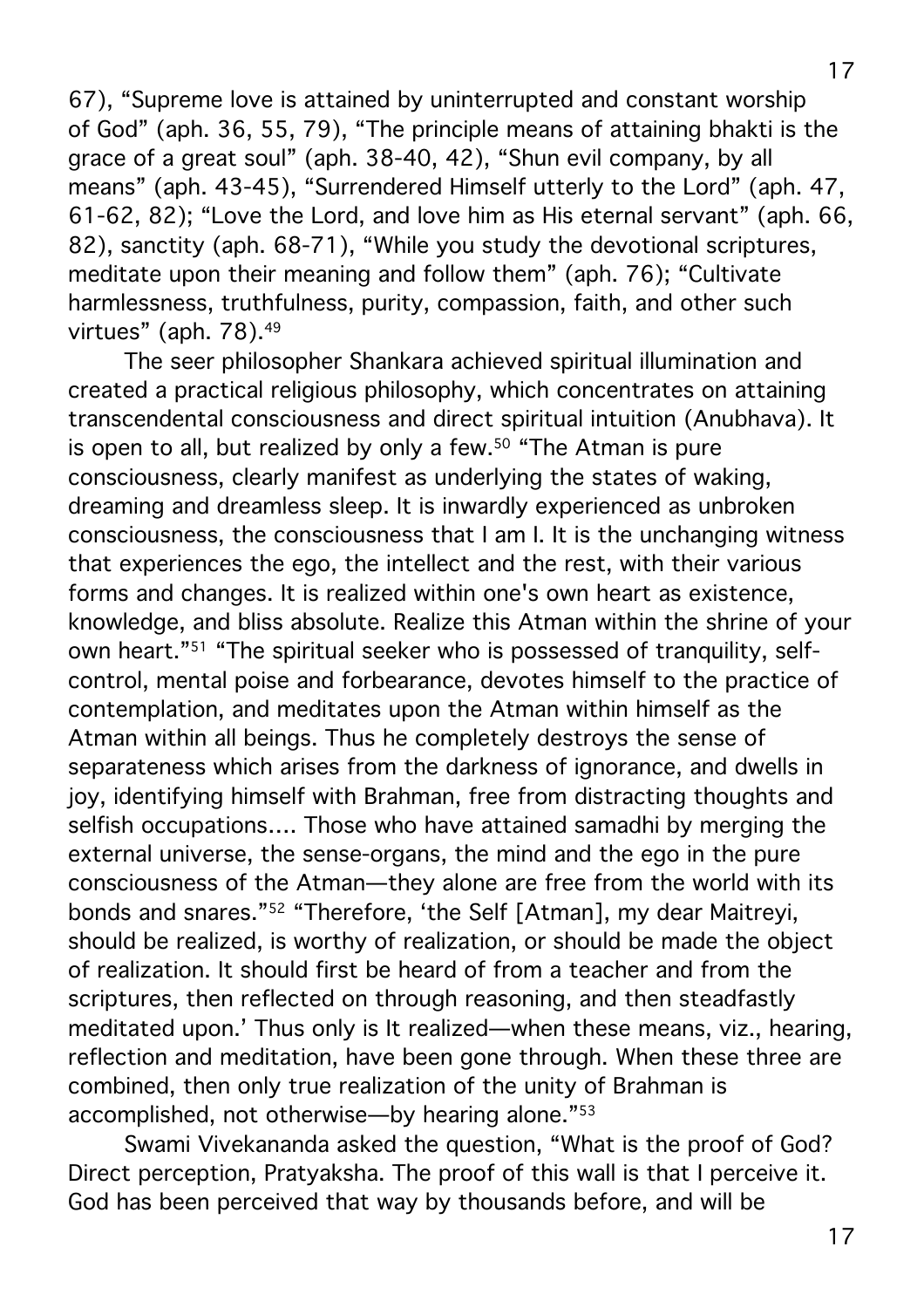67), "Supreme love is attained by uninterrupted and constant worship of God" (aph. 36, 55, 79), "The principle means of attaining bhakti is the grace of a great soul" (aph. 38-40, 42), "Shun evil company, by all means" (aph. 43-45), "Surrendered Himself utterly to the Lord" (aph. 47, 61-62, 82); "Love the Lord, and love him as His eternal servant" (aph. 66, 82), sanctity (aph. 68-71), "While you study the devotional scriptures, meditate upon their meaning and follow them" (aph. 76); "Cultivate harmlessness, truthfulness, purity, compassion, faith, and other such virtues" (aph. 78).[49]

The seer philosopher Shankara achieved spiritual illumination and created a practical religious philosophy, which concentrates on attaining transcendental consciousness and direct spiritual intuition (Anubhava). It is open to all, but realized by only a few.[50] "The Atman is pure consciousness, clearly manifest as underlying the states of waking, dreaming and dreamless sleep. It is inwardly experienced as unbroken consciousness, the consciousness that I am I. It is the unchanging witness that experiences the ego, the intellect and the rest, with their various forms and changes. It is realized within one's own heart as existence, knowledge, and bliss absolute. Realize this Atman within the shrine of your own heart."[51] "The spiritual seeker who is possessed of tranquility, self-control, mental poise and forbearance, devotes himself to the practice of contemplation, and meditates upon the Atman within himself as the Atman within all beings. Thus he completely destroys the sense of separateness which arises from the darkness of ignorance, and dwells in joy, identifying himself with Brahman, free from distracting thoughts and selfish occupations.... Those who have attained samadhi by merging the external universe, the sense-organs, the mind and the ego in the pure consciousness of the Atman—they alone are free from the world with its bonds and snares."[52] "Therefore, 'the Self [Atman], my dear Maitreyi, should be realized, is worthy of realization, or should be made the object of realization. It should first be heard of from a teacher and from the scriptures, then reflected on through reasoning, and then steadfastly meditated upon.' Thus only is It realized—when these means, viz., hearing, reflection and meditation, have been gone through. When these three are combined, then only true realization of the unity of Brahman is accomplished, not otherwise—by hearing alone."[53]

Swami Vivekananda asked the question, "What is the proof of God? Direct perception, Pratyaksha. The proof of this wall is that I perceive it. God has been perceived that way by thousands before, and will be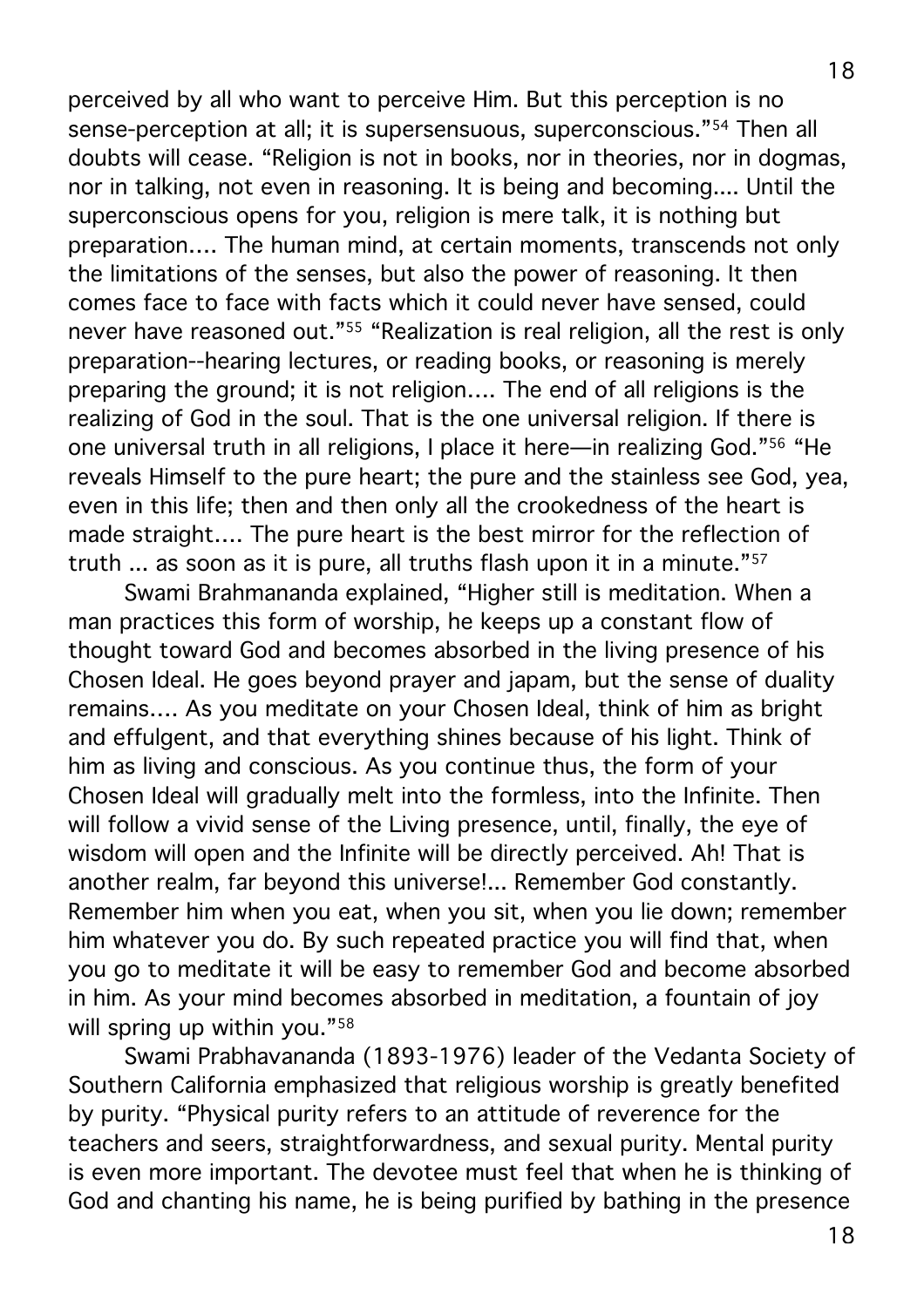perceived by all who want to perceive Him. But this perception is no sense-perception at all; it is supersensuous, superconscious."[54] Then all doubts will cease. "Religion is not in books, nor in theories, nor in dogmas, nor in talking, not even in reasoning. It is being and becoming.... Until the superconscious opens for you, religion is mere talk, it is nothing but preparation.... The human mind, at certain moments, transcends not only the limitations of the senses, but also the power of reasoning. It then comes face to face with facts which it could never have sensed, could never have reasoned out."[55] "Realization is real religion, all the rest is only preparation--hearing lectures, or reading books, or reasoning is merely preparing the ground; it is not religion.... The end of all religions is the realizing of God in the soul. That is the one universal religion. If there is one universal truth in all religions, I place it here—in realizing God."[56] "He reveals Himself to the pure heart; the pure and the stainless see God, yea, even in this life; then and then only all the crookedness of the heart is made straight.... The pure heart is the best mirror for the reflection of truth ... as soon as it is pure, all truths flash upon it in a minute."[57]

Swami Brahmananda explained, "Higher still is meditation. When a man practices this form of worship, he keeps up a constant flow of thought toward God and becomes absorbed in the living presence of his Chosen Ideal. He goes beyond prayer and japam, but the sense of duality remains.... As you meditate on your Chosen Ideal, think of him as bright and effulgent, and that everything shines because of his light. Think of him as living and conscious. As you continue thus, the form of your Chosen Ideal will gradually melt into the formless, into the Infinite. Then will follow a vivid sense of the Living presence, until, finally, the eye of wisdom will open and the Infinite will be directly perceived. Ah! That is another realm, far beyond this universe!... Remember God constantly. Remember him when you eat, when you sit, when you lie down; remember him whatever you do. By such repeated practice you will find that, when you go to meditate it will be easy to remember God and become absorbed in him. As your mind becomes absorbed in meditation, a fountain of joy will spring up within you."[58]

Swami Prabhavananda (1893-1976) leader of the Vedanta Society of Southern California emphasized that religious worship is greatly benefited by purity. "Physical purity refers to an attitude of reverence for the teachers and seers, straightforwardness, and sexual purity. Mental purity is even more important. The devotee must feel that when he is thinking of God and chanting his name, he is being purified by bathing in the presence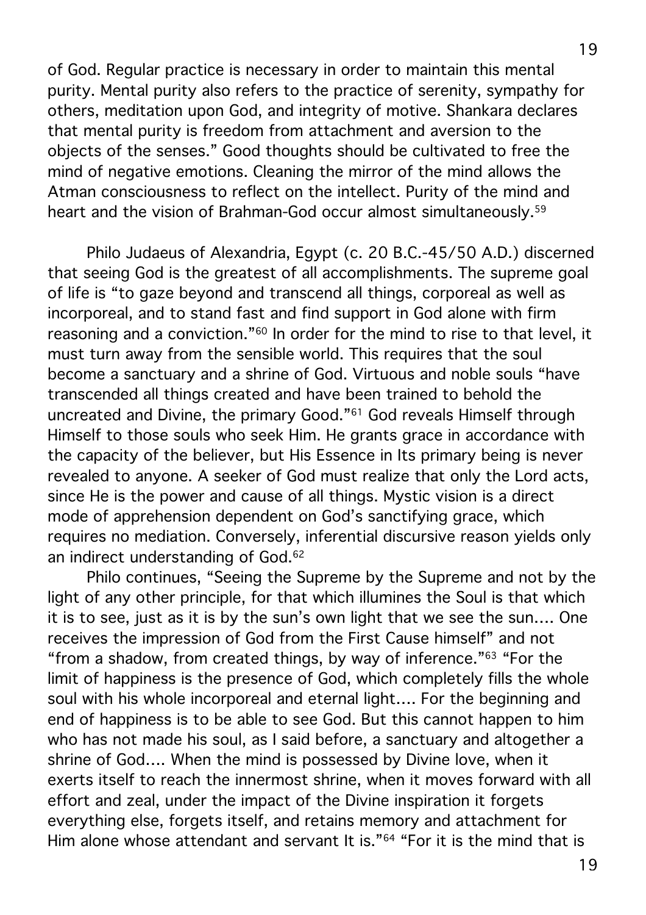of God. Regular practice is necessary in order to maintain this mental purity. Mental purity also refers to the practice of serenity, sympathy for others, meditation upon God, and integrity of motive. Shankara declares that mental purity is freedom from attachment and aversion to the objects of the senses." Good thoughts should be cultivated to free the mind of negative emotions. Cleaning the mirror of the mind allows the Atman consciousness to reflect on the intellect. Purity of the mind and heart and the vision of Brahman-God occur almost simultaneously.[59]

Philo Judaeus of Alexandria, Egypt (c. 20 B.C.-45/50 A.D.) discerned that seeing God is the greatest of all accomplishments. The supreme goal of life is "to gaze beyond and transcend all things, corporeal as well as incorporeal, and to stand fast and find support in God alone with firm reasoning and a conviction."[60] In order for the mind to rise to that level, it must turn away from the sensible world. This requires that the soul become a sanctuary and a shrine of God. Virtuous and noble souls "have transcended all things created and have been trained to behold the uncreated and Divine, the primary Good."[61] God reveals Himself through Himself to those souls who seek Him. He grants grace in accordance with the capacity of the believer, but His Essence in Its primary being is never revealed to anyone. A seeker of God must realize that only the Lord acts, since He is the power and cause of all things. Mystic vision is a direct mode of apprehension dependent on God's sanctifying grace, which requires no mediation. Conversely, inferential discursive reason yields only an indirect understanding of God.[62]

Philo continues, "Seeing the Supreme by the Supreme and not by the light of any other principle, for that which illumines the Soul is that which it is to see, just as it is by the sun's own light that we see the sun.... One receives the impression of God from the First Cause himself" and not "from a shadow, from created things, by way of inference."[63] "For the limit of happiness is the presence of God, which completely fills the whole soul with his whole incorporeal and eternal light.... For the beginning and end of happiness is to be able to see God. But this cannot happen to him who has not made his soul, as I said before, a sanctuary and altogether a shrine of God.... When the mind is possessed by Divine love, when it exerts itself to reach the innermost shrine, when it moves forward with all effort and zeal, under the impact of the Divine inspiration it forgets everything else, forgets itself, and retains memory and attachment for Him alone whose attendant and servant It is."[64] "For it is the mind that is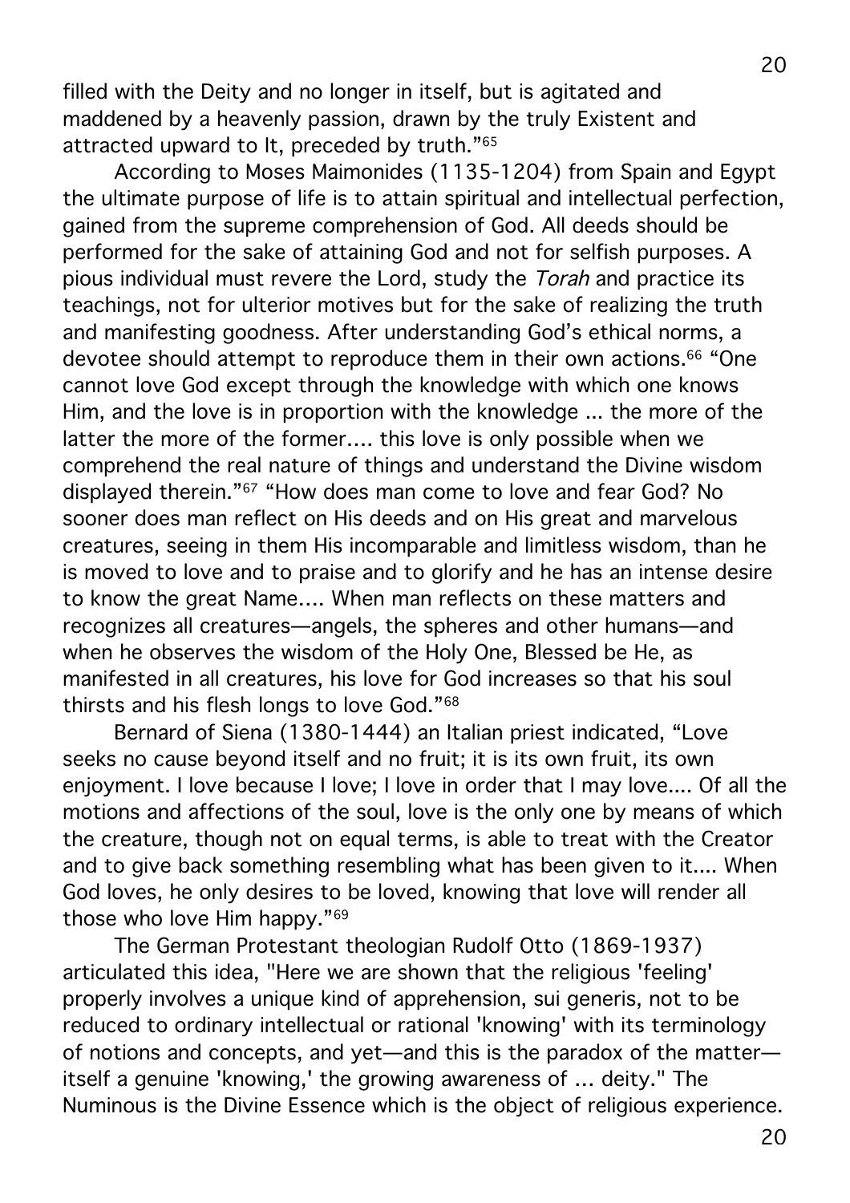filled with the Deity and no longer in itself, but is agitated and maddened by a heavenly passion, drawn by the truly Existent and attracted upward to It, preceded by truth."[65]

According to Moses Maimonides (1135-1204) from Spain and Egypt the ultimate purpose of life is to attain spiritual and intellectual perfection, gained from the supreme comprehension of God. All deeds should be performed for the sake of attaining God and not for selfish purposes. A pious individual must revere the Lord, study the *Torah* and practice its teachings, not for ulterior motives but for the sake of realizing the truth and manifesting goodness. After understanding God's ethical norms, a devotee should attempt to reproduce them in their own actions.[66] "One cannot love God except through the knowledge with which one knows Him, and the love is in proportion with the knowledge ... the more of the latter the more of the former.... this love is only possible when we comprehend the real nature of things and understand the Divine wisdom displayed therein."[67] "How does man come to love and fear God? No sooner does man reflect on His deeds and on His great and marvelous creatures, seeing in them His incomparable and limitless wisdom, than he is moved to love and to praise and to glorify and he has an intense desire to know the great Name.... When man reflects on these matters and recognizes all creatures—angels, the spheres and other humans—and when he observes the wisdom of the Holy One, Blessed be He, as manifested in all creatures, his love for God increases so that his soul thirsts and his flesh longs to love God."[68]

Bernard of Siena (1380-1444) an Italian priest indicated, "Love seeks no cause beyond itself and no fruit; it is its own fruit, its own enjoyment. I love because I love; I love in order that I may love.... Of all the motions and affections of the soul, love is the only one by means of which the creature, though not on equal terms, is able to treat with the Creator and to give back something resembling what has been given to it.... When God loves, he only desires to be loved, knowing that love will render all those who love Him happy."[69]

The German Protestant theologian Rudolf Otto (1869-1937) articulated this idea, "Here we are shown that the religious 'feeling' properly involves a unique kind of apprehension, sui generis, not to be reduced to ordinary intellectual or rational 'knowing' with its terminology of notions and concepts, and yet—and this is the paradox of the matter—itself a genuine 'knowing,' the growing awareness of ... deity." The Numinous is the Divine Essence which is the object of religious experience.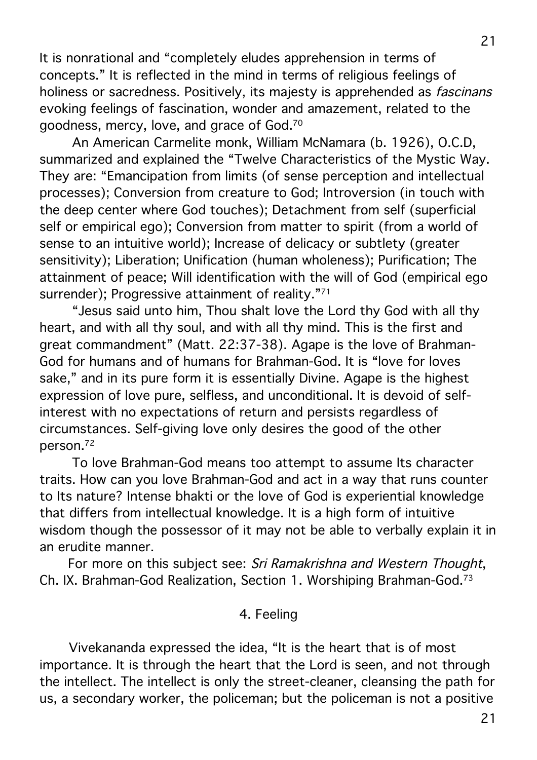It is nonrational and "completely eludes apprehension in terms of concepts." It is reflected in the mind in terms of religious feelings of holiness or sacredness. Positively, its majesty is apprehended as *fascinans* evoking feelings of fascination, wonder and amazement, related to the goodness, mercy, love, and grace of God.[70]

An American Carmelite monk, William McNamara (b. 1926), O.C.D, summarized and explained the "Twelve Characteristics of the Mystic Way. They are: "Emancipation from limits (of sense perception and intellectual processes); Conversion from creature to God; Introversion (in touch with the deep center where God touches); Detachment from self (superficial self or empirical ego); Conversion from matter to spirit (from a world of sense to an intuitive world); Increase of delicacy or subtlety (greater sensitivity); Liberation; Unification (human wholeness); Purification; The attainment of peace; Will identification with the will of God (empirical ego surrender); Progressive attainment of reality."[71]

"Jesus said unto him, Thou shalt love the Lord thy God with all thy heart, and with all thy soul, and with all thy mind. This is the first and great commandment" (Matt. 22:37-38). Agape is the love of Brahman-God for humans and of humans for Brahman-God. It is "love for loves sake," and in its pure form it is essentially Divine. Agape is the highest expression of love pure, selfless, and unconditional. It is devoid of self-interest with no expectations of return and persists regardless of circumstances. Self-giving love only desires the good of the other person.[72]

To love Brahman-God means too attempt to assume Its character traits. How can you love Brahman-God and act in a way that runs counter to Its nature? Intense bhakti or the love of God is experiential knowledge that differs from intellectual knowledge. It is a high form of intuitive wisdom though the possessor of it may not be able to verbally explain it in an erudite manner.

For more on this subject see: *Sri Ramakrishna and Western Thought*, Ch. IX. Brahman-God Realization, Section 1. Worshiping Brahman-God.[73]

## 4. Feeling

Vivekananda expressed the idea, "It is the heart that is of most importance. It is through the heart that the Lord is seen, and not through the intellect. The intellect is only the street-cleaner, cleansing the path for us, a secondary worker, the policeman; but the policeman is not a positive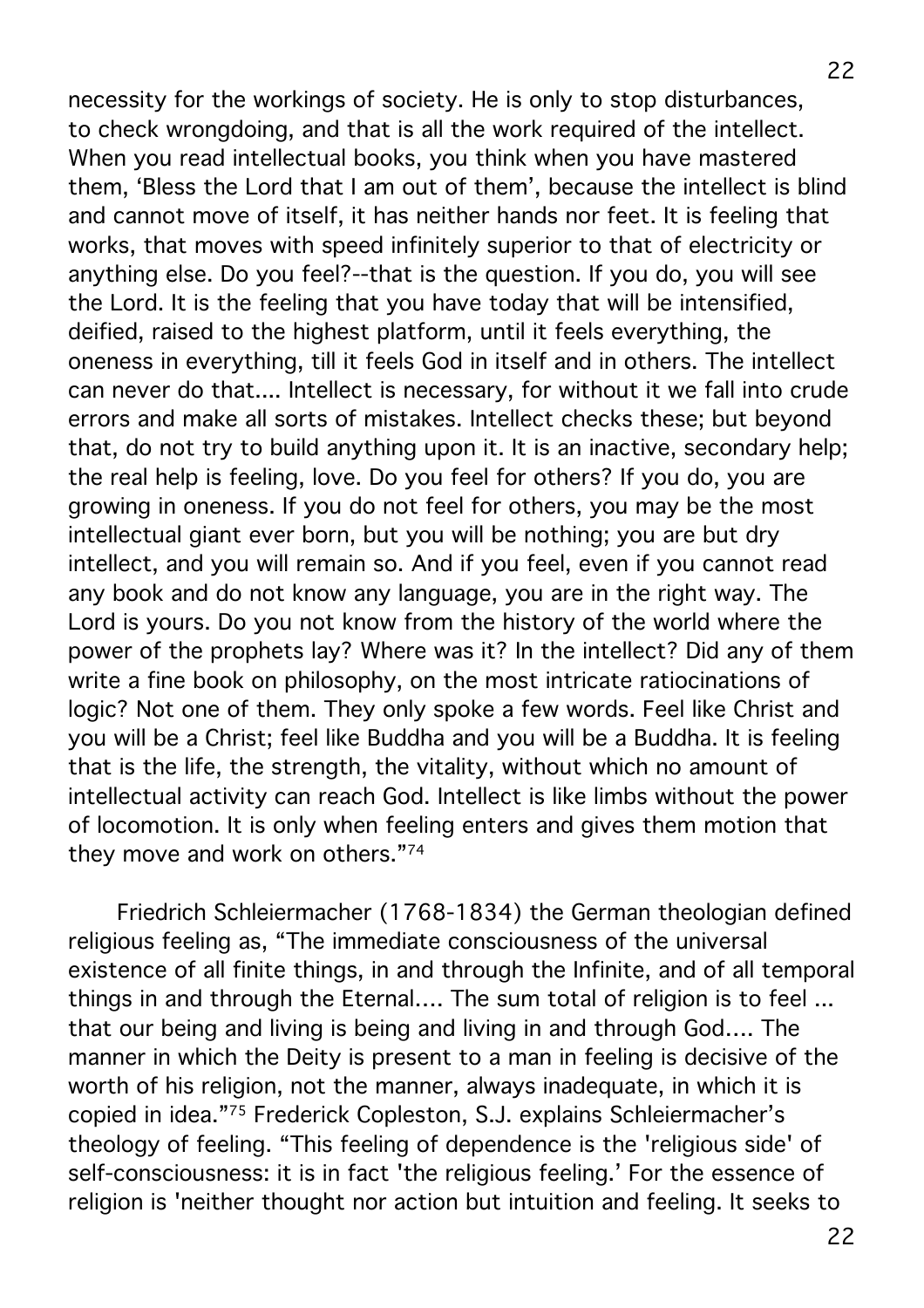necessity for the workings of society. He is only to stop disturbances, to check wrongdoing, and that is all the work required of the intellect. When you read intellectual books, you think when you have mastered them, 'Bless the Lord that I am out of them', because the intellect is blind and cannot move of itself, it has neither hands nor feet. It is feeling that works, that moves with speed infinitely superior to that of electricity or anything else. Do you feel?--that is the question. If you do, you will see the Lord. It is the feeling that you have today that will be intensified, deified, raised to the highest platform, until it feels everything, the oneness in everything, till it feels God in itself and in others. The intellect can never do that.... Intellect is necessary, for without it we fall into crude errors and make all sorts of mistakes. Intellect checks these; but beyond that, do not try to build anything upon it. It is an inactive, secondary help; the real help is feeling, love. Do you feel for others? If you do, you are growing in oneness. If you do not feel for others, you may be the most intellectual giant ever born, but you will be nothing; you are but dry intellect, and you will remain so. And if you feel, even if you cannot read any book and do not know any language, you are in the right way. The Lord is yours. Do you not know from the history of the world where the power of the prophets lay? Where was it? In the intellect? Did any of them write a fine book on philosophy, on the most intricate ratiocinations of logic? Not one of them. They only spoke a few words. Feel like Christ and you will be a Christ; feel like Buddha and you will be a Buddha. It is feeling that is the life, the strength, the vitality, without which no amount of intellectual activity can reach God. Intellect is like limbs without the power of locomotion. It is only when feeling enters and gives them motion that they move and work on others."[74]

Friedrich Schleiermacher (1768-1834) the German theologian defined religious feeling as, "The immediate consciousness of the universal existence of all finite things, in and through the Infinite, and of all temporal things in and through the Eternal.... The sum total of religion is to feel ... that our being and living is being and living in and through God.... The manner in which the Deity is present to a man in feeling is decisive of the worth of his religion, not the manner, always inadequate, in which it is copied in idea."[75] Frederick Copleston, S.J. explains Schleiermacher's theology of feeling. "This feeling of dependence is the 'religious side' of self-consciousness: it is in fact 'the religious feeling.' For the essence of religion is 'neither thought nor action but intuition and feeling. It seeks to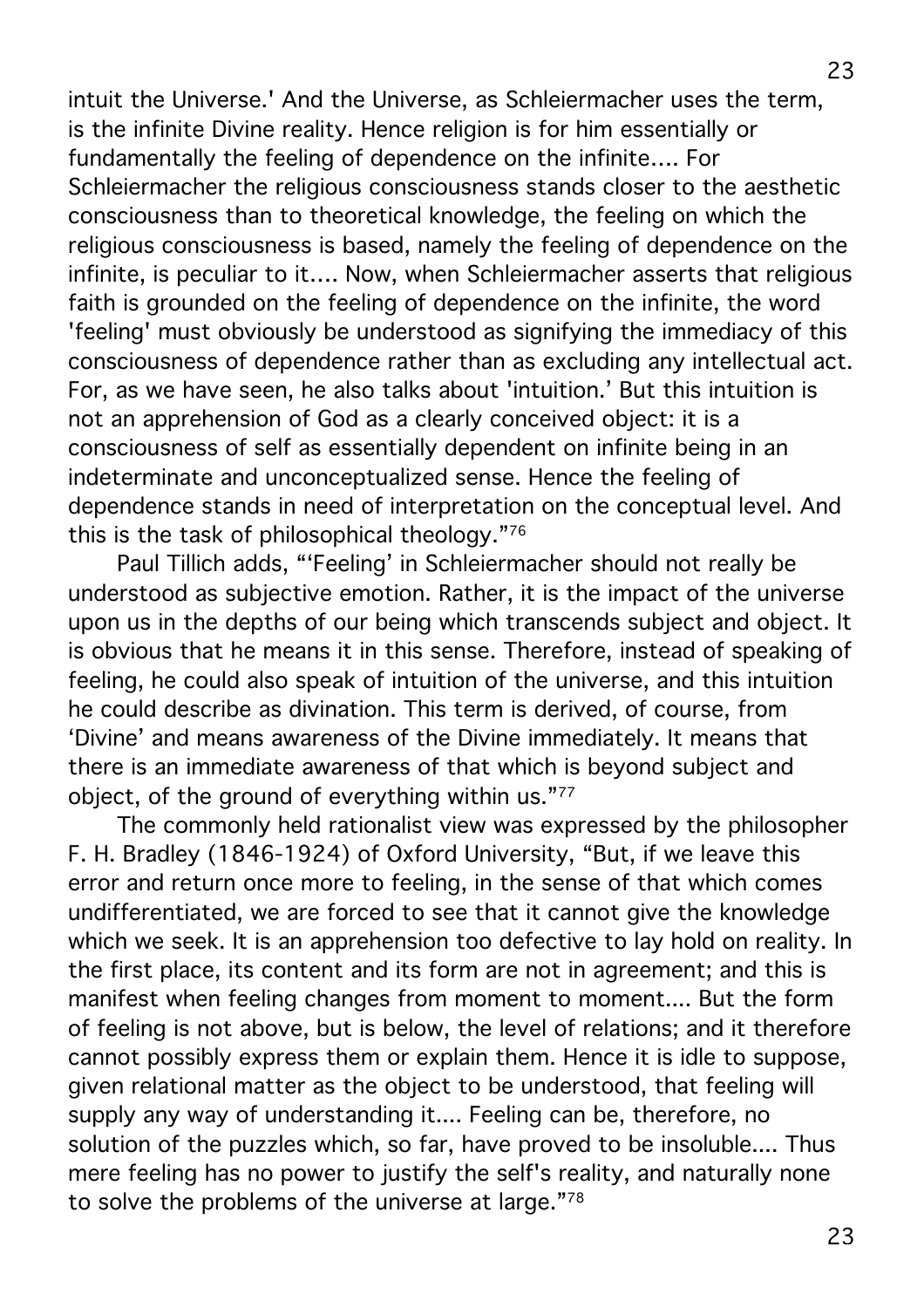intuit the Universe.' And the Universe, as Schleiermacher uses the term, is the infinite Divine reality. Hence religion is for him essentially or fundamentally the feeling of dependence on the infinite.... For Schleiermacher the religious consciousness stands closer to the aesthetic consciousness than to theoretical knowledge, the feeling on which the religious consciousness is based, namely the feeling of dependence on the infinite, is peculiar to it.... Now, when Schleiermacher asserts that religious faith is grounded on the feeling of dependence on the infinite, the word 'feeling' must obviously be understood as signifying the immediacy of this consciousness of dependence rather than as excluding any intellectual act. For, as we have seen, he also talks about 'intuition.' But this intuition is not an apprehension of God as a clearly conceived object: it is a consciousness of self as essentially dependent on infinite being in an indeterminate and unconceptualized sense. Hence the feeling of dependence stands in need of interpretation on the conceptual level. And this is the task of philosophical theology."[76]

Paul Tillich adds, "'Feeling' in Schleiermacher should not really be understood as subjective emotion. Rather, it is the impact of the universe upon us in the depths of our being which transcends subject and object. It is obvious that he means it in this sense. Therefore, instead of speaking of feeling, he could also speak of intuition of the universe, and this intuition he could describe as divination. This term is derived, of course, from 'Divine' and means awareness of the Divine immediately. It means that there is an immediate awareness of that which is beyond subject and object, of the ground of everything within us."[77]

The commonly held rationalist view was expressed by the philosopher F. H. Bradley (1846-1924) of Oxford University, "But, if we leave this error and return once more to feeling, in the sense of that which comes undifferentiated, we are forced to see that it cannot give the knowledge which we seek. It is an apprehension too defective to lay hold on reality. In the first place, its content and its form are not in agreement; and this is manifest when feeling changes from moment to moment.... But the form of feeling is not above, but is below, the level of relations; and it therefore cannot possibly express them or explain them. Hence it is idle to suppose, given relational matter as the object to be understood, that feeling will supply any way of understanding it.... Feeling can be, therefore, no solution of the puzzles which, so far, have proved to be insoluble.... Thus mere feeling has no power to justify the self's reality, and naturally none to solve the problems of the universe at large."[78]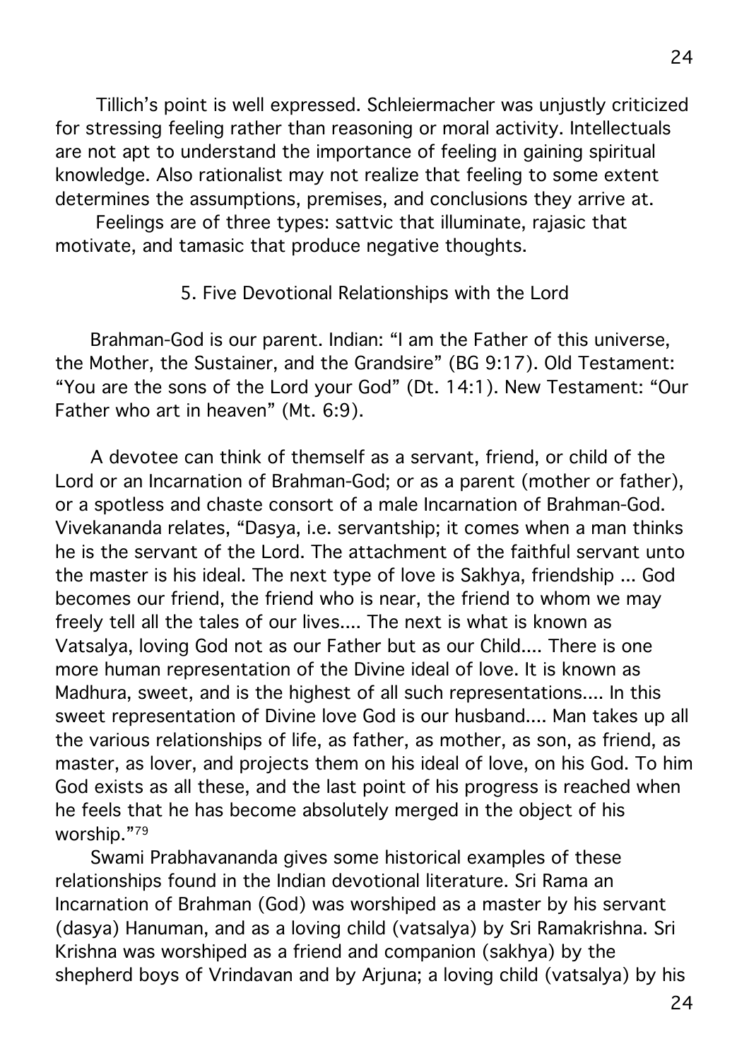Tillich's point is well expressed. Schleiermacher was unjustly criticized for stressing feeling rather than reasoning or moral activity. Intellectuals are not apt to understand the importance of feeling in gaining spiritual knowledge. Also rationalist may not realize that feeling to some extent determines the assumptions, premises, and conclusions they arrive at.

Feelings are of three types: sattvic that illuminate, rajasic that motivate, and tamasic that produce negative thoughts.

## 5. Five Devotional Relationships with the Lord

Brahman-God is our parent. Indian: "I am the Father of this universe, the Mother, the Sustainer, and the Grandsire" (BG 9:17). Old Testament: "You are the sons of the Lord your God" (Dt. 14:1). New Testament: "Our Father who art in heaven" (Mt. 6:9).

A devotee can think of themself as a servant, friend, or child of the Lord or an Incarnation of Brahman-God; or as a parent (mother or father), or a spotless and chaste consort of a male Incarnation of Brahman-God. Vivekananda relates, "Dasya, i.e. servantship; it comes when a man thinks he is the servant of the Lord. The attachment of the faithful servant unto the master is his ideal. The next type of love is Sakhya, friendship ... God becomes our friend, the friend who is near, the friend to whom we may freely tell all the tales of our lives.... The next is what is known as Vatsalya, loving God not as our Father but as our Child.... There is one more human representation of the Divine ideal of love. It is known as Madhura, sweet, and is the highest of all such representations.... In this sweet representation of Divine love God is our husband.... Man takes up all the various relationships of life, as father, as mother, as son, as friend, as master, as lover, and projects them on his ideal of love, on his God. To him God exists as all these, and the last point of his progress is reached when he feels that he has become absolutely merged in the object of his worship."[79]

Swami Prabhavananda gives some historical examples of these relationships found in the Indian devotional literature. Sri Rama an Incarnation of Brahman (God) was worshiped as a master by his servant (dasya) Hanuman, and as a loving child (vatsalya) by Sri Ramakrishna. Sri Krishna was worshiped as a friend and companion (sakhya) by the shepherd boys of Vrindavan and by Arjuna; a loving child (vatsalya) by his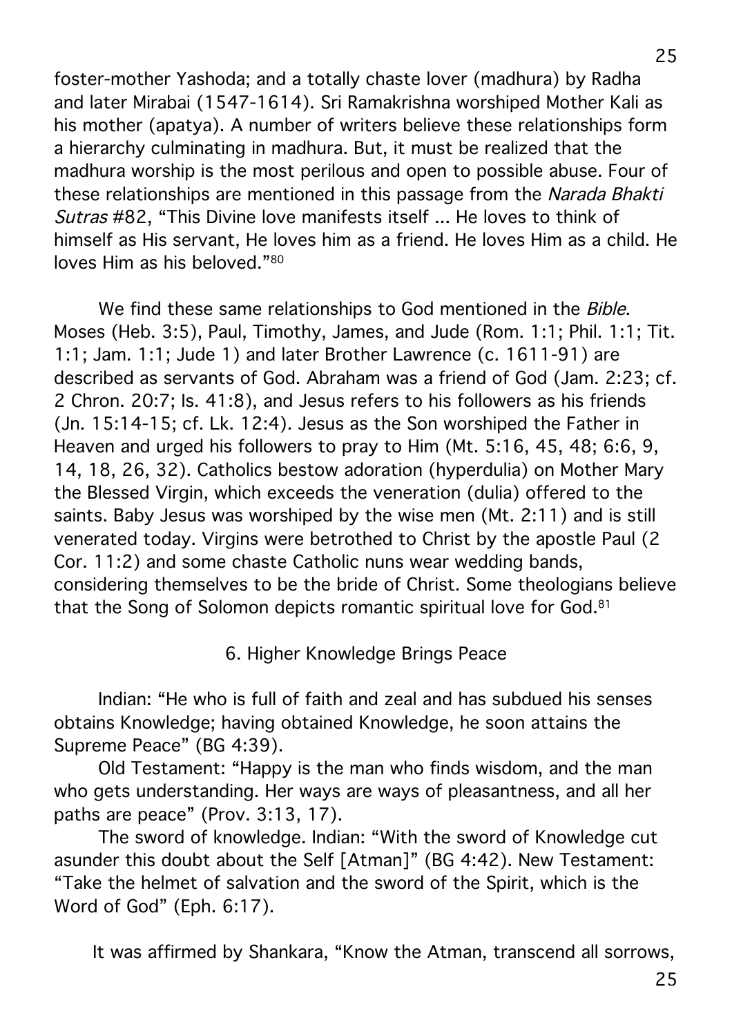foster-mother Yashoda; and a totally chaste lover (madhura) by Radha and later Mirabai (1547-1614). Sri Ramakrishna worshiped Mother Kali as his mother (apatya). A number of writers believe these relationships form a hierarchy culminating in madhura. But, it must be realized that the madhura worship is the most perilous and open to possible abuse. Four of these relationships are mentioned in this passage from the *Narada Bhakti Sutras* #82, "This Divine love manifests itself ... He loves to think of himself as His servant, He loves him as a friend. He loves Him as a child. He loves Him as his beloved."[80]

We find these same relationships to God mentioned in the *Bible*. Moses (Heb. 3:5), Paul, Timothy, James, and Jude (Rom. 1:1; Phil. 1:1; Tit. 1:1; Jam. 1:1; Jude 1) and later Brother Lawrence (c. 1611-91) are described as servants of God. Abraham was a friend of God (Jam. 2:23; cf. 2 Chron. 20:7; Is. 41:8), and Jesus refers to his followers as his friends (Jn. 15:14-15; cf. Lk. 12:4). Jesus as the Son worshiped the Father in Heaven and urged his followers to pray to Him (Mt. 5:16, 45, 48; 6:6, 9, 14, 18, 26, 32). Catholics bestow adoration (hyperdulia) on Mother Mary the Blessed Virgin, which exceeds the veneration (dulia) offered to the saints. Baby Jesus was worshiped by the wise men (Mt. 2:11) and is still venerated today. Virgins were betrothed to Christ by the apostle Paul (2 Cor. 11:2) and some chaste Catholic nuns wear wedding bands, considering themselves to be the bride of Christ. Some theologians believe that the Song of Solomon depicts romantic spiritual love for God.[81]

### 6. Higher Knowledge Brings Peace

Indian: "He who is full of faith and zeal and has subdued his senses obtains Knowledge; having obtained Knowledge, he soon attains the Supreme Peace" (BG 4:39).

Old Testament: "Happy is the man who finds wisdom, and the man who gets understanding. Her ways are ways of pleasantness, and all her paths are peace" (Prov. 3:13, 17).

The sword of knowledge. Indian: "With the sword of Knowledge cut asunder this doubt about the Self [Atman]" (BG 4:42). New Testament: "Take the helmet of salvation and the sword of the Spirit, which is the Word of God" (Eph. 6:17).

It was affirmed by Shankara, "Know the Atman, transcend all sorrows,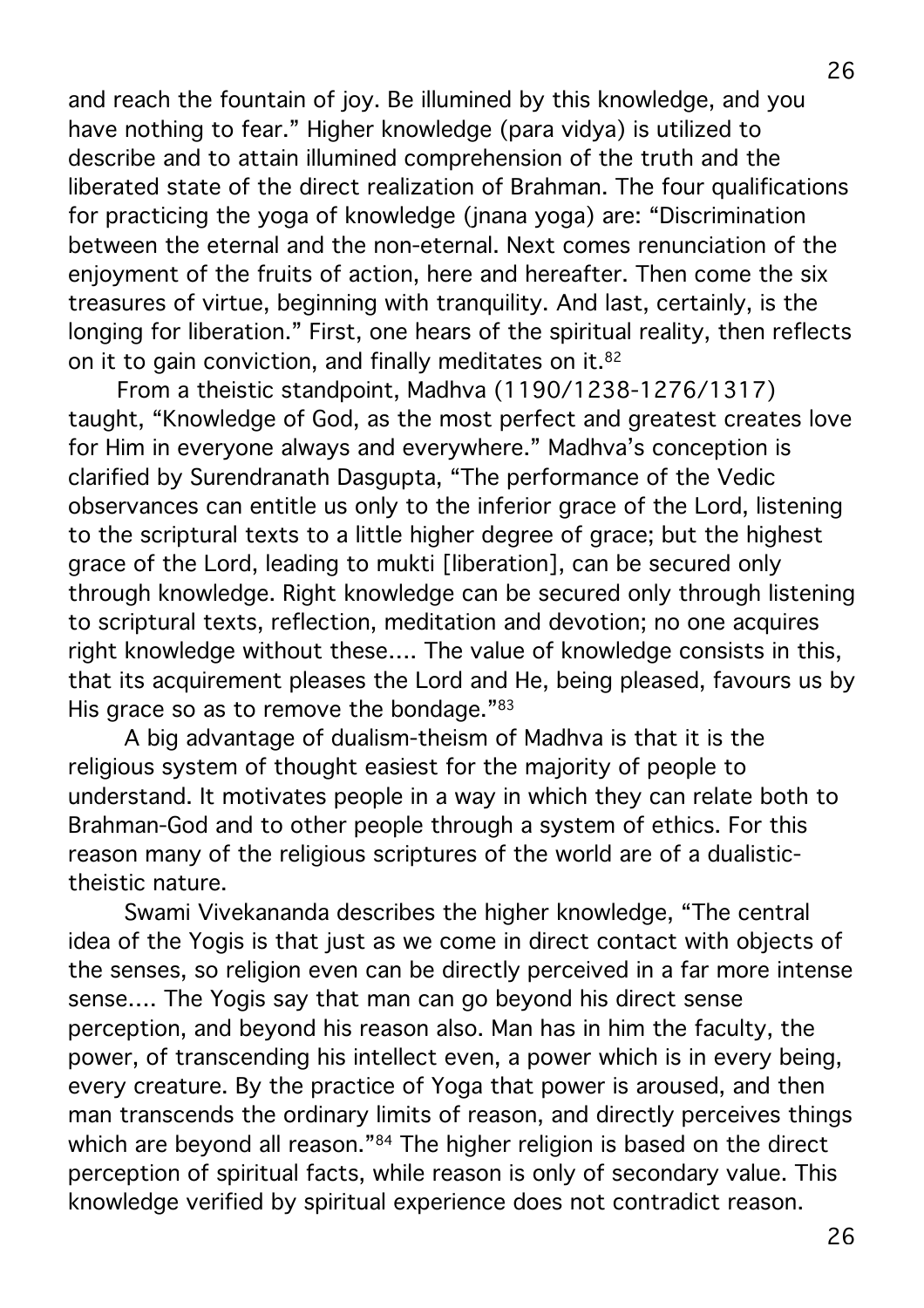and reach the fountain of joy. Be illumined by this knowledge, and you have nothing to fear." Higher knowledge (para vidya) is utilized to describe and to attain illumined comprehension of the truth and the liberated state of the direct realization of Brahman. The four qualifications for practicing the yoga of knowledge (jnana yoga) are: "Discrimination between the eternal and the non-eternal. Next comes renunciation of the enjoyment of the fruits of action, here and hereafter. Then come the six treasures of virtue, beginning with tranquility. And last, certainly, is the longing for liberation." First, one hears of the spiritual reality, then reflects on it to gain conviction, and finally meditates on it.[82]

From a theistic standpoint, Madhva (1190/1238-1276/1317) taught, "Knowledge of God, as the most perfect and greatest creates love for Him in everyone always and everywhere." Madhva's conception is clarified by Surendranath Dasgupta, "The performance of the Vedic observances can entitle us only to the inferior grace of the Lord, listening to the scriptural texts to a little higher degree of grace; but the highest grace of the Lord, leading to mukti [liberation], can be secured only through knowledge. Right knowledge can be secured only through listening to scriptural texts, reflection, meditation and devotion; no one acquires right knowledge without these.... The value of knowledge consists in this, that its acquirement pleases the Lord and He, being pleased, favours us by His grace so as to remove the bondage."[83]

A big advantage of dualism-theism of Madhva is that it is the religious system of thought easiest for the majority of people to understand. It motivates people in a way in which they can relate both to Brahman-God and to other people through a system of ethics. For this reason many of the religious scriptures of the world are of a dualistic-theistic nature.

Swami Vivekananda describes the higher knowledge, "The central idea of the Yogis is that just as we come in direct contact with objects of the senses, so religion even can be directly perceived in a far more intense sense.... The Yogis say that man can go beyond his direct sense perception, and beyond his reason also. Man has in him the faculty, the power, of transcending his intellect even, a power which is in every being, every creature. By the practice of Yoga that power is aroused, and then man transcends the ordinary limits of reason, and directly perceives things which are beyond all reason."[84] The higher religion is based on the direct perception of spiritual facts, while reason is only of secondary value. This knowledge verified by spiritual experience does not contradict reason.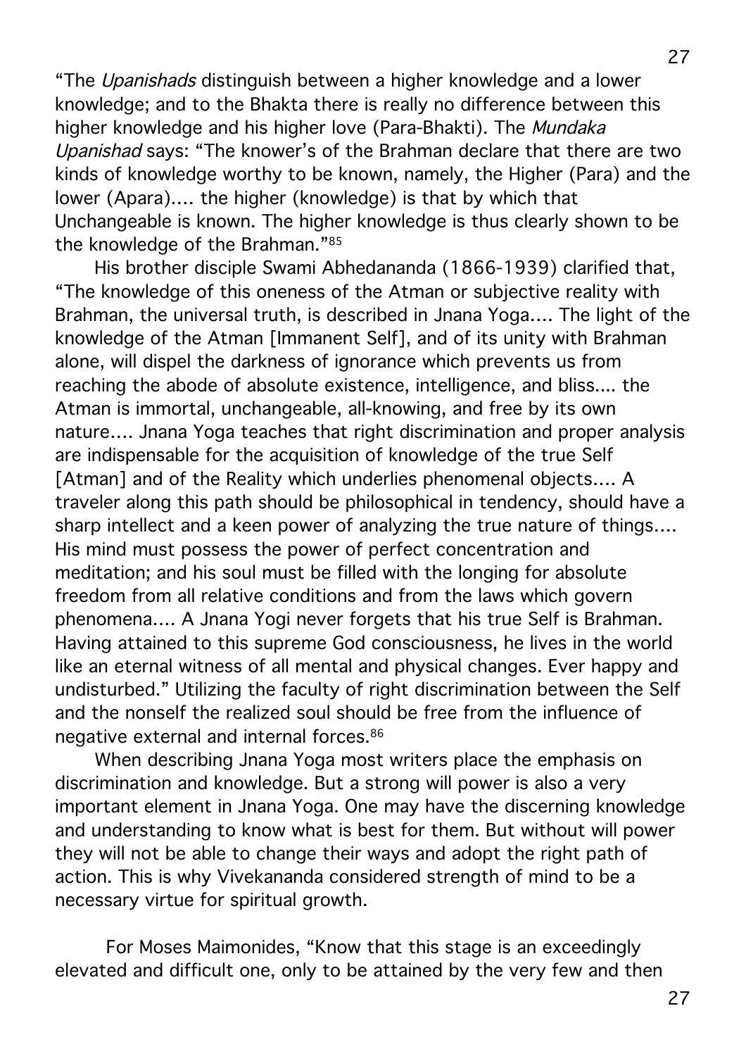"The *Upanishads* distinguish between a higher knowledge and a lower knowledge; and to the Bhakta there is really no difference between this higher knowledge and his higher love (Para-Bhakti). The *Mundaka Upanishad* says: "The knower's of the Brahman declare that there are two kinds of knowledge worthy to be known, namely, the Higher (Para) and the lower (Apara).... the higher (knowledge) is that by which that Unchangeable is known. The higher knowledge is thus clearly shown to be the knowledge of the Brahman."[85]

His brother disciple Swami Abhedananda (1866-1939) clarified that, "The knowledge of this oneness of the Atman or subjective reality with Brahman, the universal truth, is described in Jnana Yoga.... The light of the knowledge of the Atman [Immanent Self], and of its unity with Brahman alone, will dispel the darkness of ignorance which prevents us from reaching the abode of absolute existence, intelligence, and bliss.... the Atman is immortal, unchangeable, all-knowing, and free by its own nature.... Jnana Yoga teaches that right discrimination and proper analysis are indispensable for the acquisition of knowledge of the true Self [Atman] and of the Reality which underlies phenomenal objects.... A traveler along this path should be philosophical in tendency, should have a sharp intellect and a keen power of analyzing the true nature of things.... His mind must possess the power of perfect concentration and meditation; and his soul must be filled with the longing for absolute freedom from all relative conditions and from the laws which govern phenomena.... A Jnana Yogi never forgets that his true Self is Brahman. Having attained to this supreme God consciousness, he lives in the world like an eternal witness of all mental and physical changes. Ever happy and undisturbed." Utilizing the faculty of right discrimination between the Self and the nonself the realized soul should be free from the influence of negative external and internal forces.[86]

When describing Jnana Yoga most writers place the emphasis on discrimination and knowledge. But a strong will power is also a very important element in Jnana Yoga. One may have the discerning knowledge and understanding to know what is best for them. But without will power they will not be able to change their ways and adopt the right path of action. This is why Vivekananda considered strength of mind to be a necessary virtue for spiritual growth.

For Moses Maimonides, "Know that this stage is an exceedingly elevated and difficult one, only to be attained by the very few and then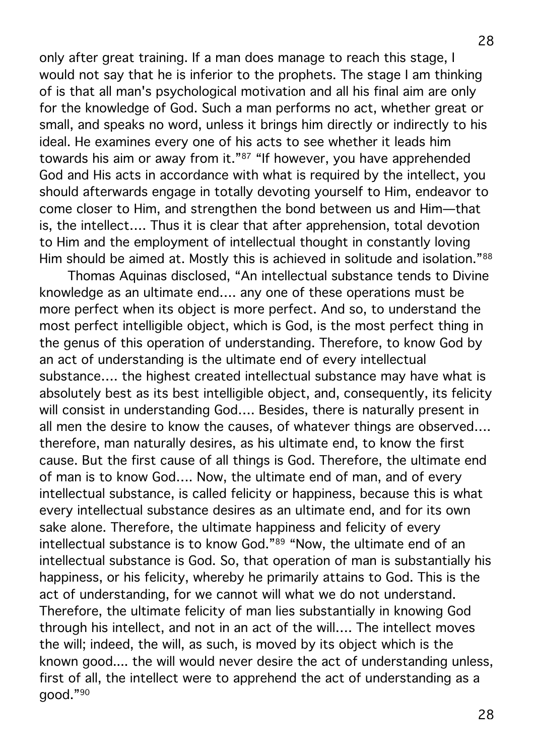only after great training. If a man does manage to reach this stage, I would not say that he is inferior to the prophets. The stage I am thinking of is that all man's psychological motivation and all his final aim are only for the knowledge of God. Such a man performs no act, whether great or small, and speaks no word, unless it brings him directly or indirectly to his ideal. He examines every one of his acts to see whether it leads him towards his aim or away from it."[87] "If however, you have apprehended God and His acts in accordance with what is required by the intellect, you should afterwards engage in totally devoting yourself to Him, endeavor to come closer to Him, and strengthen the bond between us and Him—that is, the intellect.... Thus it is clear that after apprehension, total devotion to Him and the employment of intellectual thought in constantly loving Him should be aimed at. Mostly this is achieved in solitude and isolation."[88]

Thomas Aquinas disclosed, "An intellectual substance tends to Divine knowledge as an ultimate end.... any one of these operations must be more perfect when its object is more perfect. And so, to understand the most perfect intelligible object, which is God, is the most perfect thing in the genus of this operation of understanding. Therefore, to know God by an act of understanding is the ultimate end of every intellectual substance.... the highest created intellectual substance may have what is absolutely best as its best intelligible object, and, consequently, its felicity will consist in understanding God.... Besides, there is naturally present in all men the desire to know the causes, of whatever things are observed.... therefore, man naturally desires, as his ultimate end, to know the first cause. But the first cause of all things is God. Therefore, the ultimate end of man is to know God.... Now, the ultimate end of man, and of every intellectual substance, is called felicity or happiness, because this is what every intellectual substance desires as an ultimate end, and for its own sake alone. Therefore, the ultimate happiness and felicity of every intellectual substance is to know God."[89] "Now, the ultimate end of an intellectual substance is God. So, that operation of man is substantially his happiness, or his felicity, whereby he primarily attains to God. This is the act of understanding, for we cannot will what we do not understand. Therefore, the ultimate felicity of man lies substantially in knowing God through his intellect, and not in an act of the will.... The intellect moves the will; indeed, the will, as such, is moved by its object which is the known good.... the will would never desire the act of understanding unless, first of all, the intellect were to apprehend the act of understanding as a good."[90]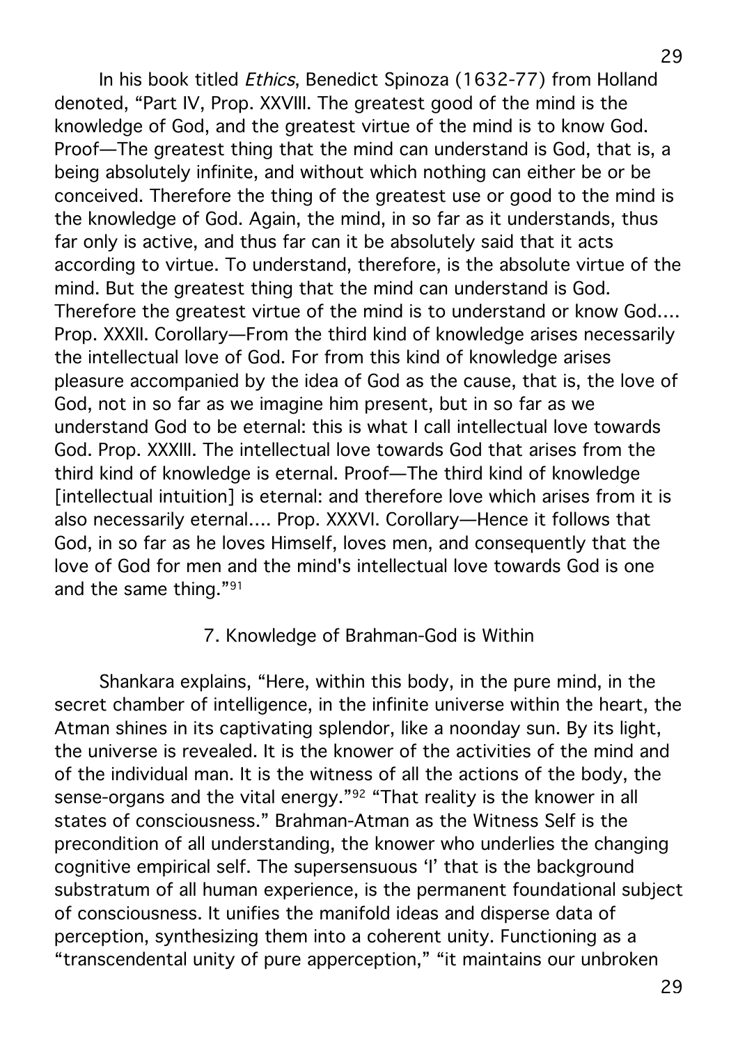In his book titled *Ethics*, Benedict Spinoza (1632-77) from Holland denoted, "Part IV, Prop. XXVIII. The greatest good of the mind is the knowledge of God, and the greatest virtue of the mind is to know God. Proof—The greatest thing that the mind can understand is God, that is, a being absolutely infinite, and without which nothing can either be or be conceived. Therefore the thing of the greatest use or good to the mind is the knowledge of God. Again, the mind, in so far as it understands, thus far only is active, and thus far can it be absolutely said that it acts according to virtue. To understand, therefore, is the absolute virtue of the mind. But the greatest thing that the mind can understand is God. Therefore the greatest virtue of the mind is to understand or know God.... Prop. XXXII. Corollary—From the third kind of knowledge arises necessarily the intellectual love of God. For from this kind of knowledge arises pleasure accompanied by the idea of God as the cause, that is, the love of God, not in so far as we imagine him present, but in so far as we understand God to be eternal: this is what I call intellectual love towards God. Prop. XXXIII. The intellectual love towards God that arises from the third kind of knowledge is eternal. Proof—The third kind of knowledge [intellectual intuition] is eternal: and therefore love which arises from it is also necessarily eternal.... Prop. XXXVI. Corollary—Hence it follows that God, in so far as he loves Himself, loves men, and consequently that the love of God for men and the mind's intellectual love towards God is one and the same thing."[91]

## 7. Knowledge of Brahman-God is Within

Shankara explains, "Here, within this body, in the pure mind, in the secret chamber of intelligence, in the infinite universe within the heart, the Atman shines in its captivating splendor, like a noonday sun. By its light, the universe is revealed. It is the knower of the activities of the mind and of the individual man. It is the witness of all the actions of the body, the sense-organs and the vital energy."[92] "That reality is the knower in all states of consciousness." Brahman-Atman as the Witness Self is the precondition of all understanding, the knower who underlies the changing cognitive empirical self. The supersensuous 'I' that is the background substratum of all human experience, is the permanent foundational subject of consciousness. It unifies the manifold ideas and disperse data of perception, synthesizing them into a coherent unity. Functioning as a "transcendental unity of pure apperception," "it maintains our unbroken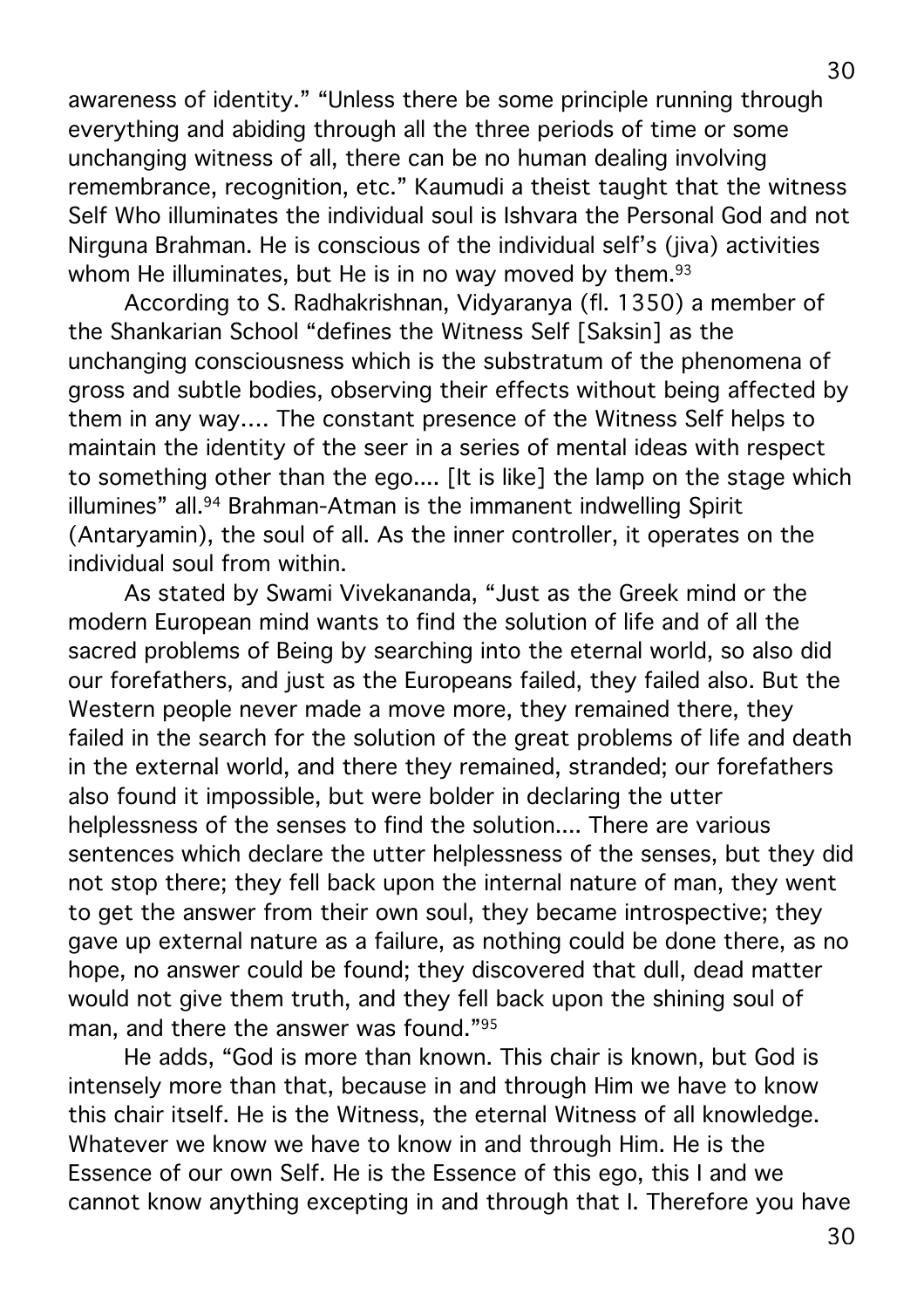awareness of identity." "Unless there be some principle running through everything and abiding through all the three periods of time or some unchanging witness of all, there can be no human dealing involving remembrance, recognition, etc." Kaumudi a theist taught that the witness Self Who illuminates the individual soul is Ishvara the Personal God and not Nirguna Brahman. He is conscious of the individual self's (jiva) activities whom He illuminates, but He is in no way moved by them.[93]

According to S. Radhakrishnan, Vidyaranya (fl. 1350) a member of the Shankarian School "defines the Witness Self [Saksin] as the unchanging consciousness which is the substratum of the phenomena of gross and subtle bodies, observing their effects without being affected by them in any way.... The constant presence of the Witness Self helps to maintain the identity of the seer in a series of mental ideas with respect to something other than the ego.... [It is like] the lamp on the stage which illumines" all.[94] Brahman-Atman is the immanent indwelling Spirit (Antaryamin), the soul of all. As the inner controller, it operates on the individual soul from within.

As stated by Swami Vivekananda, "Just as the Greek mind or the modern European mind wants to find the solution of life and of all the sacred problems of Being by searching into the eternal world, so also did our forefathers, and just as the Europeans failed, they failed also. But the Western people never made a move more, they remained there, they failed in the search for the solution of the great problems of life and death in the external world, and there they remained, stranded; our forefathers also found it impossible, but were bolder in declaring the utter helplessness of the senses to find the solution.... There are various sentences which declare the utter helplessness of the senses, but they did not stop there; they fell back upon the internal nature of man, they went to get the answer from their own soul, they became introspective; they gave up external nature as a failure, as nothing could be done there, as no hope, no answer could be found; they discovered that dull, dead matter would not give them truth, and they fell back upon the shining soul of man, and there the answer was found."[95]

He adds, "God is more than known. This chair is known, but God is intensely more than that, because in and through Him we have to know this chair itself. He is the Witness, the eternal Witness of all knowledge. Whatever we know we have to know in and through Him. He is the Essence of our own Self. He is the Essence of this ego, this I and we cannot know anything excepting in and through that I. Therefore you have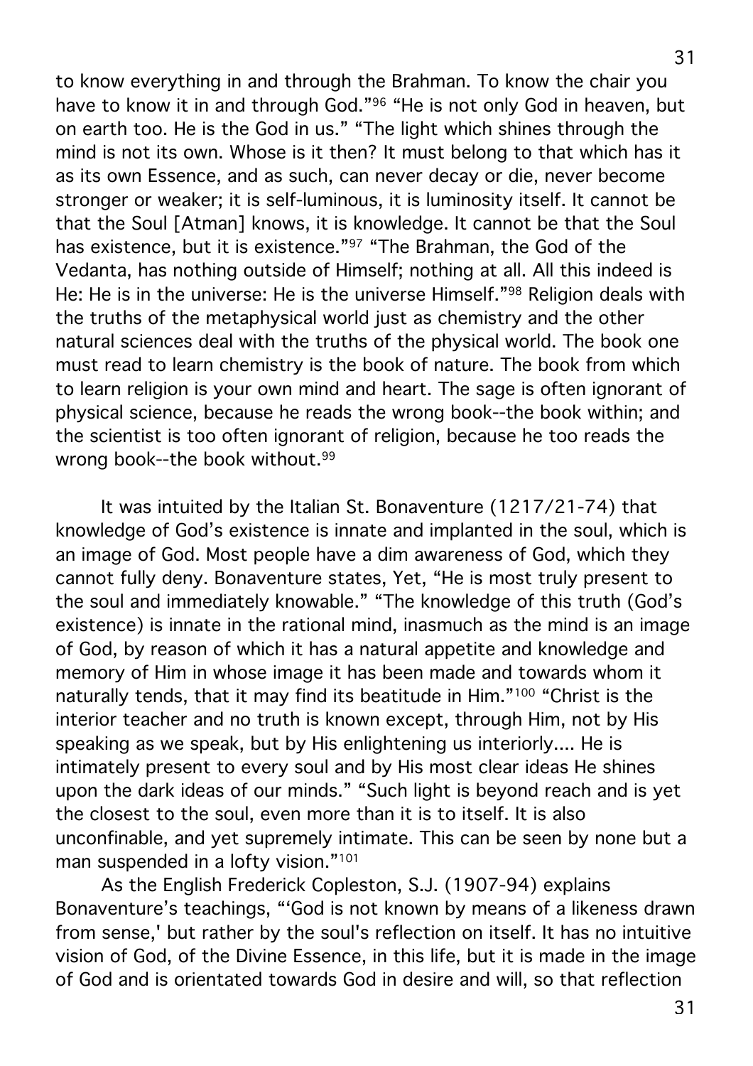to know everything in and through the Brahman. To know the chair you have to know it in and through God."[96] "He is not only God in heaven, but on earth too. He is the God in us." "The light which shines through the mind is not its own. Whose is it then? It must belong to that which has it as its own Essence, and as such, can never decay or die, never become stronger or weaker; it is self-luminous, it is luminosity itself. It cannot be that the Soul [Atman] knows, it is knowledge. It cannot be that the Soul has existence, but it is existence."[97] "The Brahman, the God of the Vedanta, has nothing outside of Himself; nothing at all. All this indeed is He: He is in the universe: He is the universe Himself."[98] Religion deals with the truths of the metaphysical world just as chemistry and the other natural sciences deal with the truths of the physical world. The book one must read to learn chemistry is the book of nature. The book from which to learn religion is your own mind and heart. The sage is often ignorant of physical science, because he reads the wrong book--the book within; and the scientist is too often ignorant of religion, because he too reads the wrong book--the book without.[99]

It was intuited by the Italian St. Bonaventure (1217/21-74) that knowledge of God's existence is innate and implanted in the soul, which is an image of God. Most people have a dim awareness of God, which they cannot fully deny. Bonaventure states, Yet, "He is most truly present to the soul and immediately knowable." "The knowledge of this truth (God's existence) is innate in the rational mind, inasmuch as the mind is an image of God, by reason of which it has a natural appetite and knowledge and memory of Him in whose image it has been made and towards whom it naturally tends, that it may find its beatitude in Him."[100] "Christ is the interior teacher and no truth is known except, through Him, not by His speaking as we speak, but by His enlightening us interiorly.... He is intimately present to every soul and by His most clear ideas He shines upon the dark ideas of our minds." "Such light is beyond reach and is yet the closest to the soul, even more than it is to itself. It is also unconfinable, and yet supremely intimate. This can be seen by none but a man suspended in a lofty vision."[101]

As the English Frederick Copleston, S.J. (1907-94) explains Bonaventure's teachings, "'God is not known by means of a likeness drawn from sense,' but rather by the soul's reflection on itself. It has no intuitive vision of God, of the Divine Essence, in this life, but it is made in the image of God and is orientated towards God in desire and will, so that reflection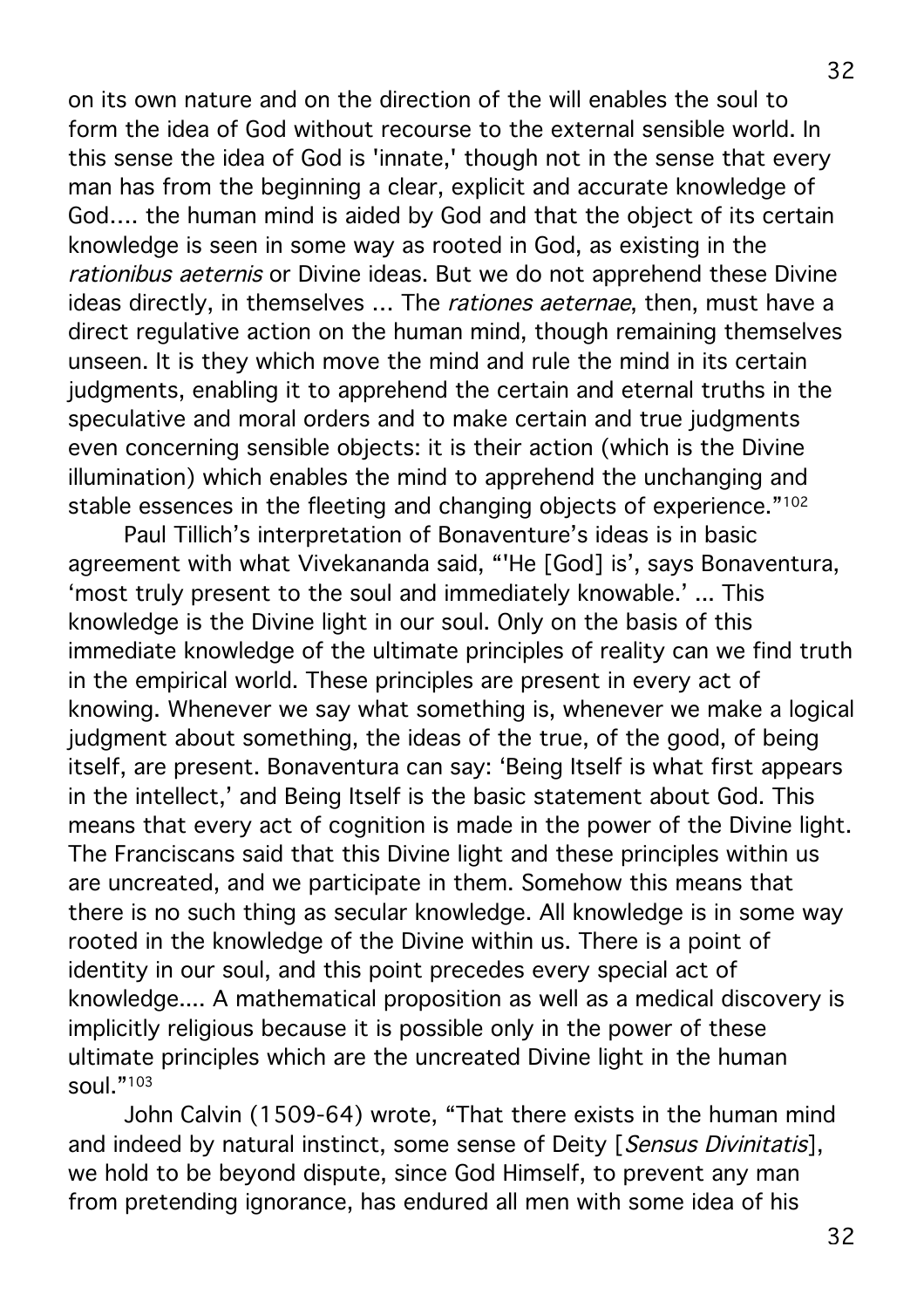on its own nature and on the direction of the will enables the soul to form the idea of God without recourse to the external sensible world. In this sense the idea of God is 'innate,' though not in the sense that every man has from the beginning a clear, explicit and accurate knowledge of God.... the human mind is aided by God and that the object of its certain knowledge is seen in some way as rooted in God, as existing in the *rationibus aeternis* or Divine ideas. But we do not apprehend these Divine ideas directly, in themselves ... The *rationes aeternae*, then, must have a direct regulative action on the human mind, though remaining themselves unseen. It is they which move the mind and rule the mind in its certain judgments, enabling it to apprehend the certain and eternal truths in the speculative and moral orders and to make certain and true judgments even concerning sensible objects: it is their action (which is the Divine illumination) which enables the mind to apprehend the unchanging and stable essences in the fleeting and changing objects of experience."[102]

Paul Tillich's interpretation of Bonaventure's ideas is in basic agreement with what Vivekananda said, "'He [God] is', says Bonaventura, 'most truly present to the soul and immediately knowable.' ... This knowledge is the Divine light in our soul. Only on the basis of this immediate knowledge of the ultimate principles of reality can we find truth in the empirical world. These principles are present in every act of knowing. Whenever we say what something is, whenever we make a logical judgment about something, the ideas of the true, of the good, of being itself, are present. Bonaventura can say: 'Being Itself is what first appears in the intellect,' and Being Itself is the basic statement about God. This means that every act of cognition is made in the power of the Divine light. The Franciscans said that this Divine light and these principles within us are uncreated, and we participate in them. Somehow this means that there is no such thing as secular knowledge. All knowledge is in some way rooted in the knowledge of the Divine within us. There is a point of identity in our soul, and this point precedes every special act of knowledge.... A mathematical proposition as well as a medical discovery is implicitly religious because it is possible only in the power of these ultimate principles which are the uncreated Divine light in the human soul."[103]

John Calvin (1509-64) wrote, "That there exists in the human mind and indeed by natural instinct, some sense of Deity [*Sensus Divinitatis*], we hold to be beyond dispute, since God Himself, to prevent any man from pretending ignorance, has endured all men with some idea of his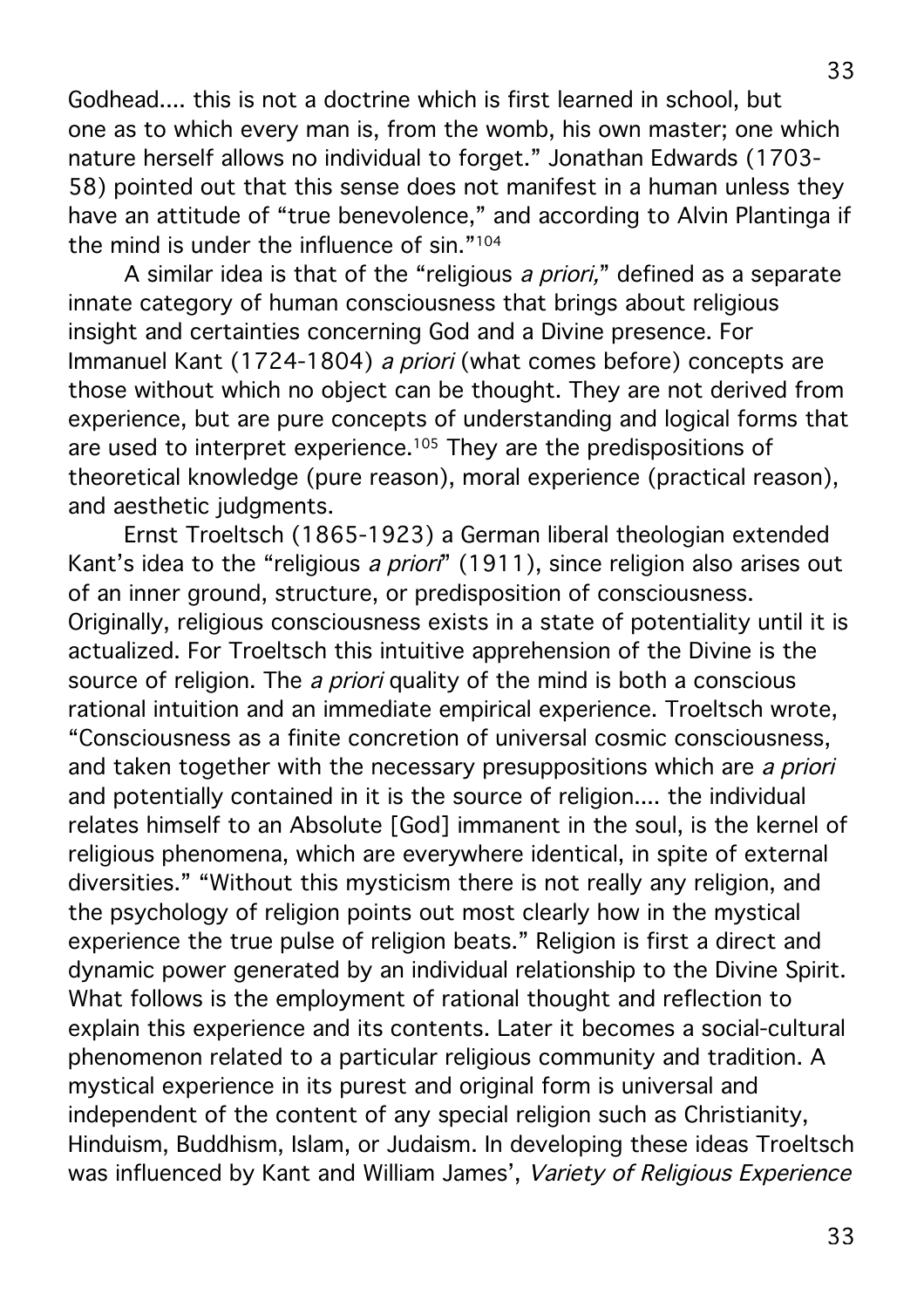Godhead.... this is not a doctrine which is first learned in school, but one as to which every man is, from the womb, his own master; one which nature herself allows no individual to forget." Jonathan Edwards (1703-58) pointed out that this sense does not manifest in a human unless they have an attitude of "true benevolence," and according to Alvin Plantinga if the mind is under the influence of sin."[104]

A similar idea is that of the "religious *a priori,*" defined as a separate innate category of human consciousness that brings about religious insight and certainties concerning God and a Divine presence. For Immanuel Kant (1724-1804) *a priori* (what comes before) concepts are those without which no object can be thought. They are not derived from experience, but are pure concepts of understanding and logical forms that are used to interpret experience.[105] They are the predispositions of theoretical knowledge (pure reason), moral experience (practical reason), and aesthetic judgments.

Ernst Troeltsch (1865-1923) a German liberal theologian extended Kant's idea to the "religious *a priori*" (1911), since religion also arises out of an inner ground, structure, or predisposition of consciousness. Originally, religious consciousness exists in a state of potentiality until it is actualized. For Troeltsch this intuitive apprehension of the Divine is the source of religion. The *a priori* quality of the mind is both a conscious rational intuition and an immediate empirical experience. Troeltsch wrote, "Consciousness as a finite concretion of universal cosmic consciousness, and taken together with the necessary presuppositions which are *a priori* and potentially contained in it is the source of religion.... the individual relates himself to an Absolute [God] immanent in the soul, is the kernel of religious phenomena, which are everywhere identical, in spite of external diversities." "Without this mysticism there is not really any religion, and the psychology of religion points out most clearly how in the mystical experience the true pulse of religion beats." Religion is first a direct and dynamic power generated by an individual relationship to the Divine Spirit. What follows is the employment of rational thought and reflection to explain this experience and its contents. Later it becomes a social-cultural phenomenon related to a particular religious community and tradition. A mystical experience in its purest and original form is universal and independent of the content of any special religion such as Christianity, Hinduism, Buddhism, Islam, or Judaism. In developing these ideas Troeltsch was influenced by Kant and William James', *Variety of Religious Experience*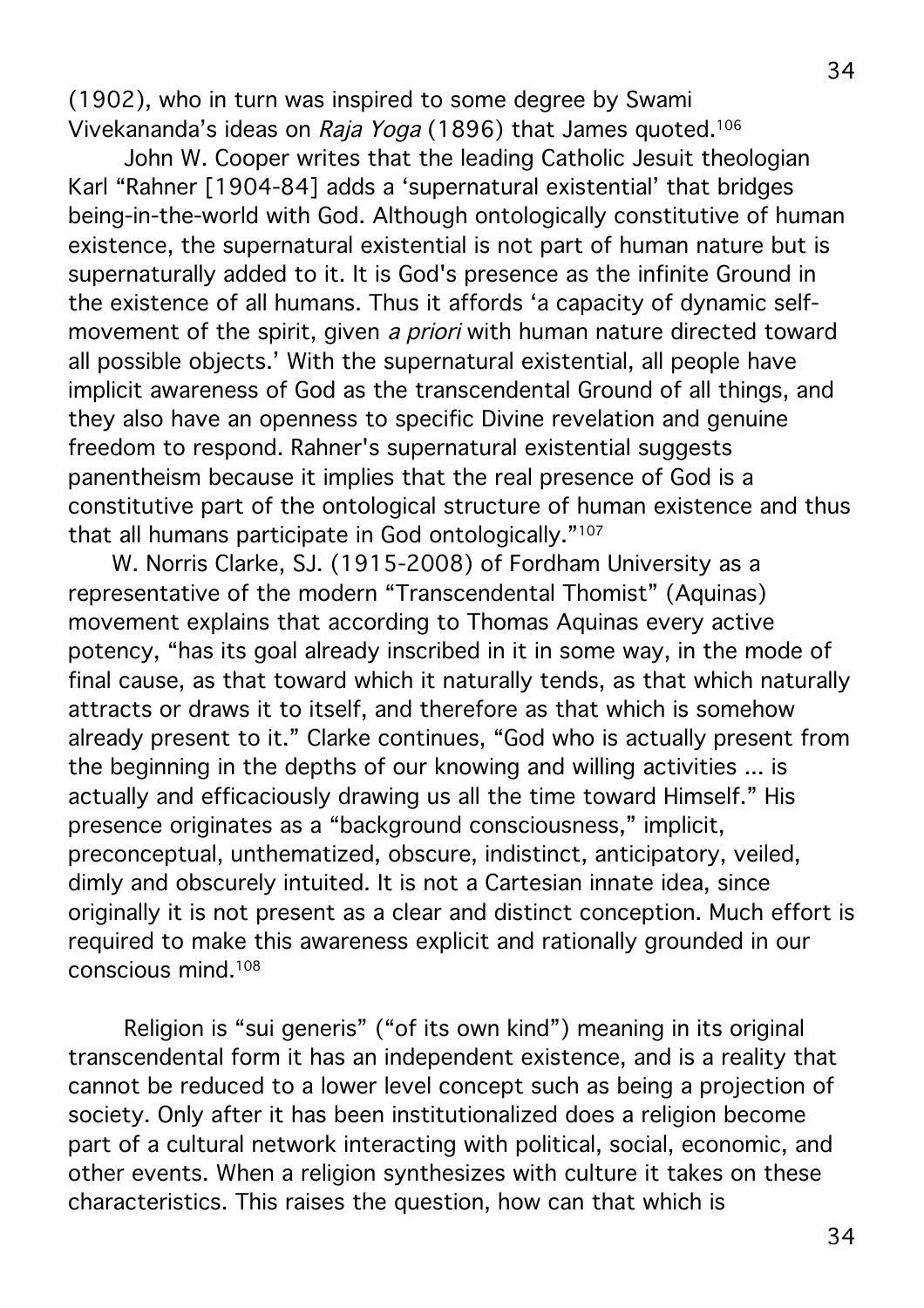(1902), who in turn was inspired to some degree by Swami Vivekananda's ideas on *Raja Yoga* (1896) that James quoted.[106]

John W. Cooper writes that the leading Catholic Jesuit theologian Karl "Rahner [1904-84] adds a 'supernatural existential' that bridges being-in-the-world with God. Although ontologically constitutive of human existence, the supernatural existential is not part of human nature but is supernaturally added to it. It is God's presence as the infinite Ground in the existence of all humans. Thus it affords 'a capacity of dynamic self-movement of the spirit, given *a priori* with human nature directed toward all possible objects.' With the supernatural existential, all people have implicit awareness of God as the transcendental Ground of all things, and they also have an openness to specific Divine revelation and genuine freedom to respond. Rahner's supernatural existential suggests panentheism because it implies that the real presence of God is a constitutive part of the ontological structure of human existence and thus that all humans participate in God ontologically."[107]

W. Norris Clarke, SJ. (1915-2008) of Fordham University as a representative of the modern "Transcendental Thomist" (Aquinas) movement explains that according to Thomas Aquinas every active potency, "has its goal already inscribed in it in some way, in the mode of final cause, as that toward which it naturally tends, as that which naturally attracts or draws it to itself, and therefore as that which is somehow already present to it." Clarke continues, "God who is actually present from the beginning in the depths of our knowing and willing activities ... is actually and efficaciously drawing us all the time toward Himself." His presence originates as a "background consciousness," implicit, preconceptual, unthematized, obscure, indistinct, anticipatory, veiled, dimly and obscurely intuited. It is not a Cartesian innate idea, since originally it is not present as a clear and distinct conception. Much effort is required to make this awareness explicit and rationally grounded in our conscious mind.[108]

Religion is "sui generis" ("of its own kind") meaning in its original transcendental form it has an independent existence, and is a reality that cannot be reduced to a lower level concept such as being a projection of society. Only after it has been institutionalized does a religion become part of a cultural network interacting with political, social, economic, and other events. When a religion synthesizes with culture it takes on these characteristics. This raises the question, how can that which is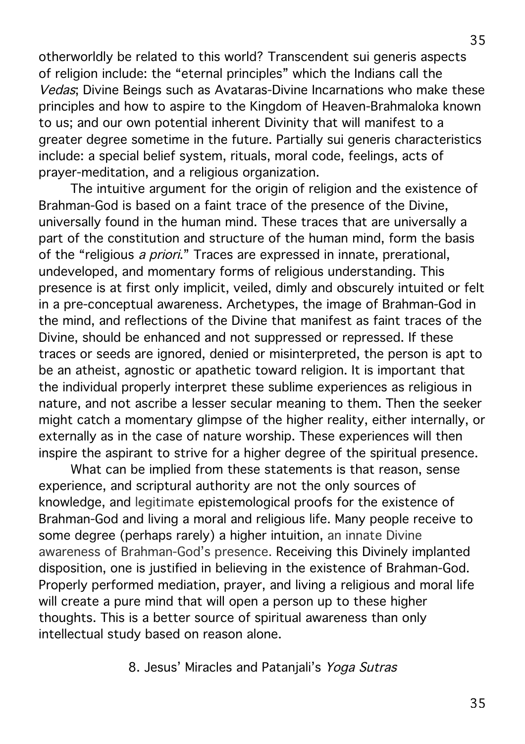otherworldly be related to this world? Transcendent sui generis aspects of religion include: the "eternal principles" which the Indians call the *Vedas*; Divine Beings such as Avataras-Divine Incarnations who make these principles and how to aspire to the Kingdom of Heaven-Brahmaloka known to us; and our own potential inherent Divinity that will manifest to a greater degree sometime in the future. Partially sui generis characteristics include: a special belief system, rituals, moral code, feelings, acts of prayer-meditation, and a religious organization.

The intuitive argument for the origin of religion and the existence of Brahman-God is based on a faint trace of the presence of the Divine, universally found in the human mind. These traces that are universally a part of the constitution and structure of the human mind, form the basis of the "religious *a priori*." Traces are expressed in innate, prerational, undeveloped, and momentary forms of religious understanding. This presence is at first only implicit, veiled, dimly and obscurely intuited or felt in a pre-conceptual awareness. Archetypes, the image of Brahman-God in the mind, and reflections of the Divine that manifest as faint traces of the Divine, should be enhanced and not suppressed or repressed. If these traces or seeds are ignored, denied or misinterpreted, the person is apt to be an atheist, agnostic or apathetic toward religion. It is important that the individual properly interpret these sublime experiences as religious in nature, and not ascribe a lesser secular meaning to them. Then the seeker might catch a momentary glimpse of the higher reality, either internally, or externally as in the case of nature worship. These experiences will then inspire the aspirant to strive for a higher degree of the spiritual presence.

What can be implied from these statements is that reason, sense experience, and scriptural authority are not the only sources of knowledge, and legitimate epistemological proofs for the existence of Brahman-God and living a moral and religious life. Many people receive to some degree (perhaps rarely) a higher intuition, an innate Divine awareness of Brahman-God's presence. Receiving this Divinely implanted disposition, one is justified in believing in the existence of Brahman-God. Properly performed mediation, prayer, and living a religious and moral life will create a pure mind that will open a person up to these higher thoughts. This is a better source of spiritual awareness than only intellectual study based on reason alone.

## 8. Jesus' Miracles and Patanjali's *Yoga Sutras*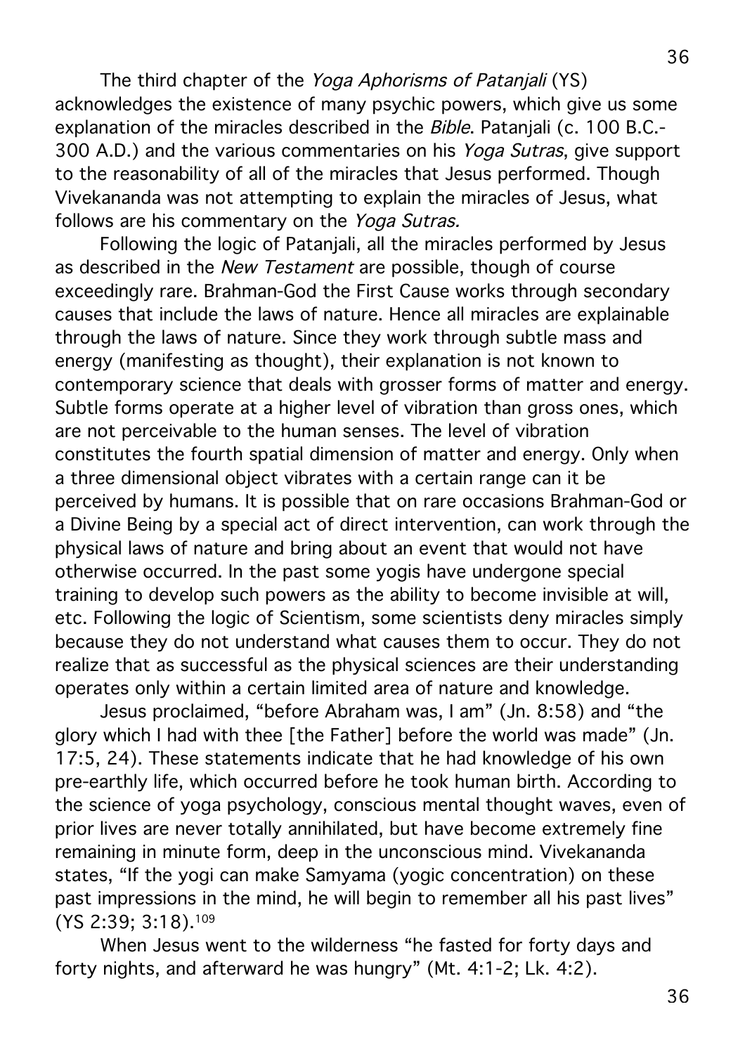The third chapter of the *Yoga Aphorisms of Patanjali* (YS) acknowledges the existence of many psychic powers, which give us some explanation of the miracles described in the *Bible*. Patanjali (c. 100 B.C.-300 A.D.) and the various commentaries on his *Yoga Sutras*, give support to the reasonability of all of the miracles that Jesus performed. Though Vivekananda was not attempting to explain the miracles of Jesus, what follows are his commentary on the *Yoga Sutras.*

Following the logic of Patanjali, all the miracles performed by Jesus as described in the *New Testament* are possible, though of course exceedingly rare. Brahman-God the First Cause works through secondary causes that include the laws of nature. Hence all miracles are explainable through the laws of nature. Since they work through subtle mass and energy (manifesting as thought), their explanation is not known to contemporary science that deals with grosser forms of matter and energy. Subtle forms operate at a higher level of vibration than gross ones, which are not perceivable to the human senses. The level of vibration constitutes the fourth spatial dimension of matter and energy. Only when a three dimensional object vibrates with a certain range can it be perceived by humans. It is possible that on rare occasions Brahman-God or a Divine Being by a special act of direct intervention, can work through the physical laws of nature and bring about an event that would not have otherwise occurred. In the past some yogis have undergone special training to develop such powers as the ability to become invisible at will, etc. Following the logic of Scientism, some scientists deny miracles simply because they do not understand what causes them to occur. They do not realize that as successful as the physical sciences are their understanding operates only within a certain limited area of nature and knowledge.

Jesus proclaimed, "before Abraham was, I am" (Jn. 8:58) and "the glory which I had with thee [the Father] before the world was made" (Jn. 17:5, 24). These statements indicate that he had knowledge of his own pre-earthly life, which occurred before he took human birth. According to the science of yoga psychology, conscious mental thought waves, even of prior lives are never totally annihilated, but have become extremely fine remaining in minute form, deep in the unconscious mind. Vivekananda states, "If the yogi can make Samyama (yogic concentration) on these past impressions in the mind, he will begin to remember all his past lives" (YS 2:39; 3:18).[109]

When Jesus went to the wilderness "he fasted for forty days and forty nights, and afterward he was hungry" (Mt. 4:1-2; Lk. 4:2).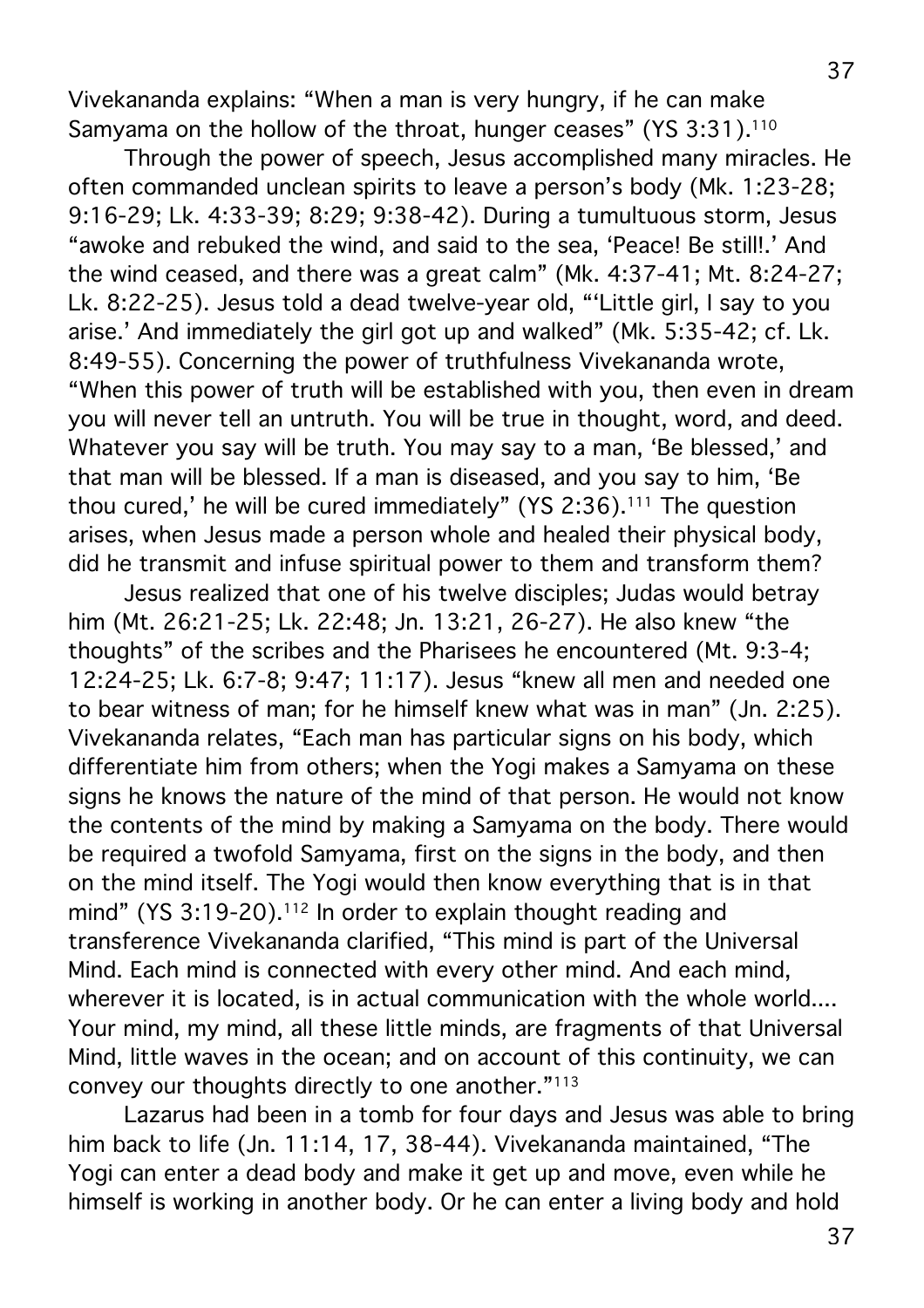Vivekananda explains: "When a man is very hungry, if he can make Samyama on the hollow of the throat, hunger ceases" (YS 3:31).[110]

Through the power of speech, Jesus accomplished many miracles. He often commanded unclean spirits to leave a person's body (Mk. 1:23-28; 9:16-29; Lk. 4:33-39; 8:29; 9:38-42). During a tumultuous storm, Jesus "awoke and rebuked the wind, and said to the sea, 'Peace! Be still!.' And the wind ceased, and there was a great calm" (Mk. 4:37-41; Mt. 8:24-27; Lk. 8:22-25). Jesus told a dead twelve-year old, "'Little girl, I say to you arise.' And immediately the girl got up and walked" (Mk. 5:35-42; cf. Lk. 8:49-55). Concerning the power of truthfulness Vivekananda wrote, "When this power of truth will be established with you, then even in dream you will never tell an untruth. You will be true in thought, word, and deed. Whatever you say will be truth. You may say to a man, 'Be blessed,' and that man will be blessed. If a man is diseased, and you say to him, 'Be thou cured,' he will be cured immediately" (YS 2:36).[111] The question arises, when Jesus made a person whole and healed their physical body, did he transmit and infuse spiritual power to them and transform them?

Jesus realized that one of his twelve disciples; Judas would betray him (Mt. 26:21-25; Lk. 22:48; Jn. 13:21, 26-27). He also knew "the thoughts" of the scribes and the Pharisees he encountered (Mt. 9:3-4; 12:24-25; Lk. 6:7-8; 9:47; 11:17). Jesus "knew all men and needed one to bear witness of man; for he himself knew what was in man" (Jn. 2:25). Vivekananda relates, "Each man has particular signs on his body, which differentiate him from others; when the Yogi makes a Samyama on these signs he knows the nature of the mind of that person. He would not know the contents of the mind by making a Samyama on the body. There would be required a twofold Samyama, first on the signs in the body, and then on the mind itself. The Yogi would then know everything that is in that mind" (YS 3:19-20).[112] In order to explain thought reading and transference Vivekananda clarified, "This mind is part of the Universal Mind. Each mind is connected with every other mind. And each mind, wherever it is located, is in actual communication with the whole world.... Your mind, my mind, all these little minds, are fragments of that Universal Mind, little waves in the ocean; and on account of this continuity, we can convey our thoughts directly to one another."[113]

Lazarus had been in a tomb for four days and Jesus was able to bring him back to life (Jn. 11:14, 17, 38-44). Vivekananda maintained, "The Yogi can enter a dead body and make it get up and move, even while he himself is working in another body. Or he can enter a living body and hold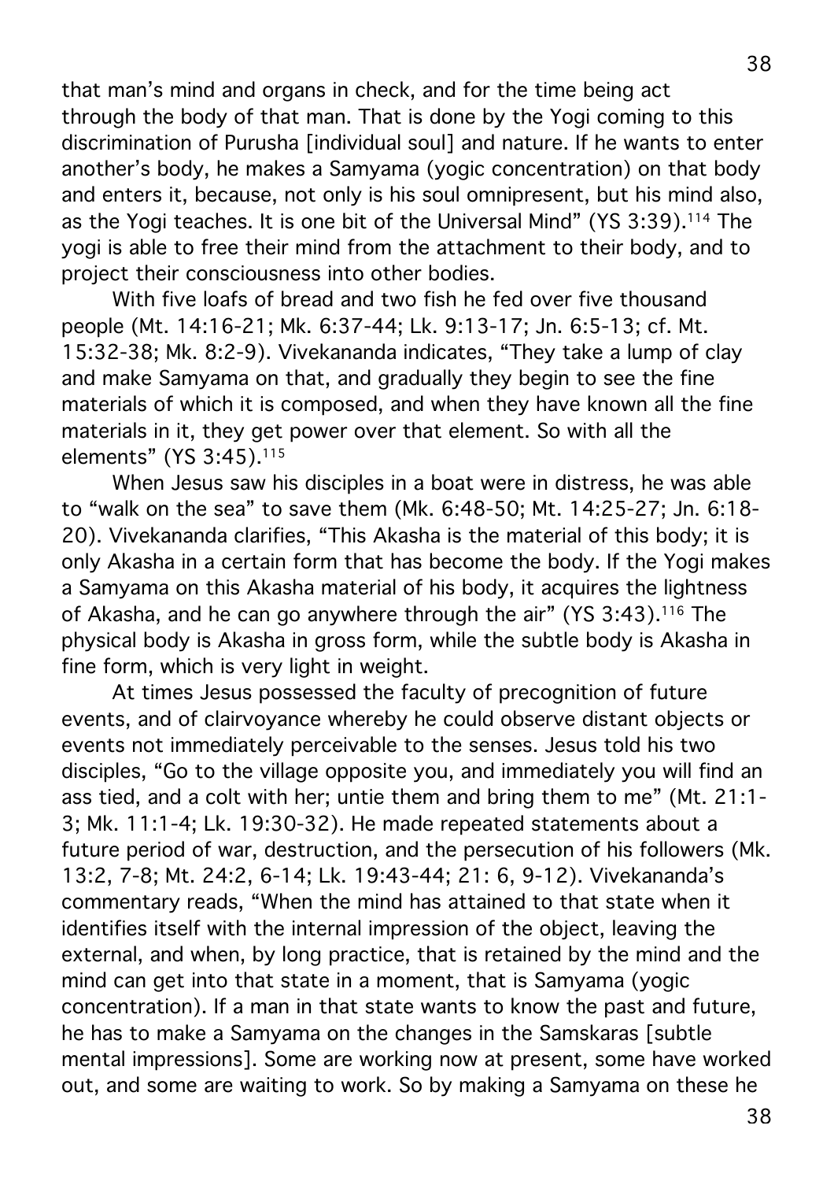that man's mind and organs in check, and for the time being act through the body of that man. That is done by the Yogi coming to this discrimination of Purusha [individual soul] and nature. If he wants to enter another's body, he makes a Samyama (yogic concentration) on that body and enters it, because, not only is his soul omnipresent, but his mind also, as the Yogi teaches. It is one bit of the Universal Mind" (YS 3:39).[114] The yogi is able to free their mind from the attachment to their body, and to project their consciousness into other bodies.

With five loafs of bread and two fish he fed over five thousand people (Mt. 14:16-21; Mk. 6:37-44; Lk. 9:13-17; Jn. 6:5-13; cf. Mt. 15:32-38; Mk. 8:2-9). Vivekananda indicates, "They take a lump of clay and make Samyama on that, and gradually they begin to see the fine materials of which it is composed, and when they have known all the fine materials in it, they get power over that element. So with all the elements" (YS 3:45).[115]

When Jesus saw his disciples in a boat were in distress, he was able to "walk on the sea" to save them (Mk. 6:48-50; Mt. 14:25-27; Jn. 6:18-20). Vivekananda clarifies, "This Akasha is the material of this body; it is only Akasha in a certain form that has become the body. If the Yogi makes a Samyama on this Akasha material of his body, it acquires the lightness of Akasha, and he can go anywhere through the air" (YS 3:43).[116] The physical body is Akasha in gross form, while the subtle body is Akasha in fine form, which is very light in weight.

At times Jesus possessed the faculty of precognition of future events, and of clairvoyance whereby he could observe distant objects or events not immediately perceivable to the senses. Jesus told his two disciples, "Go to the village opposite you, and immediately you will find an ass tied, and a colt with her; untie them and bring them to me" (Mt. 21:1-3; Mk. 11:1-4; Lk. 19:30-32). He made repeated statements about a future period of war, destruction, and the persecution of his followers (Mk. 13:2, 7-8; Mt. 24:2, 6-14; Lk. 19:43-44; 21: 6, 9-12). Vivekananda's commentary reads, "When the mind has attained to that state when it identifies itself with the internal impression of the object, leaving the external, and when, by long practice, that is retained by the mind and the mind can get into that state in a moment, that is Samyama (yogic concentration). If a man in that state wants to know the past and future, he has to make a Samyama on the changes in the Samskaras [subtle mental impressions]. Some are working now at present, some have worked out, and some are waiting to work. So by making a Samyama on these he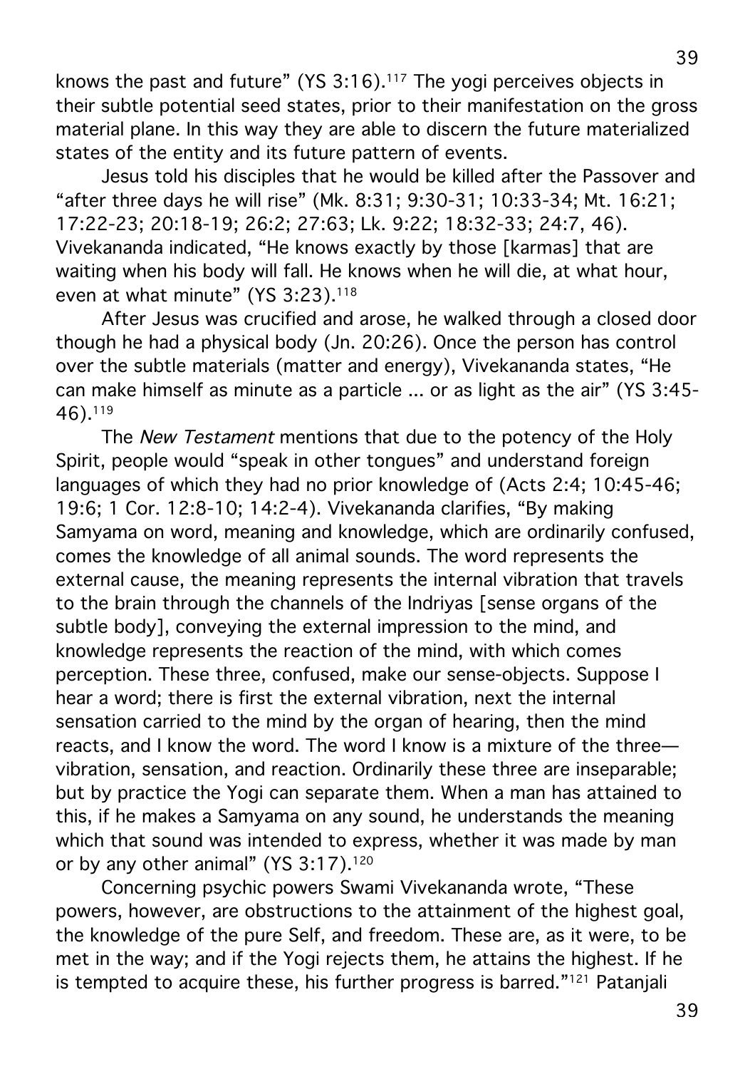knows the past and future" (YS 3:16).[117] The yogi perceives objects in their subtle potential seed states, prior to their manifestation on the gross material plane. In this way they are able to discern the future materialized states of the entity and its future pattern of events.

Jesus told his disciples that he would be killed after the Passover and "after three days he will rise" (Mk. 8:31; 9:30-31; 10:33-34; Mt. 16:21; 17:22-23; 20:18-19; 26:2; 27:63; Lk. 9:22; 18:32-33; 24:7, 46). Vivekananda indicated, "He knows exactly by those [karmas] that are waiting when his body will fall. He knows when he will die, at what hour, even at what minute" (YS 3:23).[118]

After Jesus was crucified and arose, he walked through a closed door though he had a physical body (Jn. 20:26). Once the person has control over the subtle materials (matter and energy), Vivekananda states, "He can make himself as minute as a particle ... or as light as the air" (YS 3:45-46).[119]

The *New Testament* mentions that due to the potency of the Holy Spirit, people would "speak in other tongues" and understand foreign languages of which they had no prior knowledge of (Acts 2:4; 10:45-46; 19:6; 1 Cor. 12:8-10; 14:2-4). Vivekananda clarifies, "By making Samyama on word, meaning and knowledge, which are ordinarily confused, comes the knowledge of all animal sounds. The word represents the external cause, the meaning represents the internal vibration that travels to the brain through the channels of the Indriyas [sense organs of the subtle body], conveying the external impression to the mind, and knowledge represents the reaction of the mind, with which comes perception. These three, confused, make our sense-objects. Suppose I hear a word; there is first the external vibration, next the internal sensation carried to the mind by the organ of hearing, then the mind reacts, and I know the word. The word I know is a mixture of the three—vibration, sensation, and reaction. Ordinarily these three are inseparable; but by practice the Yogi can separate them. When a man has attained to this, if he makes a Samyama on any sound, he understands the meaning which that sound was intended to express, whether it was made by man or by any other animal" (YS 3:17).[120]

Concerning psychic powers Swami Vivekananda wrote, "These powers, however, are obstructions to the attainment of the highest goal, the knowledge of the pure Self, and freedom. These are, as it were, to be met in the way; and if the Yogi rejects them, he attains the highest. If he is tempted to acquire these, his further progress is barred."[121] Patanjali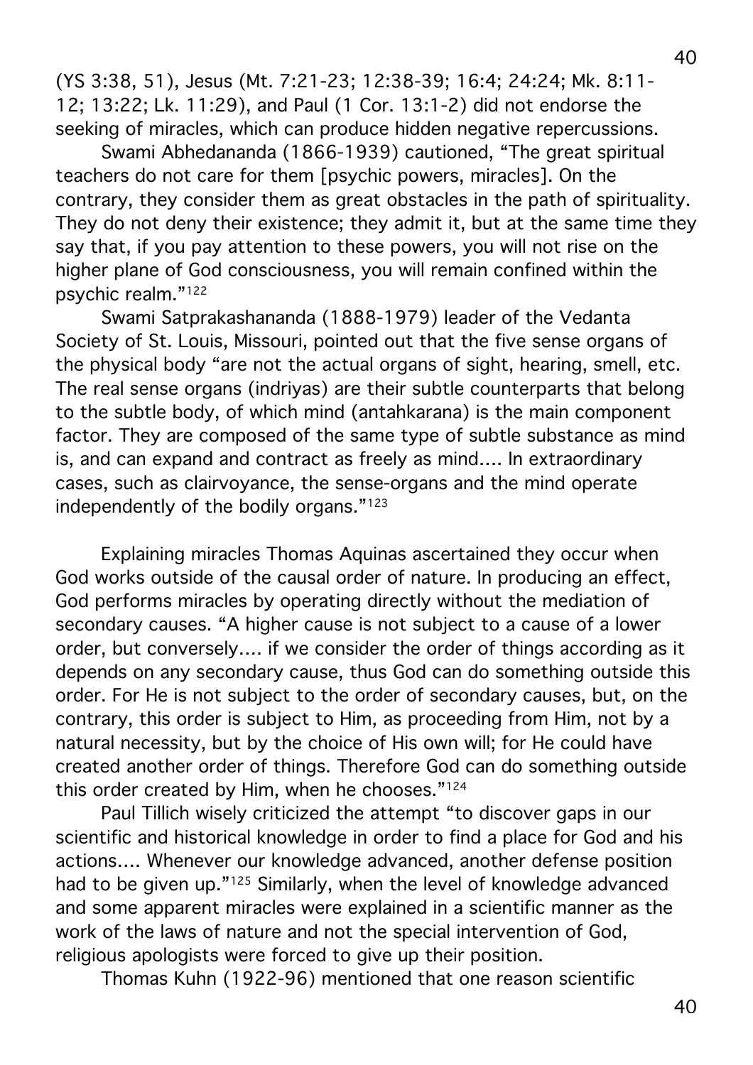(YS 3:38, 51), Jesus (Mt. 7:21-23; 12:38-39; 16:4; 24:24; Mk. 8:11-12; 13:22; Lk. 11:29), and Paul (1 Cor. 13:1-2) did not endorse the seeking of miracles, which can produce hidden negative repercussions.

Swami Abhedananda (1866-1939) cautioned, "The great spiritual teachers do not care for them [psychic powers, miracles]. On the contrary, they consider them as great obstacles in the path of spirituality. They do not deny their existence; they admit it, but at the same time they say that, if you pay attention to these powers, you will not rise on the higher plane of God consciousness, you will remain confined within the psychic realm."[122]

Swami Satprakashananda (1888-1979) leader of the Vedanta Society of St. Louis, Missouri, pointed out that the five sense organs of the physical body "are not the actual organs of sight, hearing, smell, etc. The real sense organs (indriyas) are their subtle counterparts that belong to the subtle body, of which mind (antahkarana) is the main component factor. They are composed of the same type of subtle substance as mind is, and can expand and contract as freely as mind.... In extraordinary cases, such as clairvoyance, the sense-organs and the mind operate independently of the bodily organs."[123]

Explaining miracles Thomas Aquinas ascertained they occur when God works outside of the causal order of nature. In producing an effect, God performs miracles by operating directly without the mediation of secondary causes. "A higher cause is not subject to a cause of a lower order, but conversely.... if we consider the order of things according as it depends on any secondary cause, thus God can do something outside this order. For He is not subject to the order of secondary causes, but, on the contrary, this order is subject to Him, as proceeding from Him, not by a natural necessity, but by the choice of His own will; for He could have created another order of things. Therefore God can do something outside this order created by Him, when he chooses."[124]

Paul Tillich wisely criticized the attempt "to discover gaps in our scientific and historical knowledge in order to find a place for God and his actions.... Whenever our knowledge advanced, another defense position had to be given up."[125] Similarly, when the level of knowledge advanced and some apparent miracles were explained in a scientific manner as the work of the laws of nature and not the special intervention of God, religious apologists were forced to give up their position.

Thomas Kuhn (1922-96) mentioned that one reason scientific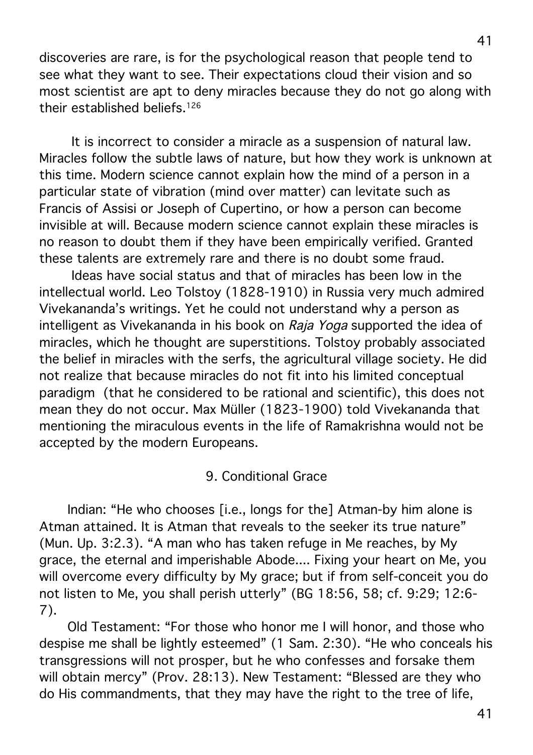discoveries are rare, is for the psychological reason that people tend to see what they want to see. Their expectations cloud their vision and so most scientist are apt to deny miracles because they do not go along with their established beliefs.[126]

It is incorrect to consider a miracle as a suspension of natural law. Miracles follow the subtle laws of nature, but how they work is unknown at this time. Modern science cannot explain how the mind of a person in a particular state of vibration (mind over matter) can levitate such as Francis of Assisi or Joseph of Cupertino, or how a person can become invisible at will. Because modern science cannot explain these miracles is no reason to doubt them if they have been empirically verified. Granted these talents are extremely rare and there is no doubt some fraud.

Ideas have social status and that of miracles has been low in the intellectual world. Leo Tolstoy (1828-1910) in Russia very much admired Vivekananda's writings. Yet he could not understand why a person as intelligent as Vivekananda in his book on *Raja Yoga* supported the idea of miracles, which he thought are superstitions. Tolstoy probably associated the belief in miracles with the serfs, the agricultural village society. He did not realize that because miracles do not fit into his limited conceptual paradigm (that he considered to be rational and scientific), this does not mean they do not occur. Max Müller (1823-1900) told Vivekananda that mentioning the miraculous events in the life of Ramakrishna would not be accepted by the modern Europeans.

## 9. Conditional Grace

Indian: "He who chooses [i.e., longs for the] Atman-by him alone is Atman attained. It is Atman that reveals to the seeker its true nature" (Mun. Up. 3:2.3). "A man who has taken refuge in Me reaches, by My grace, the eternal and imperishable Abode.... Fixing your heart on Me, you will overcome every difficulty by My grace; but if from self-conceit you do not listen to Me, you shall perish utterly" (BG 18:56, 58; cf. 9:29; 12:6-7).

Old Testament: "For those who honor me I will honor, and those who despise me shall be lightly esteemed" (1 Sam. 2:30). "He who conceals his transgressions will not prosper, but he who confesses and forsake them will obtain mercy" (Prov. 28:13). New Testament: "Blessed are they who do His commandments, that they may have the right to the tree of life,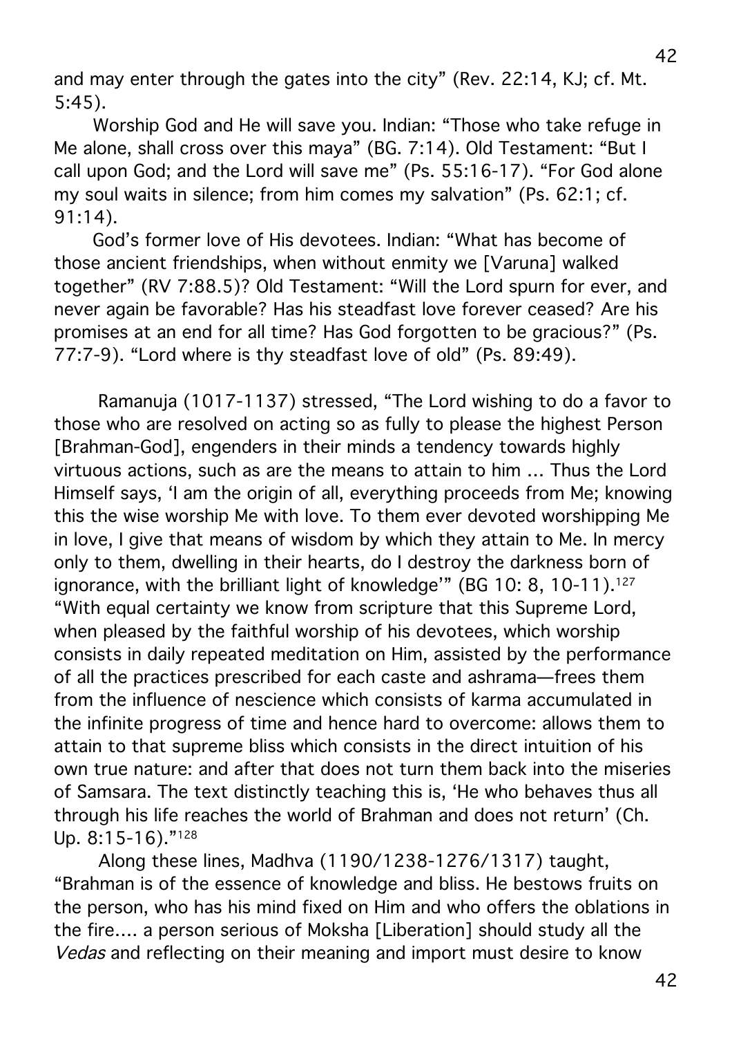and may enter through the gates into the city" (Rev. 22:14, KJ; cf. Mt. 5:45).

Worship God and He will save you. Indian: "Those who take refuge in Me alone, shall cross over this maya" (BG. 7:14). Old Testament: "But I call upon God; and the Lord will save me" (Ps. 55:16-17). "For God alone my soul waits in silence; from him comes my salvation" (Ps. 62:1; cf. 91:14).

God's former love of His devotees. Indian: "What has become of those ancient friendships, when without enmity we [Varuna] walked together" (RV 7:88.5)? Old Testament: "Will the Lord spurn for ever, and never again be favorable? Has his steadfast love forever ceased? Are his promises at an end for all time? Has God forgotten to be gracious?" (Ps. 77:7-9). "Lord where is thy steadfast love of old" (Ps. 89:49).

Ramanuja (1017-1137) stressed, "The Lord wishing to do a favor to those who are resolved on acting so as fully to please the highest Person [Brahman-God], engenders in their minds a tendency towards highly virtuous actions, such as are the means to attain to him ... Thus the Lord Himself says, 'I am the origin of all, everything proceeds from Me; knowing this the wise worship Me with love. To them ever devoted worshipping Me in love, I give that means of wisdom by which they attain to Me. In mercy only to them, dwelling in their hearts, do I destroy the darkness born of ignorance, with the brilliant light of knowledge'" (BG 10: 8, 10-11).[127] "With equal certainty we know from scripture that this Supreme Lord, when pleased by the faithful worship of his devotees, which worship consists in daily repeated meditation on Him, assisted by the performance of all the practices prescribed for each caste and ashrama—frees them from the influence of nescience which consists of karma accumulated in the infinite progress of time and hence hard to overcome: allows them to attain to that supreme bliss which consists in the direct intuition of his own true nature: and after that does not turn them back into the miseries of Samsara. The text distinctly teaching this is, 'He who behaves thus all through his life reaches the world of Brahman and does not return' (Ch. Up. 8:15-16)."[128]

Along these lines, Madhva (1190/1238-1276/1317) taught, "Brahman is of the essence of knowledge and bliss. He bestows fruits on the person, who has his mind fixed on Him and who offers the oblations in the fire.... a person serious of Moksha [Liberation] should study all the *Vedas* and reflecting on their meaning and import must desire to know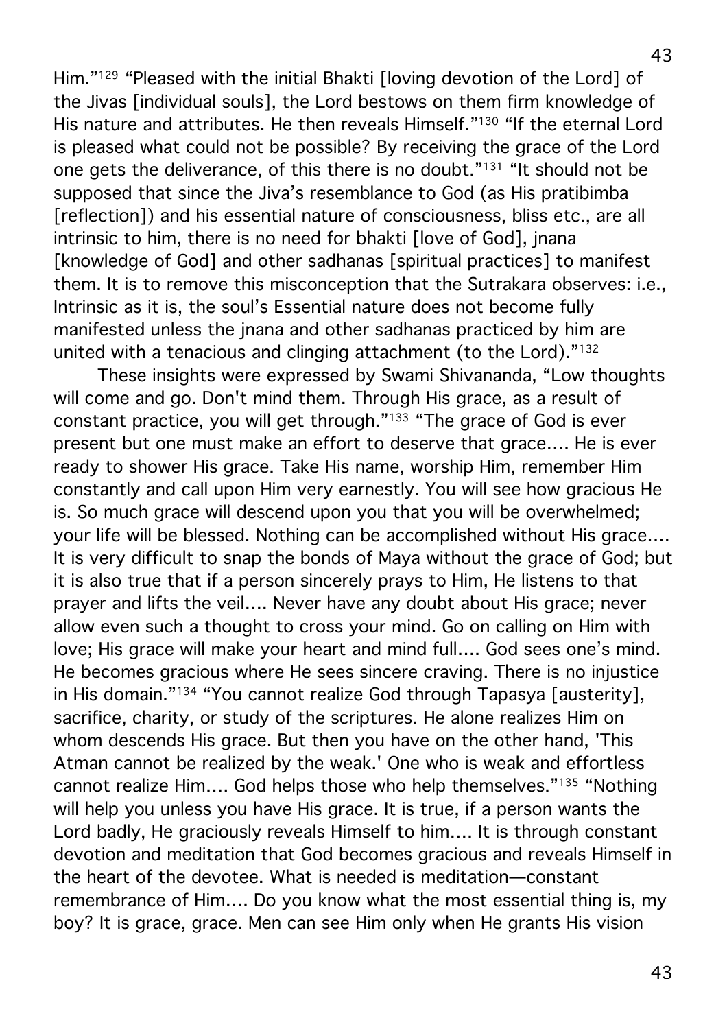Him."[129] "Pleased with the initial Bhakti [loving devotion of the Lord] of the Jivas [individual souls], the Lord bestows on them firm knowledge of His nature and attributes. He then reveals Himself."[130] "If the eternal Lord is pleased what could not be possible? By receiving the grace of the Lord one gets the deliverance, of this there is no doubt."[131] "It should not be supposed that since the Jiva's resemblance to God (as His pratibimba [reflection]) and his essential nature of consciousness, bliss etc., are all intrinsic to him, there is no need for bhakti [love of God], jnana [knowledge of God] and other sadhanas [spiritual practices] to manifest them. It is to remove this misconception that the Sutrakara observes: i.e., Intrinsic as it is, the soul's Essential nature does not become fully manifested unless the jnana and other sadhanas practiced by him are united with a tenacious and clinging attachment (to the Lord)."[132]

These insights were expressed by Swami Shivananda, "Low thoughts will come and go. Don't mind them. Through His grace, as a result of constant practice, you will get through."[133] "The grace of God is ever present but one must make an effort to deserve that grace.... He is ever ready to shower His grace. Take His name, worship Him, remember Him constantly and call upon Him very earnestly. You will see how gracious He is. So much grace will descend upon you that you will be overwhelmed; your life will be blessed. Nothing can be accomplished without His grace.... It is very difficult to snap the bonds of Maya without the grace of God; but it is also true that if a person sincerely prays to Him, He listens to that prayer and lifts the veil.... Never have any doubt about His grace; never allow even such a thought to cross your mind. Go on calling on Him with love; His grace will make your heart and mind full.... God sees one's mind. He becomes gracious where He sees sincere craving. There is no injustice in His domain."[134] "You cannot realize God through Tapasya [austerity], sacrifice, charity, or study of the scriptures. He alone realizes Him on whom descends His grace. But then you have on the other hand, 'This Atman cannot be realized by the weak.' One who is weak and effortless cannot realize Him.... God helps those who help themselves."[135] "Nothing will help you unless you have His grace. It is true, if a person wants the Lord badly, He graciously reveals Himself to him.... It is through constant devotion and meditation that God becomes gracious and reveals Himself in the heart of the devotee. What is needed is meditation—constant remembrance of Him.... Do you know what the most essential thing is, my boy? It is grace, grace. Men can see Him only when He grants His vision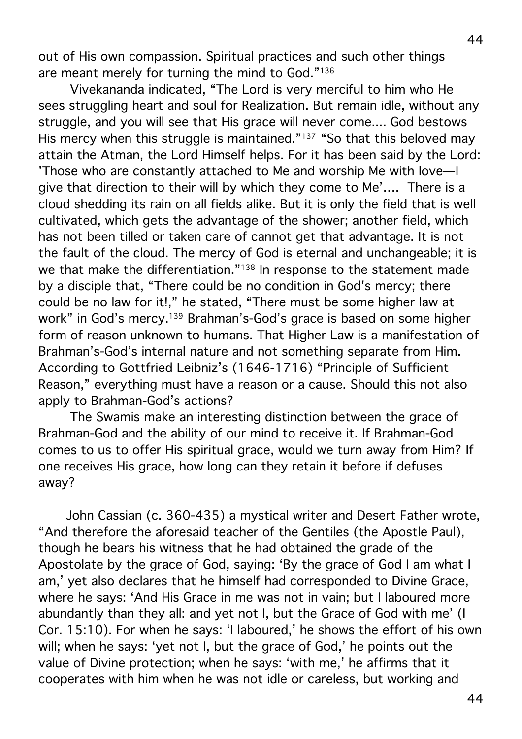out of His own compassion. Spiritual practices and such other things are meant merely for turning the mind to God."[136]

Vivekananda indicated, "The Lord is very merciful to him who He sees struggling heart and soul for Realization. But remain idle, without any struggle, and you will see that His grace will never come.... God bestows His mercy when this struggle is maintained."[137] "So that this beloved may attain the Atman, the Lord Himself helps. For it has been said by the Lord: 'Those who are constantly attached to Me and worship Me with love—I give that direction to their will by which they come to Me'.... There is a cloud shedding its rain on all fields alike. But it is only the field that is well cultivated, which gets the advantage of the shower; another field, which has not been tilled or taken care of cannot get that advantage. It is not the fault of the cloud. The mercy of God is eternal and unchangeable; it is we that make the differentiation."[138] In response to the statement made by a disciple that, "There could be no condition in God's mercy; there could be no law for it!," he stated, "There must be some higher law at work" in God's mercy.[139] Brahman's-God's grace is based on some higher form of reason unknown to humans. That Higher Law is a manifestation of Brahman's-God's internal nature and not something separate from Him. According to Gottfried Leibniz's (1646-1716) "Principle of Sufficient Reason," everything must have a reason or a cause. Should this not also apply to Brahman-God's actions?

The Swamis make an interesting distinction between the grace of Brahman-God and the ability of our mind to receive it. If Brahman-God comes to us to offer His spiritual grace, would we turn away from Him? If one receives His grace, how long can they retain it before if defuses away?

John Cassian (c. 360-435) a mystical writer and Desert Father wrote, "And therefore the aforesaid teacher of the Gentiles (the Apostle Paul), though he bears his witness that he had obtained the grade of the Apostolate by the grace of God, saying: 'By the grace of God I am what I am,' yet also declares that he himself had corresponded to Divine Grace, where he says: 'And His Grace in me was not in vain; but I laboured more abundantly than they all: and yet not I, but the Grace of God with me' (I Cor. 15:10). For when he says: 'I laboured,' he shows the effort of his own will; when he says: 'yet not I, but the grace of God,' he points out the value of Divine protection; when he says: 'with me,' he affirms that it cooperates with him when he was not idle or careless, but working and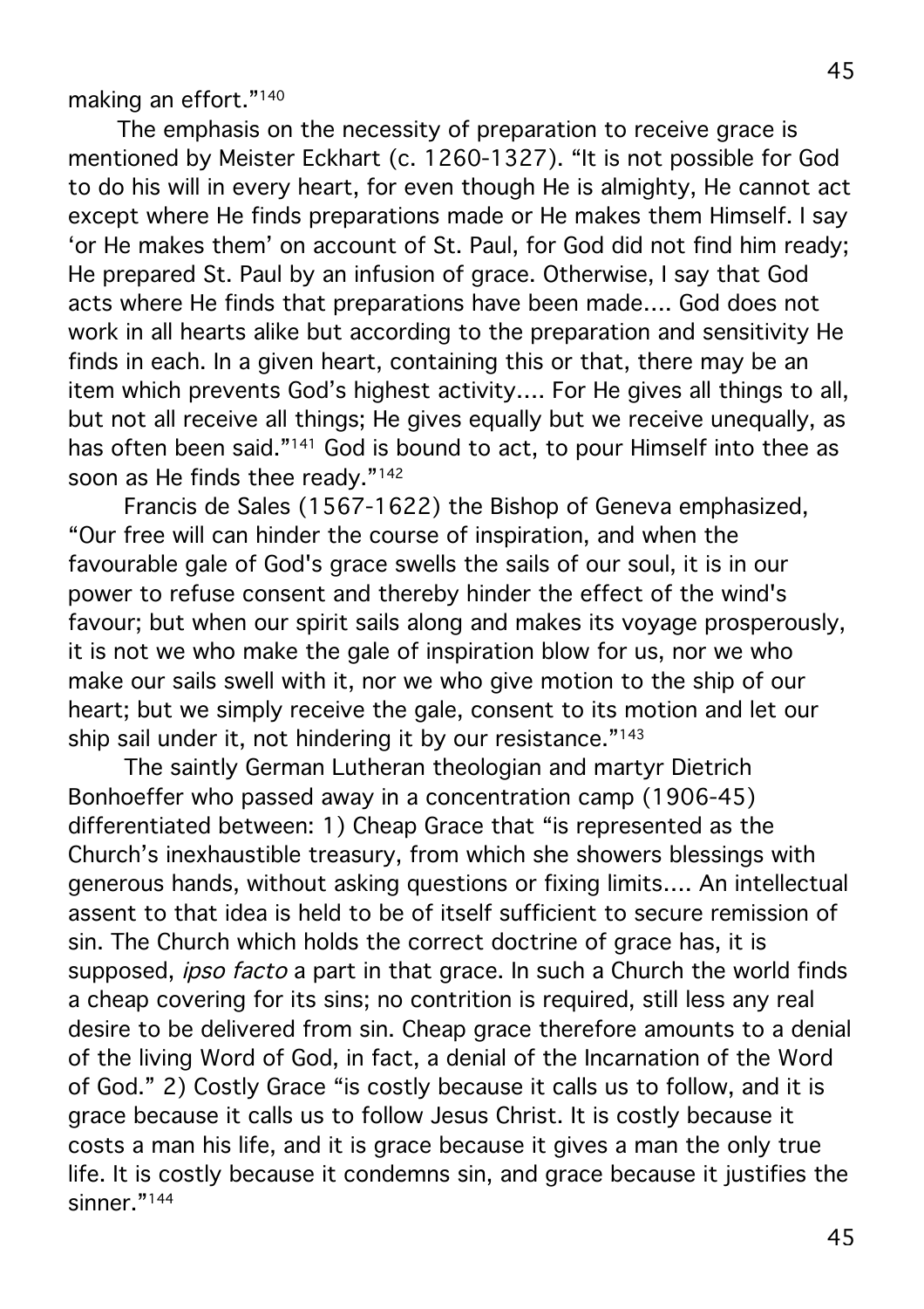making an effort."[140]

The emphasis on the necessity of preparation to receive grace is mentioned by Meister Eckhart (c. 1260-1327). "It is not possible for God to do his will in every heart, for even though He is almighty, He cannot act except where He finds preparations made or He makes them Himself. I say 'or He makes them' on account of St. Paul, for God did not find him ready; He prepared St. Paul by an infusion of grace. Otherwise, I say that God acts where He finds that preparations have been made.... God does not work in all hearts alike but according to the preparation and sensitivity He finds in each. In a given heart, containing this or that, there may be an item which prevents God's highest activity.... For He gives all things to all, but not all receive all things; He gives equally but we receive unequally, as has often been said."[141] God is bound to act, to pour Himself into thee as soon as He finds thee ready."[142]

Francis de Sales (1567-1622) the Bishop of Geneva emphasized, "Our free will can hinder the course of inspiration, and when the favourable gale of God's grace swells the sails of our soul, it is in our power to refuse consent and thereby hinder the effect of the wind's favour; but when our spirit sails along and makes its voyage prosperously, it is not we who make the gale of inspiration blow for us, nor we who make our sails swell with it, nor we who give motion to the ship of our heart; but we simply receive the gale, consent to its motion and let our ship sail under it, not hindering it by our resistance."[143]

The saintly German Lutheran theologian and martyr Dietrich Bonhoeffer who passed away in a concentration camp (1906-45) differentiated between: 1) Cheap Grace that "is represented as the Church's inexhaustible treasury, from which she showers blessings with generous hands, without asking questions or fixing limits.... An intellectual assent to that idea is held to be of itself sufficient to secure remission of sin. The Church which holds the correct doctrine of grace has, it is supposed, *ipso facto* a part in that grace. In such a Church the world finds a cheap covering for its sins; no contrition is required, still less any real desire to be delivered from sin. Cheap grace therefore amounts to a denial of the living Word of God, in fact, a denial of the Incarnation of the Word of God." 2) Costly Grace "is costly because it calls us to follow, and it is grace because it calls us to follow Jesus Christ. It is costly because it costs a man his life, and it is grace because it gives a man the only true life. It is costly because it condemns sin, and grace because it justifies the sinner."[144]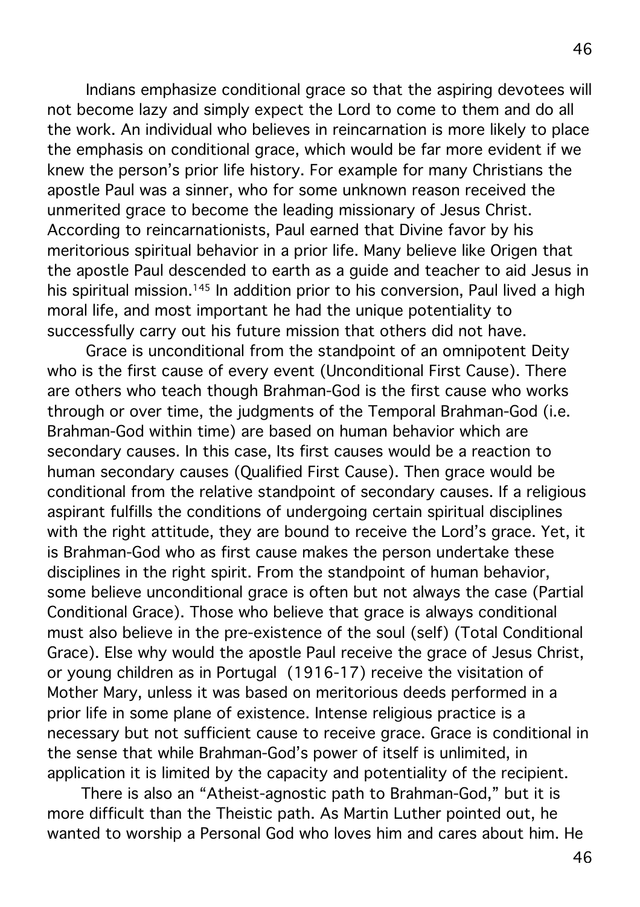Indians emphasize conditional grace so that the aspiring devotees will not become lazy and simply expect the Lord to come to them and do all the work. An individual who believes in reincarnation is more likely to place the emphasis on conditional grace, which would be far more evident if we knew the person's prior life history. For example for many Christians the apostle Paul was a sinner, who for some unknown reason received the unmerited grace to become the leading missionary of Jesus Christ. According to reincarnationists, Paul earned that Divine favor by his meritorious spiritual behavior in a prior life. Many believe like Origen that the apostle Paul descended to earth as a guide and teacher to aid Jesus in his spiritual mission.[145] In addition prior to his conversion, Paul lived a high moral life, and most important he had the unique potentiality to successfully carry out his future mission that others did not have.

Grace is unconditional from the standpoint of an omnipotent Deity who is the first cause of every event (Unconditional First Cause). There are others who teach though Brahman-God is the first cause who works through or over time, the judgments of the Temporal Brahman-God (i.e. Brahman-God within time) are based on human behavior which are secondary causes. In this case, Its first causes would be a reaction to human secondary causes (Qualified First Cause). Then grace would be conditional from the relative standpoint of secondary causes. If a religious aspirant fulfills the conditions of undergoing certain spiritual disciplines with the right attitude, they are bound to receive the Lord's grace. Yet, it is Brahman-God who as first cause makes the person undertake these disciplines in the right spirit. From the standpoint of human behavior, some believe unconditional grace is often but not always the case (Partial Conditional Grace). Those who believe that grace is always conditional must also believe in the pre-existence of the soul (self) (Total Conditional Grace). Else why would the apostle Paul receive the grace of Jesus Christ, or young children as in Portugal (1916-17) receive the visitation of Mother Mary, unless it was based on meritorious deeds performed in a prior life in some plane of existence. Intense religious practice is a necessary but not sufficient cause to receive grace. Grace is conditional in the sense that while Brahman-God's power of itself is unlimited, in application it is limited by the capacity and potentiality of the recipient.

There is also an "Atheist-agnostic path to Brahman-God," but it is more difficult than the Theistic path. As Martin Luther pointed out, he wanted to worship a Personal God who loves him and cares about him. He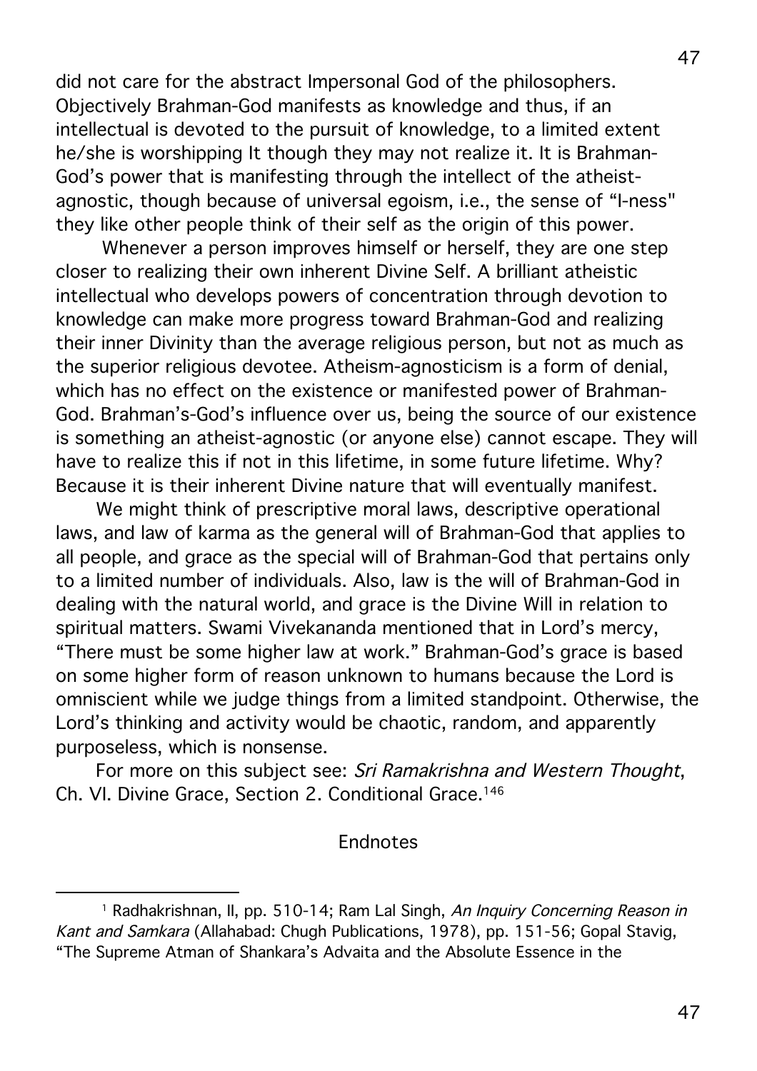did not care for the abstract Impersonal God of the philosophers. Objectively Brahman-God manifests as knowledge and thus, if an intellectual is devoted to the pursuit of knowledge, to a limited extent he/she is worshipping It though they may not realize it. It is Brahman-God's power that is manifesting through the intellect of the atheist-agnostic, though because of universal egoism, i.e., the sense of "I-ness" they like other people think of their self as the origin of this power.

Whenever a person improves himself or herself, they are one step closer to realizing their own inherent Divine Self. A brilliant atheistic intellectual who develops powers of concentration through devotion to knowledge can make more progress toward Brahman-God and realizing their inner Divinity than the average religious person, but not as much as the superior religious devotee. Atheism-agnosticism is a form of denial, which has no effect on the existence or manifested power of Brahman-God. Brahman's-God's influence over us, being the source of our existence is something an atheist-agnostic (or anyone else) cannot escape. They will have to realize this if not in this lifetime, in some future lifetime. Why? Because it is their inherent Divine nature that will eventually manifest.

We might think of prescriptive moral laws, descriptive operational laws, and law of karma as the general will of Brahman-God that applies to all people, and grace as the special will of Brahman-God that pertains only to a limited number of individuals. Also, law is the will of Brahman-God in dealing with the natural world, and grace is the Divine Will in relation to spiritual matters. Swami Vivekananda mentioned that in Lord's mercy, "There must be some higher law at work." Brahman-God's grace is based on some higher form of reason unknown to humans because the Lord is omniscient while we judge things from a limited standpoint. Otherwise, the Lord's thinking and activity would be chaotic, random, and apparently purposeless, which is nonsense.

For more on this subject see: *Sri Ramakrishna and Western Thought*, Ch. VI. Divine Grace, Section 2. Conditional Grace.[146]

Endnotes

---

[1] Radhakrishnan, II, pp. 510-14; Ram Lal Singh, *An Inquiry Concerning Reason in Kant and Samkara* (Allahabad: Chugh Publications, 1978), pp. 151-56; Gopal Stavig, "The Supreme Atman of Shankara's Advaita and the Absolute Essence in the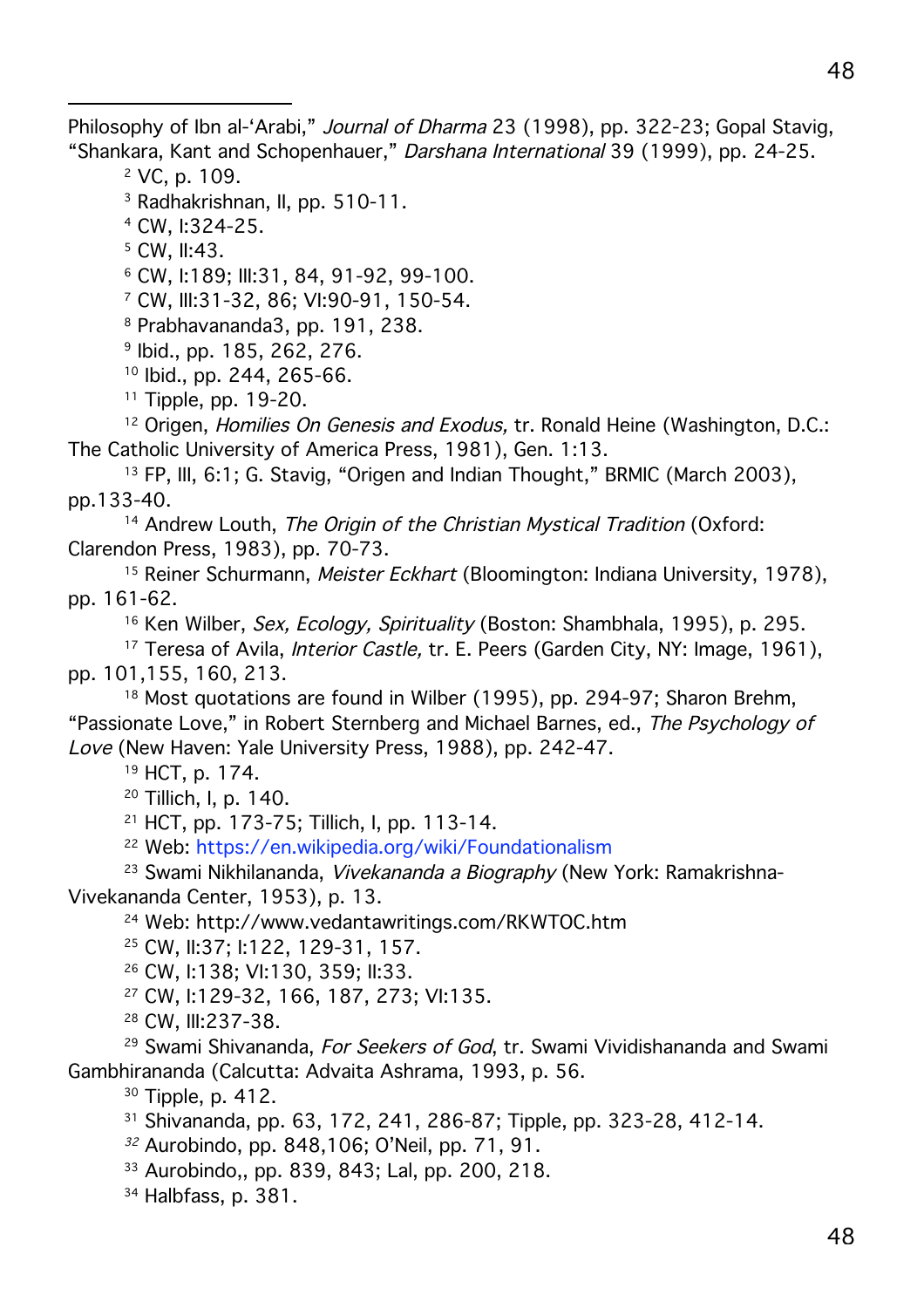Philosophy of Ibn al-'Arabi," *Journal of Dharma* 23 (1998), pp. 322-23; Gopal Stavig, "Shankara, Kant and Schopenhauer," *Darshana International* 39 (1999), pp. 24-25.

[2] VC, p. 109.

[3] Radhakrishnan, II, pp. 510-11.

[4] CW, I:324-25.

[5] CW, II:43.

[6] CW, I:189; III:31, 84, 91-92, 99-100.

[7] CW, III:31-32, 86; VI:90-91, 150-54.

[8] Prabhavananda3, pp. 191, 238.

[9] Ibid., pp. 185, 262, 276.

[10] Ibid., pp. 244, 265-66.

[11] Tipple, pp. 19-20.

[12] Origen, *Homilies On Genesis and Exodus,* tr. Ronald Heine (Washington, D.C.: The Catholic University of America Press, 1981), Gen. 1:13.

[13] FP, III, 6:1; G. Stavig, "Origen and Indian Thought," BRMIC (March 2003), pp.133-40.

[14] Andrew Louth, *The Origin of the Christian Mystical Tradition* (Oxford: Clarendon Press, 1983), pp. 70-73.

[15] Reiner Schurmann, *Meister Eckhart* (Bloomington: Indiana University, 1978), pp. 161-62.

[16] Ken Wilber, *Sex, Ecology, Spirituality* (Boston: Shambhala, 1995), p. 295.

[17] Teresa of Avila, *Interior Castle,* tr. E. Peers (Garden City, NY: Image, 1961), pp. 101,155, 160, 213.

[18] Most quotations are found in Wilber (1995), pp. 294-97; Sharon Brehm, "Passionate Love," in Robert Sternberg and Michael Barnes, ed., *The Psychology of Love* (New Haven: Yale University Press, 1988), pp. 242-47.

[19] HCT, p. 174.

[20] Tillich, I, p. 140.

[21] HCT, pp. 173-75; Tillich, I, pp. 113-14.

[22] Web: https://en.wikipedia.org/wiki/Foundationalism

[23] Swami Nikhilananda, *Vivekananda a Biography* (New York: Ramakrishna-Vivekananda Center, 1953), p. 13.

[24] Web: http://www.vedantawritings.com/RKWTOC.htm

[25] CW, II:37; I:122, 129-31, 157.

[26] CW, I:138; VI:130, 359; II:33.

[27] CW, I:129-32, 166, 187, 273; VI:135.

[28] CW, III:237-38.

[29] Swami Shivananda, *For Seekers of God*, tr. Swami Vividishananda and Swami Gambhirananda (Calcutta: Advaita Ashrama, 1993, p. 56.

[30] Tipple, p. 412.

[31] Shivananda, pp. 63, 172, 241, 286-87; Tipple, pp. 323-28, 412-14.

[32] Aurobindo, pp. 848,106; O'Neil, pp. 71, 91.

[33] Aurobindo,, pp. 839, 843; Lal, pp. 200, 218.

[34] Halbfass, p. 381.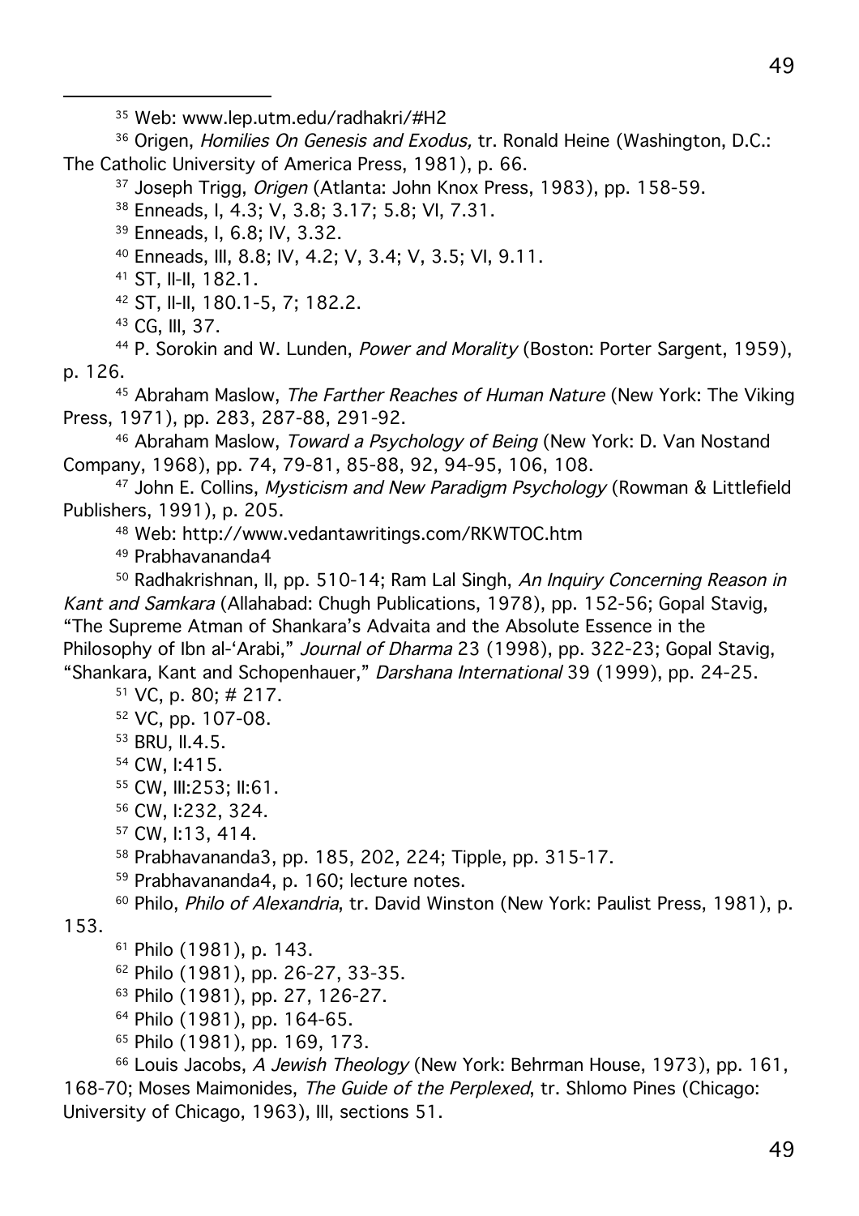[35] Web: www.lep.utm.edu/radhakri/#H2

[36] Origen, *Homilies On Genesis and Exodus,* tr. Ronald Heine (Washington, D.C.: The Catholic University of America Press, 1981), p. 66.

[37] Joseph Trigg, *Origen* (Atlanta: John Knox Press, 1983), pp. 158-59.

[38] Enneads, I, 4.3; V, 3.8; 3.17; 5.8; VI, 7.31.

[39] Enneads, I, 6.8; IV, 3.32.

[40] Enneads, III, 8.8; IV, 4.2; V, 3.4; V, 3.5; VI, 9.11.

[41] ST, II-II, 182.1.

[42] ST, II-II, 180.1-5, 7; 182.2.

[43] CG, III, 37.

[44] P. Sorokin and W. Lunden, *Power and Morality* (Boston: Porter Sargent, 1959), p. 126.

[45] Abraham Maslow, *The Farther Reaches of Human Nature* (New York: The Viking Press, 1971), pp. 283, 287-88, 291-92.

[46] Abraham Maslow, *Toward a Psychology of Being* (New York: D. Van Nostand Company, 1968), pp. 74, 79-81, 85-88, 92, 94-95, 106, 108.

[47] John E. Collins, *Mysticism and New Paradigm Psychology* (Rowman & Littlefield Publishers, 1991), p. 205.

[48] Web: http://www.vedantawritings.com/RKWTOC.htm

[49] Prabhavananda4

[50] Radhakrishnan, II, pp. 510-14; Ram Lal Singh, *An Inquiry Concerning Reason in Kant and Samkara* (Allahabad: Chugh Publications, 1978), pp. 152-56; Gopal Stavig, "The Supreme Atman of Shankara's Advaita and the Absolute Essence in the Philosophy of Ibn al-'Arabi," *Journal of Dharma* 23 (1998), pp. 322-23; Gopal Stavig, "Shankara, Kant and Schopenhauer," *Darshana International* 39 (1999), pp. 24-25.

[51] VC, p. 80; # 217.

[52] VC, pp. 107-08.

[53] BRU, II.4.5.

[54] CW, I:415.

[55] CW, III:253; II:61.

[56] CW, I:232, 324.

[57] CW, I:13, 414.

[58] Prabhavananda3, pp. 185, 202, 224; Tipple, pp. 315-17.

[59] Prabhavananda4, p. 160; lecture notes.

[60] Philo, *Philo of Alexandria*, tr. David Winston (New York: Paulist Press, 1981), p. 153.

[61] Philo (1981), p. 143.

[62] Philo (1981), pp. 26-27, 33-35.

[63] Philo (1981), pp. 27, 126-27.

[64] Philo (1981), pp. 164-65.

[65] Philo (1981), pp. 169, 173.

[66] Louis Jacobs, *A Jewish Theology* (New York: Behrman House, 1973), pp. 161, 168-70; Moses Maimonides, *The Guide of the Perplexed*, tr. Shlomo Pines (Chicago: University of Chicago, 1963), III, sections 51.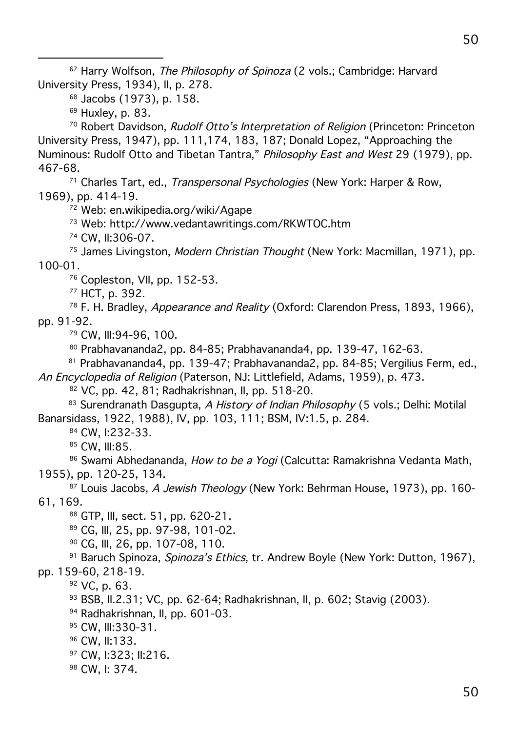[67] Harry Wolfson, *The Philosophy of Spinoza* (2 vols.; Cambridge: Harvard University Press, 1934), II, p. 278.

[68] Jacobs (1973), p. 158.

[69] Huxley, p. 83.

[70] Robert Davidson, *Rudolf Otto's Interpretation of Religion* (Princeton: Princeton University Press, 1947), pp. 111,174, 183, 187; Donald Lopez, "Approaching the Numinous: Rudolf Otto and Tibetan Tantra," *Philosophy East and West* 29 (1979), pp. 467-68.

[71] Charles Tart, ed., *Transpersonal Psychologies* (New York: Harper & Row, 1969), pp. 414-19.

[72] Web: en.wikipedia.org/wiki/Agape

[73] Web: http://www.vedantawritings.com/RKWTOC.htm

[74] CW, II:306-07.

[75] James Livingston, *Modern Christian Thought* (New York: Macmillan, 1971), pp. 100-01.

[76] Copleston, VII, pp. 152-53.

[77] HCT, p. 392.

[78] F. H. Bradley, *Appearance and Reality* (Oxford: Clarendon Press, 1893, 1966), pp. 91-92.

[79] CW, III:94-96, 100.

[80] Prabhavananda2, pp. 84-85; Prabhavananda4, pp. 139-47, 162-63.

[81] Prabhavananda4, pp. 139-47; Prabhavananda2, pp. 84-85; Vergilius Ferm, ed., *An Encyclopedia of Religion* (Paterson, NJ: Littlefield, Adams, 1959), p. 473.

[82] VC, pp. 42, 81; Radhakrishnan, II, pp. 518-20.

[83] Surendranath Dasgupta, *A History of Indian Philosophy* (5 vols.; Delhi: Motilal Banarsidass, 1922, 1988), IV, pp. 103, 111; BSM, IV:1.5, p. 284.

[84] CW, I:232-33.

[85] CW, III:85.

[86] Swami Abhedananda, *How to be a Yogi* (Calcutta: Ramakrishna Vedanta Math, 1955), pp. 120-25, 134.

[87] Louis Jacobs, *A Jewish Theology* (New York: Behrman House, 1973), pp. 160-61, 169.

[88] GTP, III, sect. 51, pp. 620-21.

[89] CG, III, 25, pp. 97-98, 101-02.

[90] CG, III, 26, pp. 107-08, 110.

[91] Baruch Spinoza, *Spinoza's Ethics*, tr. Andrew Boyle (New York: Dutton, 1967), pp. 159-60, 218-19.

[92] VC, p. 63.

[93] BSB, II.2.31; VC, pp. 62-64; Radhakrishnan, II, p. 602; Stavig (2003).

[94] Radhakrishnan, II, pp. 601-03.

[95] CW, III:330-31.

[96] CW, II:133.

[97] CW, I:323; II:216.

[98] CW, I: 374.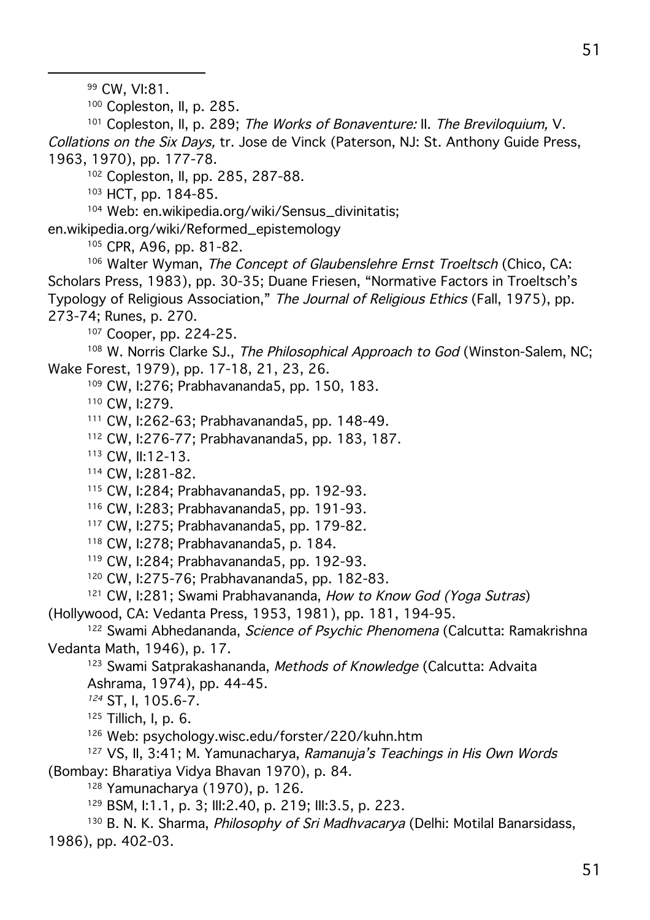[99] CW, VI:81.

[100] Copleston, II, p. 285.

[101] Copleston, II, p. 289; *The Works of Bonaventure:* II. *The Breviloquium,* V. *Collations on the Six Days,* tr. Jose de Vinck (Paterson, NJ: St. Anthony Guide Press, 1963, 1970), pp. 177-78.

[102] Copleston, II, pp. 285, 287-88.

[103] HCT, pp. 184-85.

[104] Web: en.wikipedia.org/wiki/Sensus_divinitatis; en.wikipedia.org/wiki/Reformed_epistemology

[105] CPR, A96, pp. 81-82.

[106] Walter Wyman, *The Concept of Glaubenslehre Ernst Troeltsch* (Chico, CA: Scholars Press, 1983), pp. 30-35; Duane Friesen, "Normative Factors in Troeltsch's Typology of Religious Association," *The Journal of Religious Ethics* (Fall, 1975), pp. 273-74; Runes, p. 270.

[107] Cooper, pp. 224-25.

[108] W. Norris Clarke SJ., *The Philosophical Approach to God* (Winston-Salem, NC; Wake Forest, 1979), pp. 17-18, 21, 23, 26.

[109] CW, I:276; Prabhavananda5, pp. 150, 183.

[110] CW, I:279.

[111] CW, I:262-63; Prabhavananda5, pp. 148-49.

[112] CW, I:276-77; Prabhavananda5, pp. 183, 187.

[113] CW, II:12-13.

[114] CW, I:281-82.

[115] CW, I:284; Prabhavananda5, pp. 192-93.

[116] CW, I:283; Prabhavananda5, pp. 191-93.

[117] CW, I:275; Prabhavananda5, pp. 179-82.

[118] CW, I:278; Prabhavananda5, p. 184.

[119] CW, I:284; Prabhavananda5, pp. 192-93.

[120] CW, I:275-76; Prabhavananda5, pp. 182-83.

[121] CW, I:281; Swami Prabhavananda, *How to Know God (Yoga Sutras)* (Hollywood, CA: Vedanta Press, 1953, 1981), pp. 181, 194-95.

[122] Swami Abhedananda, *Science of Psychic Phenomena* (Calcutta: Ramakrishna Vedanta Math, 1946), p. 17.

[123] Swami Satprakashananda, *Methods of Knowledge* (Calcutta: Advaita Ashrama, 1974), pp. 44-45.

[124] ST, I, 105.6-7.

[125] Tillich, I, p. 6.

[126] Web: psychology.wisc.edu/forster/220/kuhn.htm

[127] VS, II, 3:41; M. Yamunacharya, *Ramanuja's Teachings in His Own Words* (Bombay: Bharatiya Vidya Bhavan 1970), p. 84.

[128] Yamunacharya (1970), p. 126.

[129] BSM, I:1.1, p. 3; III:2.40, p. 219; III:3.5, p. 223.

[130] B. N. K. Sharma, *Philosophy of Sri Madhvacarya* (Delhi: Motilal Banarsidass, 1986), pp. 402-03.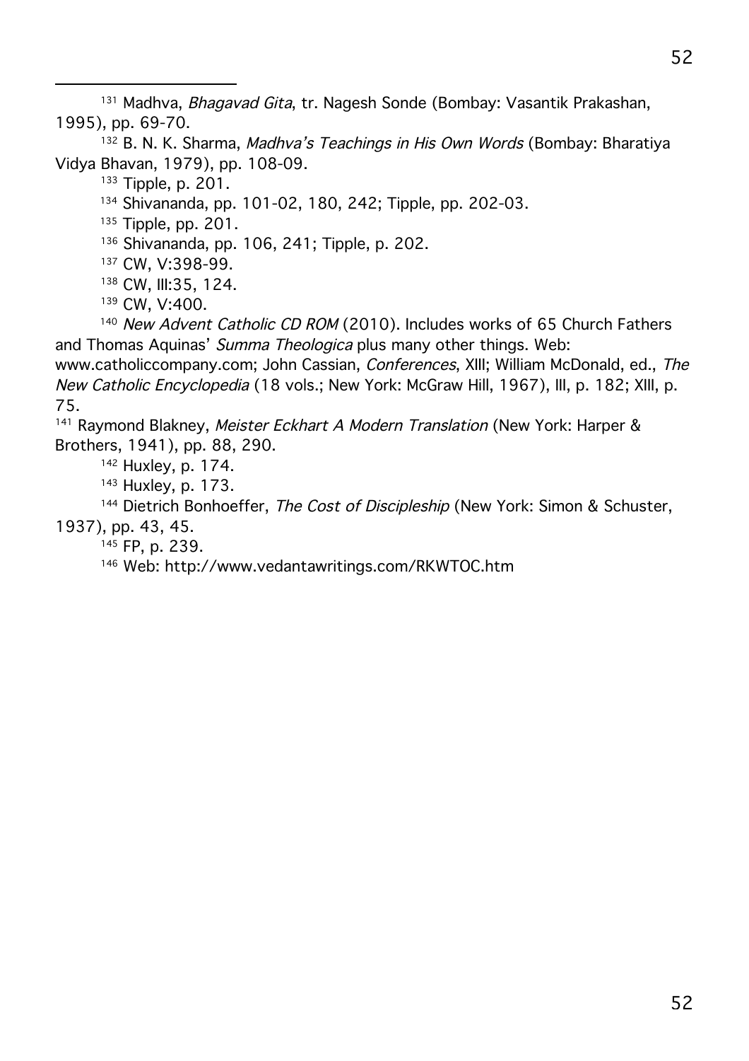[131] Madhva, *Bhagavad Gita*, tr. Nagesh Sonde (Bombay: Vasantik Prakashan, 1995), pp. 69-70.

[132] B. N. K. Sharma, *Madhva's Teachings in His Own Words* (Bombay: Bharatiya Vidya Bhavan, 1979), pp. 108-09.

[133] Tipple, p. 201.

[134] Shivananda, pp. 101-02, 180, 242; Tipple, pp. 202-03.

[135] Tipple, pp. 201.

[136] Shivananda, pp. 106, 241; Tipple, p. 202.

[137] CW, V:398-99.

[138] CW, III:35, 124.

[139] CW, V:400.

[140] *New Advent Catholic CD ROM* (2010). Includes works of 65 Church Fathers and Thomas Aquinas' *Summa Theologica* plus many other things. Web: www.catholiccompany.com; John Cassian, *Conferences*, XIII; William McDonald, ed., *The New Catholic Encyclopedia* (18 vols.; New York: McGraw Hill, 1967), III, p. 182; XIII, p. 75.

[141] Raymond Blakney, *Meister Eckhart A Modern Translation* (New York: Harper & Brothers, 1941), pp. 88, 290.

[142] Huxley, p. 174.

[143] Huxley, p. 173.

[144] Dietrich Bonhoeffer, *The Cost of Discipleship* (New York: Simon & Schuster, 1937), pp. 43, 45.

[145] FP, p. 239.

[146] Web: http://www.vedantawritings.com/RKWTOC.htm